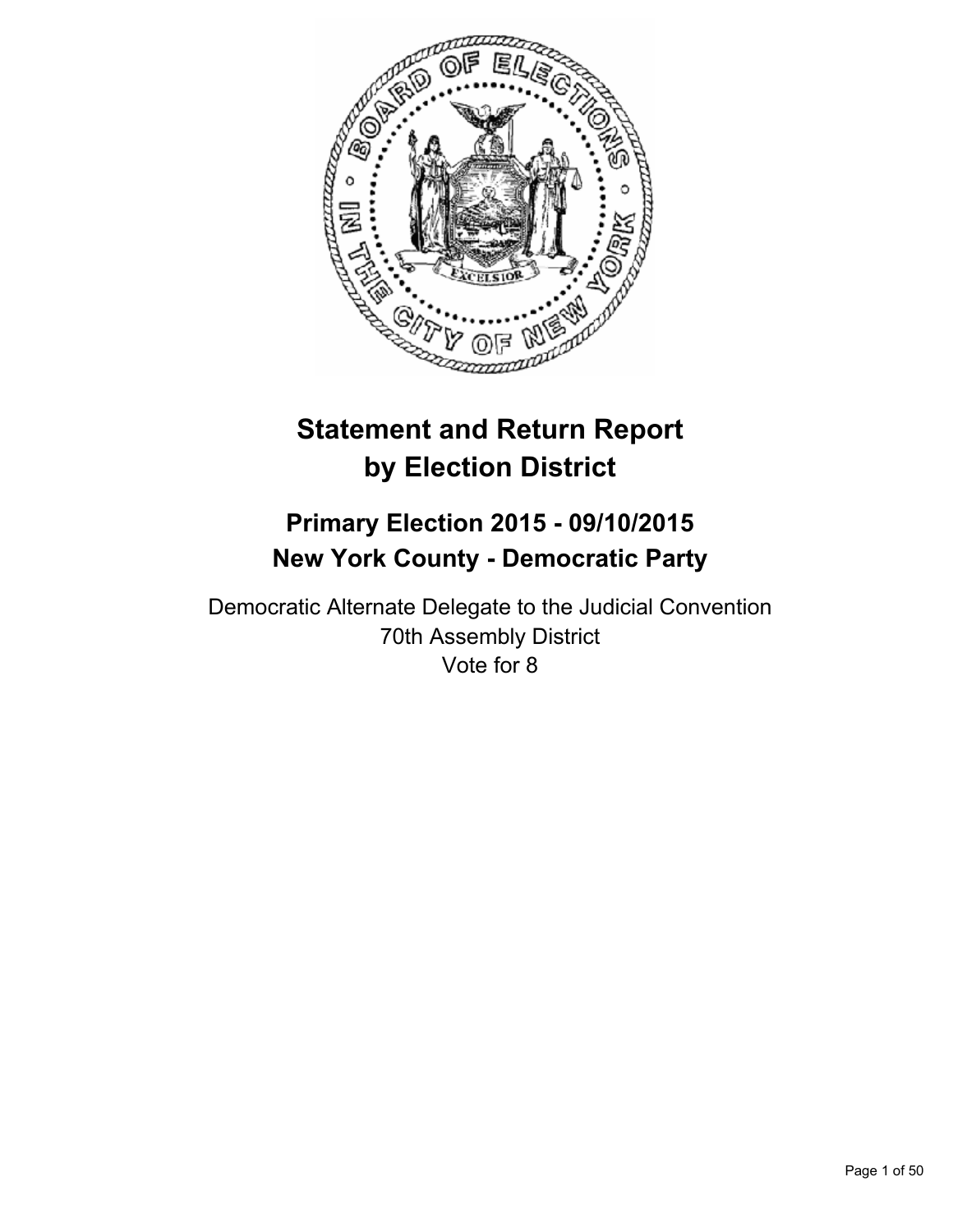# Statement and Return Report by Election District

## Primary Election 2015 - 09/10/2015
## New York County - Democratic Party

Democratic Alternate Delegate to the Judicial Convention
70th Assembly District
Vote for 8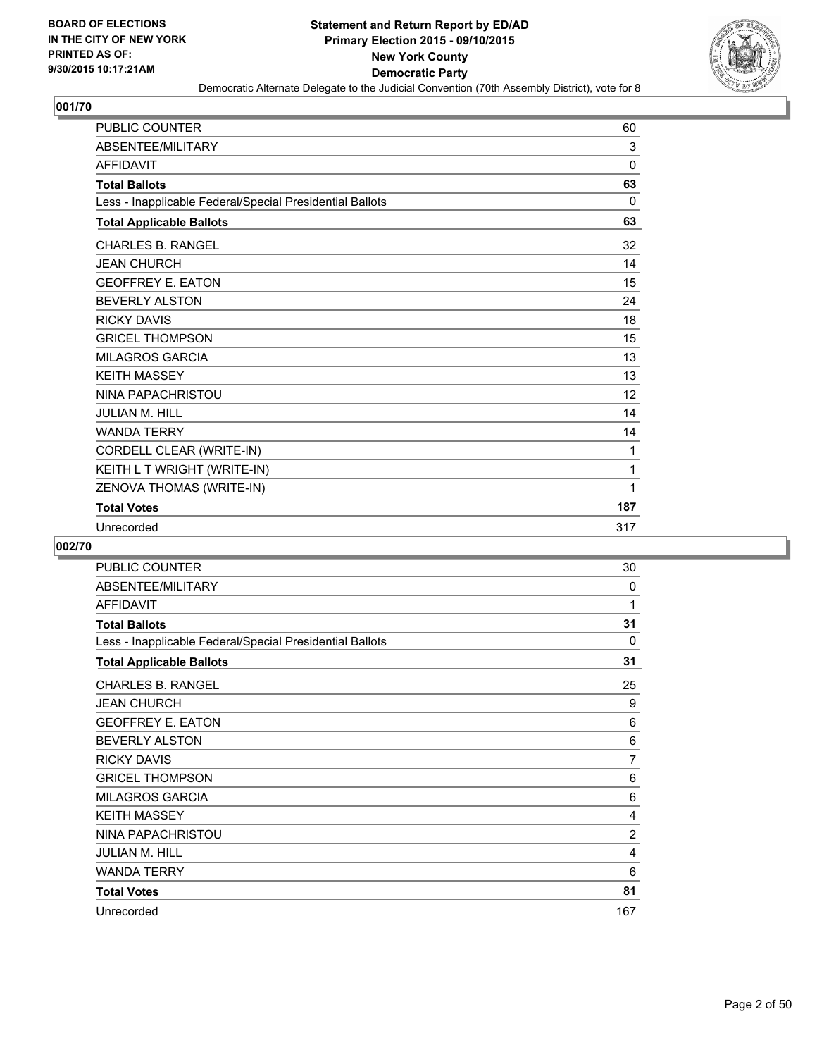BOARD OF ELECTIONS
IN THE CITY OF NEW YORK
PRINTED AS OF:
9/30/2015 10:17:21AM

**Statement and Return Report by ED/AD**
**Primary Election 2015 - 09/10/2015**
**New York County**
**Democratic Party**
Democratic Alternate Delegate to the Judicial Convention (70th Assembly District), vote for 8

## 001/70

| | |
|---|---|
| PUBLIC COUNTER | 60 |
| ABSENTEE/MILITARY | 3 |
| AFFIDAVIT | 0 |
| **Total Ballots** | **63** |
| Less - Inapplicable Federal/Special Presidential Ballots | 0 |
| **Total Applicable Ballots** | **63** |
| CHARLES B. RANGEL | 32 |
| JEAN CHURCH | 14 |
| GEOFFREY E. EATON | 15 |
| BEVERLY ALSTON | 24 |
| RICKY DAVIS | 18 |
| GRICEL THOMPSON | 15 |
| MILAGROS GARCIA | 13 |
| KEITH MASSEY | 13 |
| NINA PAPACHRISTOU | 12 |
| JULIAN M. HILL | 14 |
| WANDA TERRY | 14 |
| CORDELL CLEAR (WRITE-IN) | 1 |
| KEITH L T WRIGHT (WRITE-IN) | 1 |
| ZENOVA THOMAS (WRITE-IN) | 1 |
| **Total Votes** | **187** |
| Unrecorded | 317 |

## 002/70

| | |
|---|---|
| PUBLIC COUNTER | 30 |
| ABSENTEE/MILITARY | 0 |
| AFFIDAVIT | 1 |
| **Total Ballots** | **31** |
| Less - Inapplicable Federal/Special Presidential Ballots | 0 |
| **Total Applicable Ballots** | **31** |
| CHARLES B. RANGEL | 25 |
| JEAN CHURCH | 9 |
| GEOFFREY E. EATON | 6 |
| BEVERLY ALSTON | 6 |
| RICKY DAVIS | 7 |
| GRICEL THOMPSON | 6 |
| MILAGROS GARCIA | 6 |
| KEITH MASSEY | 4 |
| NINA PAPACHRISTOU | 2 |
| JULIAN M. HILL | 4 |
| WANDA TERRY | 6 |
| **Total Votes** | **81** |
| Unrecorded | 167 |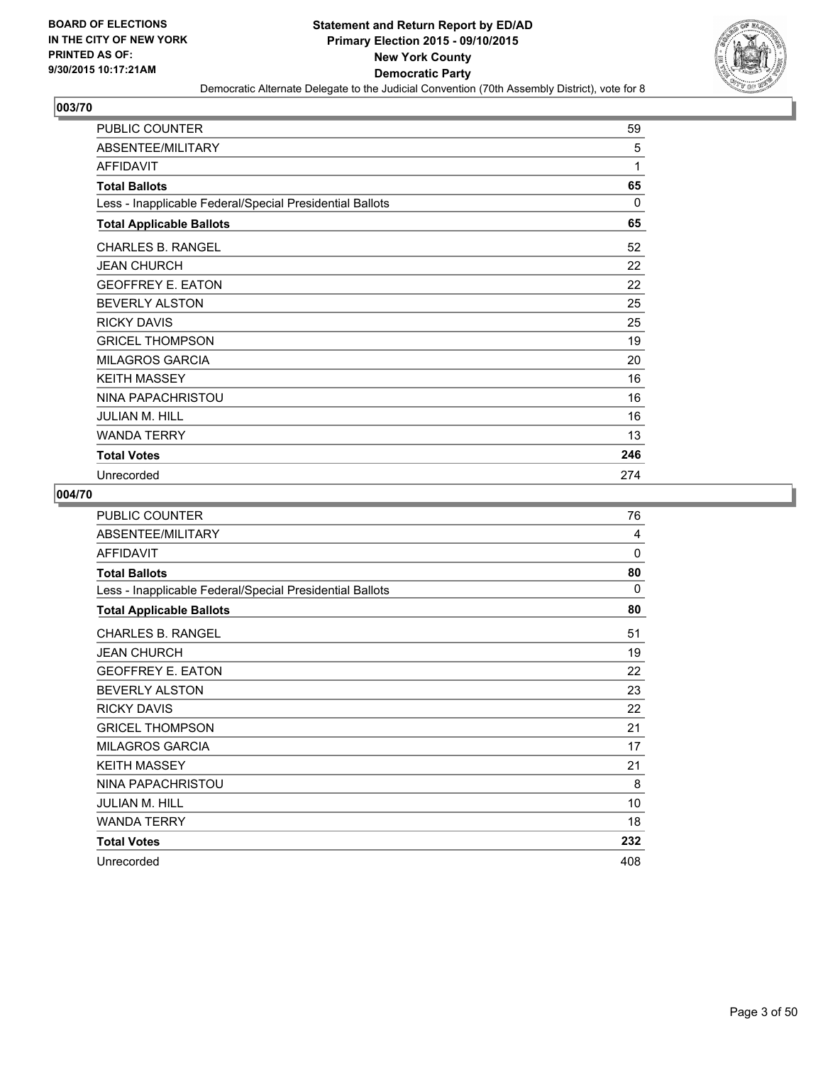**BOARD OF ELECTIONS IN THE CITY OF NEW YORK PRINTED AS OF: 9/30/2015 10:17:21AM**

**Statement and Return Report by ED/AD**
**Primary Election 2015 - 09/10/2015**
**New York County**
**Democratic Party**
Democratic Alternate Delegate to the Judicial Convention (70th Assembly District), vote for 8

## 003/70

| | |
|---|---|
| PUBLIC COUNTER | 59 |
| ABSENTEE/MILITARY | 5 |
| AFFIDAVIT | 1 |
| **Total Ballots** | **65** |
| Less - Inapplicable Federal/Special Presidential Ballots | 0 |
| **Total Applicable Ballots** | **65** |
| CHARLES B. RANGEL | 52 |
| JEAN CHURCH | 22 |
| GEOFFREY E. EATON | 22 |
| BEVERLY ALSTON | 25 |
| RICKY DAVIS | 25 |
| GRICEL THOMPSON | 19 |
| MILAGROS GARCIA | 20 |
| KEITH MASSEY | 16 |
| NINA PAPACHRISTOU | 16 |
| JULIAN M. HILL | 16 |
| WANDA TERRY | 13 |
| **Total Votes** | **246** |
| Unrecorded | 274 |

## 004/70

| | |
|---|---|
| PUBLIC COUNTER | 76 |
| ABSENTEE/MILITARY | 4 |
| AFFIDAVIT | 0 |
| **Total Ballots** | **80** |
| Less - Inapplicable Federal/Special Presidential Ballots | 0 |
| **Total Applicable Ballots** | **80** |
| CHARLES B. RANGEL | 51 |
| JEAN CHURCH | 19 |
| GEOFFREY E. EATON | 22 |
| BEVERLY ALSTON | 23 |
| RICKY DAVIS | 22 |
| GRICEL THOMPSON | 21 |
| MILAGROS GARCIA | 17 |
| KEITH MASSEY | 21 |
| NINA PAPACHRISTOU | 8 |
| JULIAN M. HILL | 10 |
| WANDA TERRY | 18 |
| **Total Votes** | **232** |
| Unrecorded | 408 |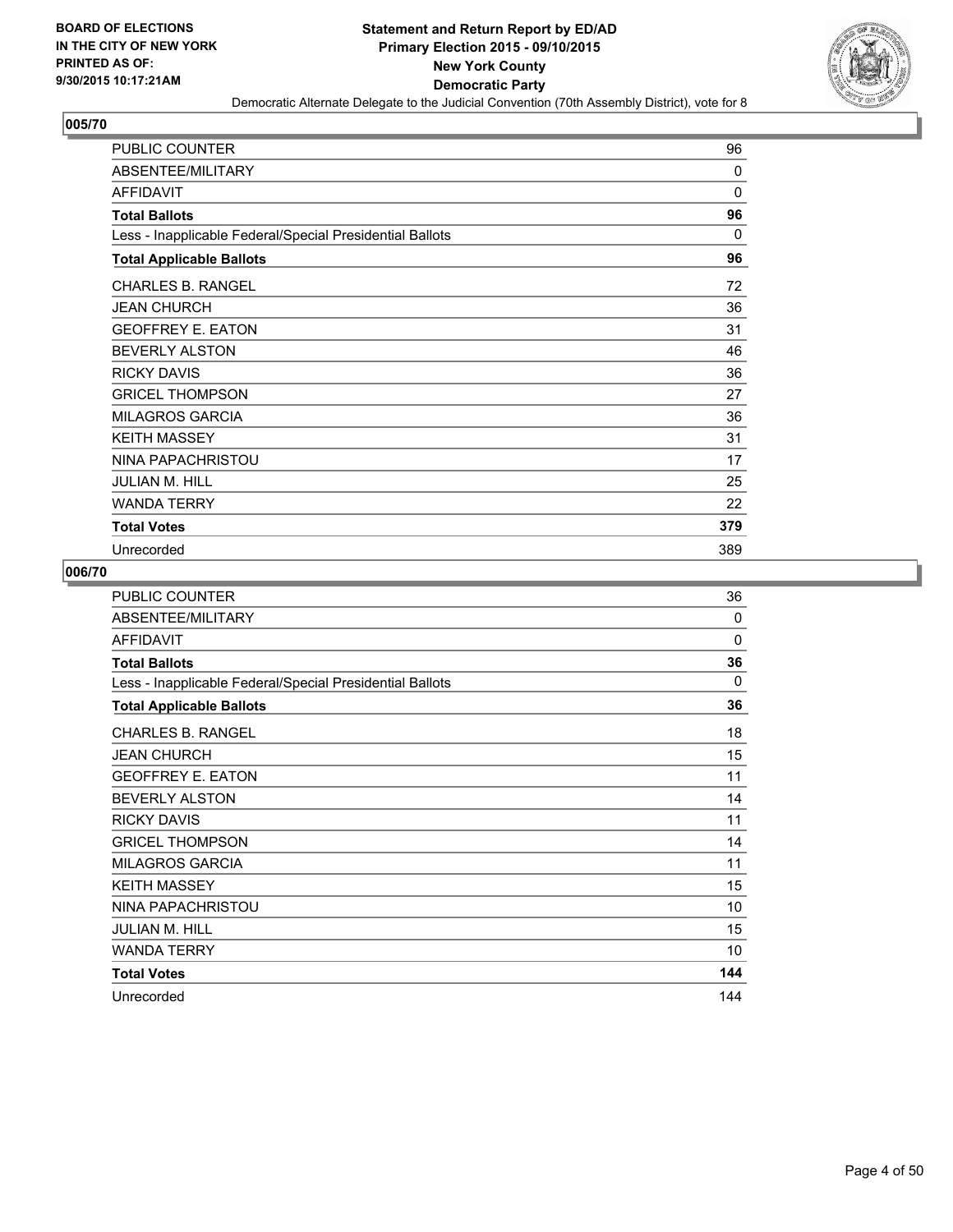BOARD OF ELECTIONS
IN THE CITY OF NEW YORK
PRINTED AS OF:
9/30/2015 10:17:21AM

**Statement and Return Report by ED/AD**
**Primary Election 2015 - 09/10/2015**
**New York County**
**Democratic Party**
Democratic Alternate Delegate to the Judicial Convention (70th Assembly District), vote for 8

## 005/70

| | |
|---|---|
| PUBLIC COUNTER | 96 |
| ABSENTEE/MILITARY | 0 |
| AFFIDAVIT | 0 |
| **Total Ballots** | **96** |
| Less - Inapplicable Federal/Special Presidential Ballots | 0 |
| **Total Applicable Ballots** | **96** |
| CHARLES B. RANGEL | 72 |
| JEAN CHURCH | 36 |
| GEOFFREY E. EATON | 31 |
| BEVERLY ALSTON | 46 |
| RICKY DAVIS | 36 |
| GRICEL THOMPSON | 27 |
| MILAGROS GARCIA | 36 |
| KEITH MASSEY | 31 |
| NINA PAPACHRISTOU | 17 |
| JULIAN M. HILL | 25 |
| WANDA TERRY | 22 |
| **Total Votes** | **379** |
| Unrecorded | 389 |

## 006/70

| | |
|---|---|
| PUBLIC COUNTER | 36 |
| ABSENTEE/MILITARY | 0 |
| AFFIDAVIT | 0 |
| **Total Ballots** | **36** |
| Less - Inapplicable Federal/Special Presidential Ballots | 0 |
| **Total Applicable Ballots** | **36** |
| CHARLES B. RANGEL | 18 |
| JEAN CHURCH | 15 |
| GEOFFREY E. EATON | 11 |
| BEVERLY ALSTON | 14 |
| RICKY DAVIS | 11 |
| GRICEL THOMPSON | 14 |
| MILAGROS GARCIA | 11 |
| KEITH MASSEY | 15 |
| NINA PAPACHRISTOU | 10 |
| JULIAN M. HILL | 15 |
| WANDA TERRY | 10 |
| **Total Votes** | **144** |
| Unrecorded | 144 |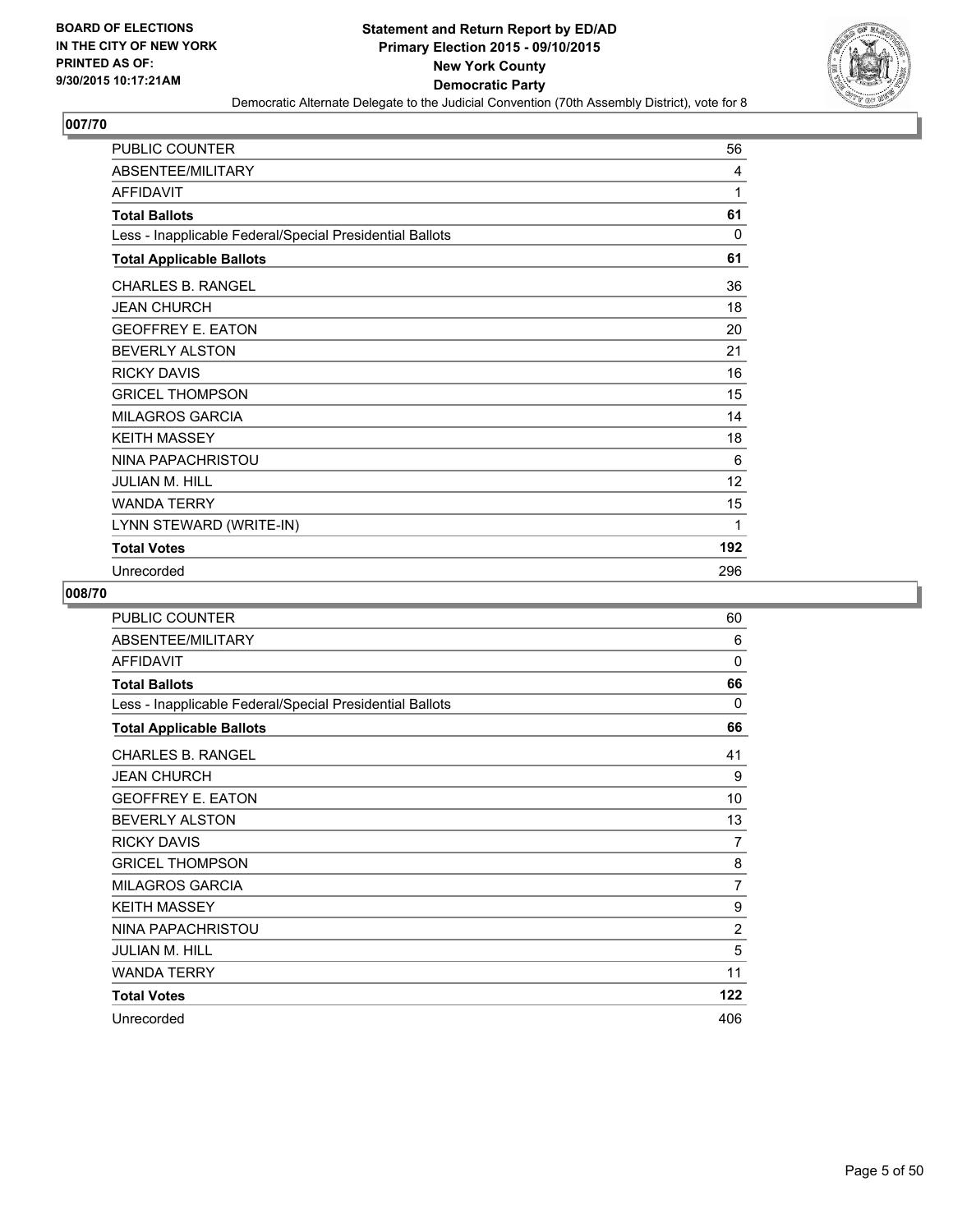**Statement and Return Report by ED/AD**
**Primary Election 2015 - 09/10/2015**
**New York County**
**Democratic Party**

Democratic Alternate Delegate to the Judicial Convention (70th Assembly District), vote for 8

BOARD OF ELECTIONS IN THE CITY OF NEW YORK PRINTED AS OF: 9/30/2015 10:17:21AM

### 007/70

| | |
|---|---|
| PUBLIC COUNTER | 56 |
| ABSENTEE/MILITARY | 4 |
| AFFIDAVIT | 1 |
| **Total Ballots** | **61** |
| Less - Inapplicable Federal/Special Presidential Ballots | 0 |
| **Total Applicable Ballots** | **61** |
| CHARLES B. RANGEL | 36 |
| JEAN CHURCH | 18 |
| GEOFFREY E. EATON | 20 |
| BEVERLY ALSTON | 21 |
| RICKY DAVIS | 16 |
| GRICEL THOMPSON | 15 |
| MILAGROS GARCIA | 14 |
| KEITH MASSEY | 18 |
| NINA PAPACHRISTOU | 6 |
| JULIAN M. HILL | 12 |
| WANDA TERRY | 15 |
| LYNN STEWARD (WRITE-IN) | 1 |
| **Total Votes** | **192** |
| Unrecorded | 296 |

### 008/70

| | |
|---|---|
| PUBLIC COUNTER | 60 |
| ABSENTEE/MILITARY | 6 |
| AFFIDAVIT | 0 |
| **Total Ballots** | **66** |
| Less - Inapplicable Federal/Special Presidential Ballots | 0 |
| **Total Applicable Ballots** | **66** |
| CHARLES B. RANGEL | 41 |
| JEAN CHURCH | 9 |
| GEOFFREY E. EATON | 10 |
| BEVERLY ALSTON | 13 |
| RICKY DAVIS | 7 |
| GRICEL THOMPSON | 8 |
| MILAGROS GARCIA | 7 |
| KEITH MASSEY | 9 |
| NINA PAPACHRISTOU | 2 |
| JULIAN M. HILL | 5 |
| WANDA TERRY | 11 |
| **Total Votes** | **122** |
| Unrecorded | 406 |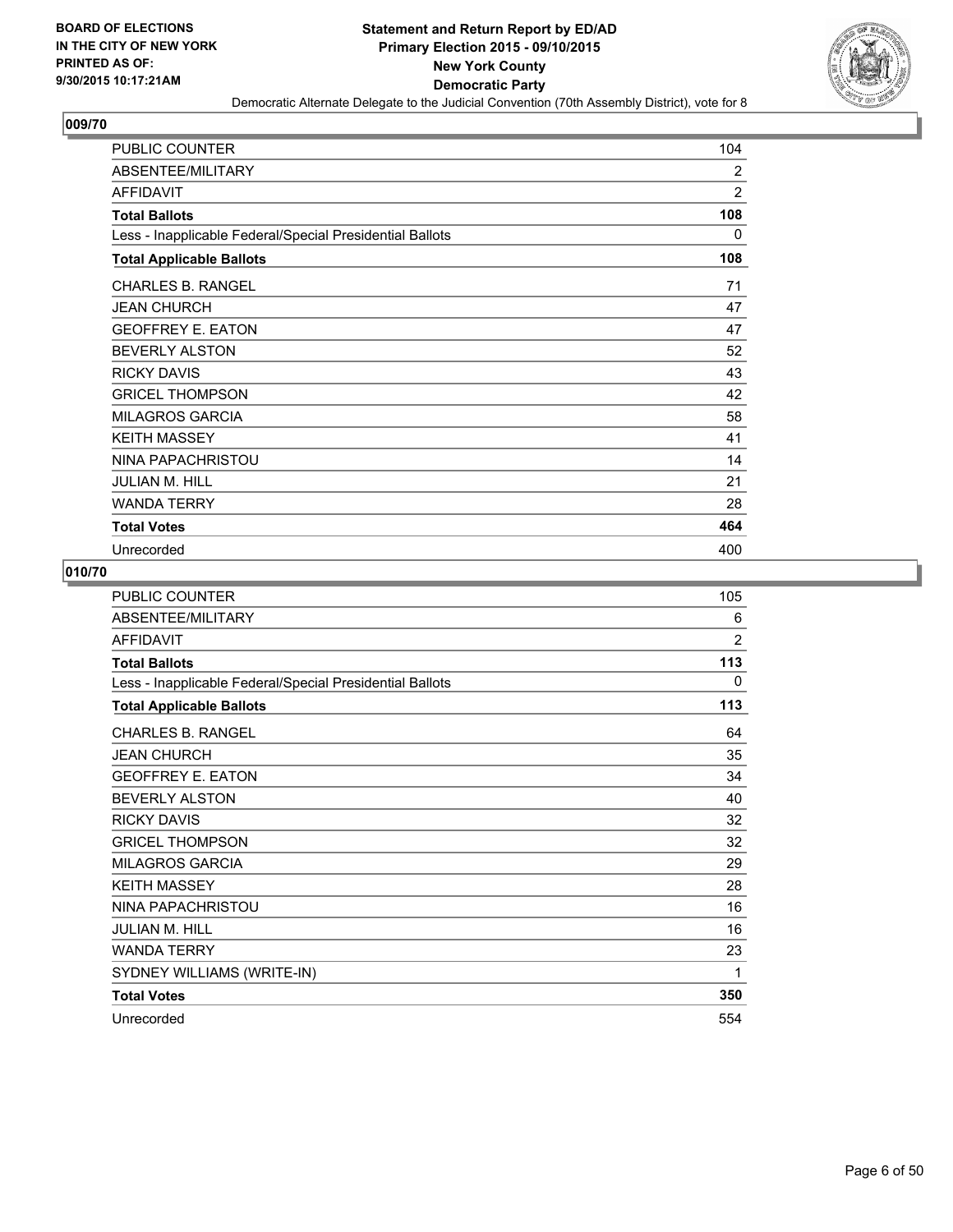BOARD OF ELECTIONS
IN THE CITY OF NEW YORK
PRINTED AS OF:
9/30/2015 10:17:21AM

**Statement and Return Report by ED/AD**
**Primary Election 2015 - 09/10/2015**
**New York County**
**Democratic Party**
Democratic Alternate Delegate to the Judicial Convention (70th Assembly District), vote for 8

## 009/70

| | |
|---|---|
| PUBLIC COUNTER | 104 |
| ABSENTEE/MILITARY | 2 |
| AFFIDAVIT | 2 |
| **Total Ballots** | **108** |
| Less - Inapplicable Federal/Special Presidential Ballots | 0 |
| **Total Applicable Ballots** | **108** |
| CHARLES B. RANGEL | 71 |
| JEAN CHURCH | 47 |
| GEOFFREY E. EATON | 47 |
| BEVERLY ALSTON | 52 |
| RICKY DAVIS | 43 |
| GRICEL THOMPSON | 42 |
| MILAGROS GARCIA | 58 |
| KEITH MASSEY | 41 |
| NINA PAPACHRISTOU | 14 |
| JULIAN M. HILL | 21 |
| WANDA TERRY | 28 |
| **Total Votes** | **464** |
| Unrecorded | 400 |

## 010/70

| | |
|---|---|
| PUBLIC COUNTER | 105 |
| ABSENTEE/MILITARY | 6 |
| AFFIDAVIT | 2 |
| **Total Ballots** | **113** |
| Less - Inapplicable Federal/Special Presidential Ballots | 0 |
| **Total Applicable Ballots** | **113** |
| CHARLES B. RANGEL | 64 |
| JEAN CHURCH | 35 |
| GEOFFREY E. EATON | 34 |
| BEVERLY ALSTON | 40 |
| RICKY DAVIS | 32 |
| GRICEL THOMPSON | 32 |
| MILAGROS GARCIA | 29 |
| KEITH MASSEY | 28 |
| NINA PAPACHRISTOU | 16 |
| JULIAN M. HILL | 16 |
| WANDA TERRY | 23 |
| SYDNEY WILLIAMS (WRITE-IN) | 1 |
| **Total Votes** | **350** |
| Unrecorded | 554 |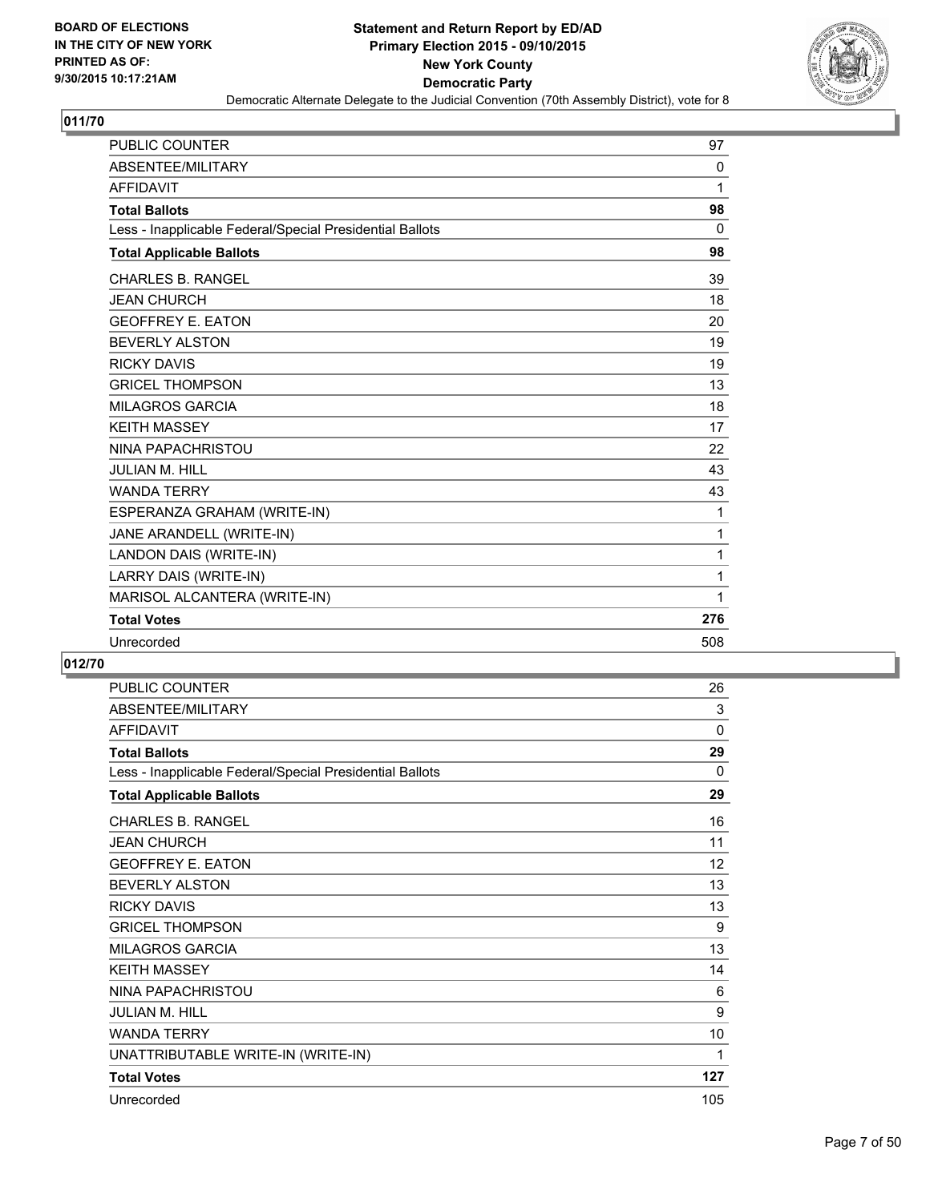BOARD OF ELECTIONS
IN THE CITY OF NEW YORK
PRINTED AS OF:
9/30/2015 10:17:21AM

**Statement and Return Report by ED/AD**
**Primary Election 2015 - 09/10/2015**
**New York County**
**Democratic Party**
Democratic Alternate Delegate to the Judicial Convention (70th Assembly District), vote for 8

## 011/70

| | |
|---|---|
| PUBLIC COUNTER | 97 |
| ABSENTEE/MILITARY | 0 |
| AFFIDAVIT | 1 |
| **Total Ballots** | **98** |
| Less - Inapplicable Federal/Special Presidential Ballots | 0 |
| **Total Applicable Ballots** | **98** |
| CHARLES B. RANGEL | 39 |
| JEAN CHURCH | 18 |
| GEOFFREY E. EATON | 20 |
| BEVERLY ALSTON | 19 |
| RICKY DAVIS | 19 |
| GRICEL THOMPSON | 13 |
| MILAGROS GARCIA | 18 |
| KEITH MASSEY | 17 |
| NINA PAPACHRISTOU | 22 |
| JULIAN M. HILL | 43 |
| WANDA TERRY | 43 |
| ESPERANZA GRAHAM (WRITE-IN) | 1 |
| JANE ARANDELL (WRITE-IN) | 1 |
| LANDON DAIS (WRITE-IN) | 1 |
| LARRY DAIS (WRITE-IN) | 1 |
| MARISOL ALCANTERA (WRITE-IN) | 1 |
| **Total Votes** | **276** |
| Unrecorded | 508 |

## 012/70

| | |
|---|---|
| PUBLIC COUNTER | 26 |
| ABSENTEE/MILITARY | 3 |
| AFFIDAVIT | 0 |
| **Total Ballots** | **29** |
| Less - Inapplicable Federal/Special Presidential Ballots | 0 |
| **Total Applicable Ballots** | **29** |
| CHARLES B. RANGEL | 16 |
| JEAN CHURCH | 11 |
| GEOFFREY E. EATON | 12 |
| BEVERLY ALSTON | 13 |
| RICKY DAVIS | 13 |
| GRICEL THOMPSON | 9 |
| MILAGROS GARCIA | 13 |
| KEITH MASSEY | 14 |
| NINA PAPACHRISTOU | 6 |
| JULIAN M. HILL | 9 |
| WANDA TERRY | 10 |
| UNATTRIBUTABLE WRITE-IN (WRITE-IN) | 1 |
| **Total Votes** | **127** |
| Unrecorded | 105 |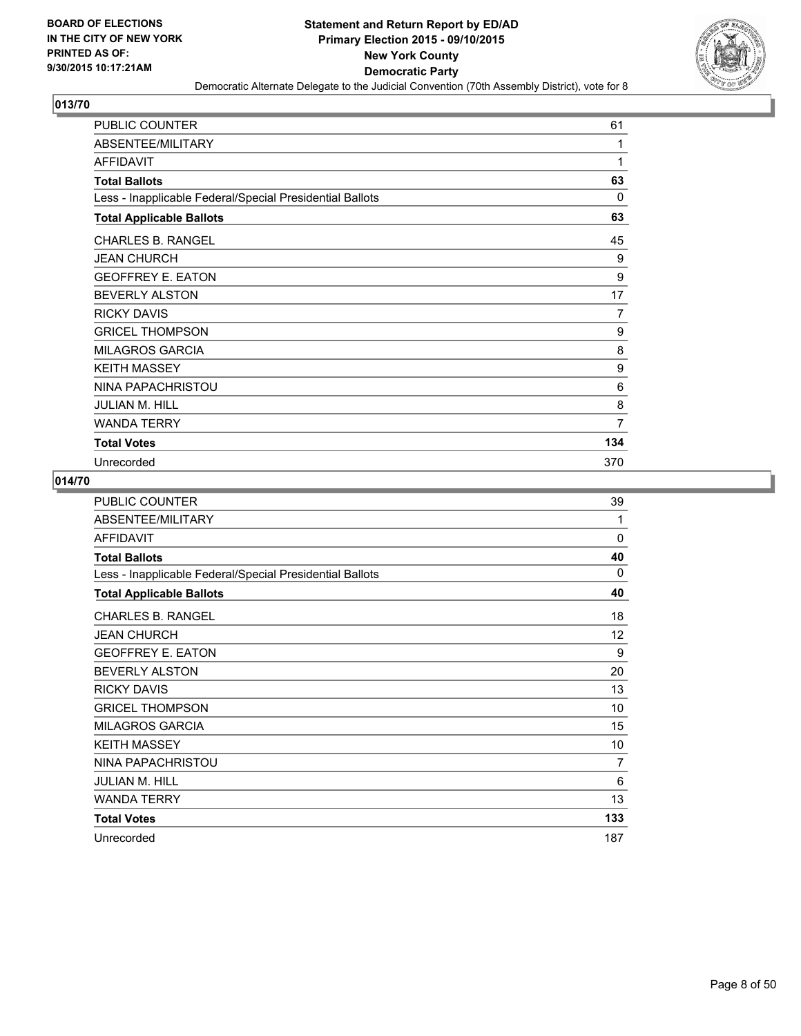**BOARD OF ELECTIONS IN THE CITY OF NEW YORK PRINTED AS OF: 9/30/2015 10:17:21AM**

**Statement and Return Report by ED/AD**
**Primary Election 2015 - 09/10/2015**
**New York County**
**Democratic Party**
Democratic Alternate Delegate to the Judicial Convention (70th Assembly District), vote for 8

## 013/70

| | |
|---|---|
| PUBLIC COUNTER | 61 |
| ABSENTEE/MILITARY | 1 |
| AFFIDAVIT | 1 |
| **Total Ballots** | **63** |
| Less - Inapplicable Federal/Special Presidential Ballots | 0 |
| **Total Applicable Ballots** | **63** |
| CHARLES B. RANGEL | 45 |
| JEAN CHURCH | 9 |
| GEOFFREY E. EATON | 9 |
| BEVERLY ALSTON | 17 |
| RICKY DAVIS | 7 |
| GRICEL THOMPSON | 9 |
| MILAGROS GARCIA | 8 |
| KEITH MASSEY | 9 |
| NINA PAPACHRISTOU | 6 |
| JULIAN M. HILL | 8 |
| WANDA TERRY | 7 |
| **Total Votes** | **134** |
| Unrecorded | 370 |

## 014/70

| | |
|---|---|
| PUBLIC COUNTER | 39 |
| ABSENTEE/MILITARY | 1 |
| AFFIDAVIT | 0 |
| **Total Ballots** | **40** |
| Less - Inapplicable Federal/Special Presidential Ballots | 0 |
| **Total Applicable Ballots** | **40** |
| CHARLES B. RANGEL | 18 |
| JEAN CHURCH | 12 |
| GEOFFREY E. EATON | 9 |
| BEVERLY ALSTON | 20 |
| RICKY DAVIS | 13 |
| GRICEL THOMPSON | 10 |
| MILAGROS GARCIA | 15 |
| KEITH MASSEY | 10 |
| NINA PAPACHRISTOU | 7 |
| JULIAN M. HILL | 6 |
| WANDA TERRY | 13 |
| **Total Votes** | **133** |
| Unrecorded | 187 |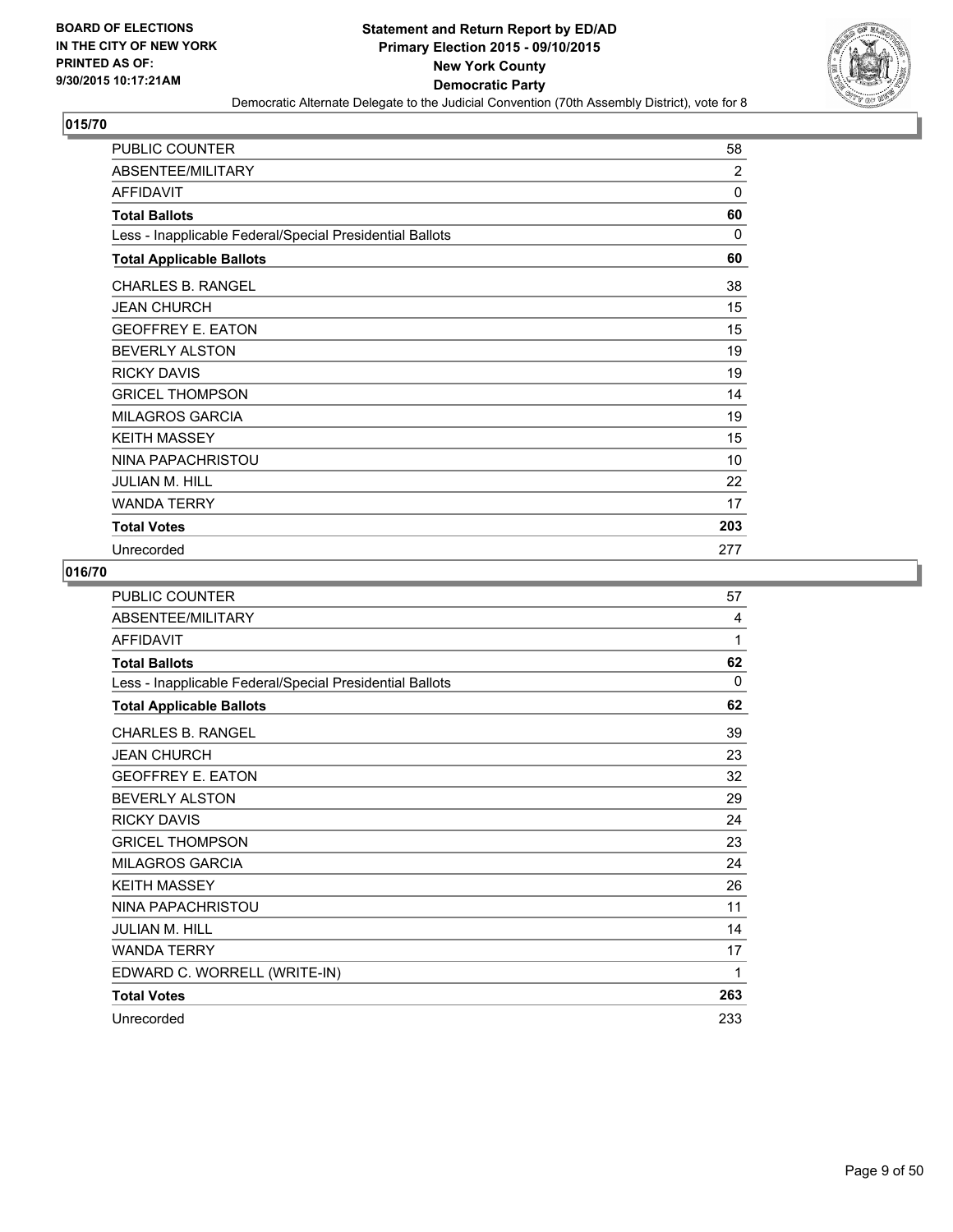BOARD OF ELECTIONS
IN THE CITY OF NEW YORK
PRINTED AS OF:
9/30/2015 10:17:21AM

**Statement and Return Report by ED/AD**
**Primary Election 2015 - 09/10/2015**
**New York County**
**Democratic Party**
Democratic Alternate Delegate to the Judicial Convention (70th Assembly District), vote for 8

## 015/70

| | |
|---|---|
| PUBLIC COUNTER | 58 |
| ABSENTEE/MILITARY | 2 |
| AFFIDAVIT | 0 |
| **Total Ballots** | **60** |
| Less - Inapplicable Federal/Special Presidential Ballots | 0 |
| **Total Applicable Ballots** | **60** |
| CHARLES B. RANGEL | 38 |
| JEAN CHURCH | 15 |
| GEOFFREY E. EATON | 15 |
| BEVERLY ALSTON | 19 |
| RICKY DAVIS | 19 |
| GRICEL THOMPSON | 14 |
| MILAGROS GARCIA | 19 |
| KEITH MASSEY | 15 |
| NINA PAPACHRISTOU | 10 |
| JULIAN M. HILL | 22 |
| WANDA TERRY | 17 |
| **Total Votes** | **203** |
| Unrecorded | 277 |

## 016/70

| | |
|---|---|
| PUBLIC COUNTER | 57 |
| ABSENTEE/MILITARY | 4 |
| AFFIDAVIT | 1 |
| **Total Ballots** | **62** |
| Less - Inapplicable Federal/Special Presidential Ballots | 0 |
| **Total Applicable Ballots** | **62** |
| CHARLES B. RANGEL | 39 |
| JEAN CHURCH | 23 |
| GEOFFREY E. EATON | 32 |
| BEVERLY ALSTON | 29 |
| RICKY DAVIS | 24 |
| GRICEL THOMPSON | 23 |
| MILAGROS GARCIA | 24 |
| KEITH MASSEY | 26 |
| NINA PAPACHRISTOU | 11 |
| JULIAN M. HILL | 14 |
| WANDA TERRY | 17 |
| EDWARD C. WORRELL (WRITE-IN) | 1 |
| **Total Votes** | **263** |
| Unrecorded | 233 |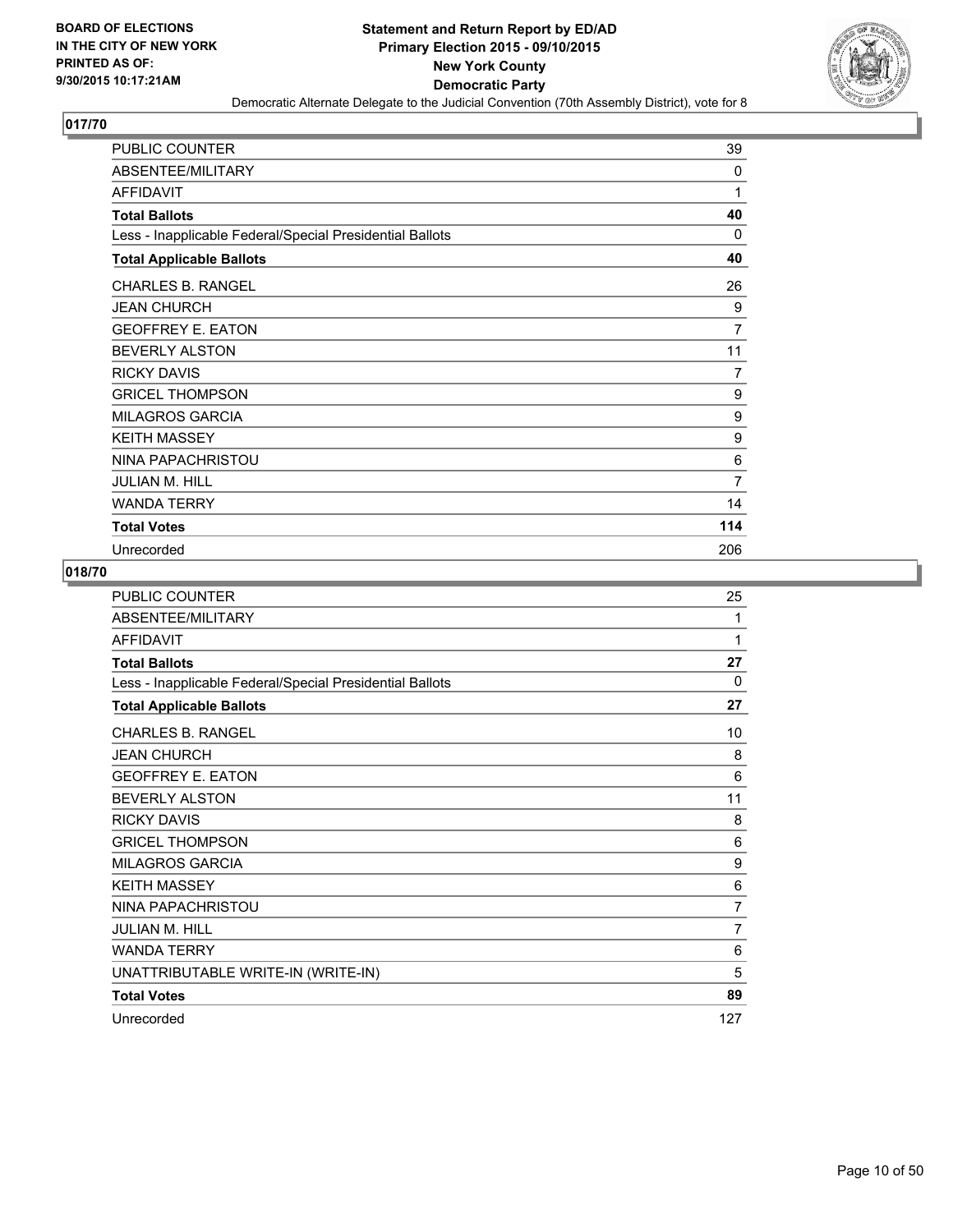**BOARD OF ELECTIONS IN THE CITY OF NEW YORK PRINTED AS OF: 9/30/2015 10:17:21AM**

**Statement and Return Report by ED/AD Primary Election 2015 - 09/10/2015 New York County Democratic Party**

Democratic Alternate Delegate to the Judicial Convention (70th Assembly District), vote for 8

## 017/70

| | |
|---|---|
| PUBLIC COUNTER | 39 |
| ABSENTEE/MILITARY | 0 |
| AFFIDAVIT | 1 |
| **Total Ballots** | **40** |
| Less - Inapplicable Federal/Special Presidential Ballots | 0 |
| **Total Applicable Ballots** | **40** |
| CHARLES B. RANGEL | 26 |
| JEAN CHURCH | 9 |
| GEOFFREY E. EATON | 7 |
| BEVERLY ALSTON | 11 |
| RICKY DAVIS | 7 |
| GRICEL THOMPSON | 9 |
| MILAGROS GARCIA | 9 |
| KEITH MASSEY | 9 |
| NINA PAPACHRISTOU | 6 |
| JULIAN M. HILL | 7 |
| WANDA TERRY | 14 |
| **Total Votes** | **114** |
| Unrecorded | 206 |

## 018/70

| | |
|---|---|
| PUBLIC COUNTER | 25 |
| ABSENTEE/MILITARY | 1 |
| AFFIDAVIT | 1 |
| **Total Ballots** | **27** |
| Less - Inapplicable Federal/Special Presidential Ballots | 0 |
| **Total Applicable Ballots** | **27** |
| CHARLES B. RANGEL | 10 |
| JEAN CHURCH | 8 |
| GEOFFREY E. EATON | 6 |
| BEVERLY ALSTON | 11 |
| RICKY DAVIS | 8 |
| GRICEL THOMPSON | 6 |
| MILAGROS GARCIA | 9 |
| KEITH MASSEY | 6 |
| NINA PAPACHRISTOU | 7 |
| JULIAN M. HILL | 7 |
| WANDA TERRY | 6 |
| UNATTRIBUTABLE WRITE-IN (WRITE-IN) | 5 |
| **Total Votes** | **89** |
| Unrecorded | 127 |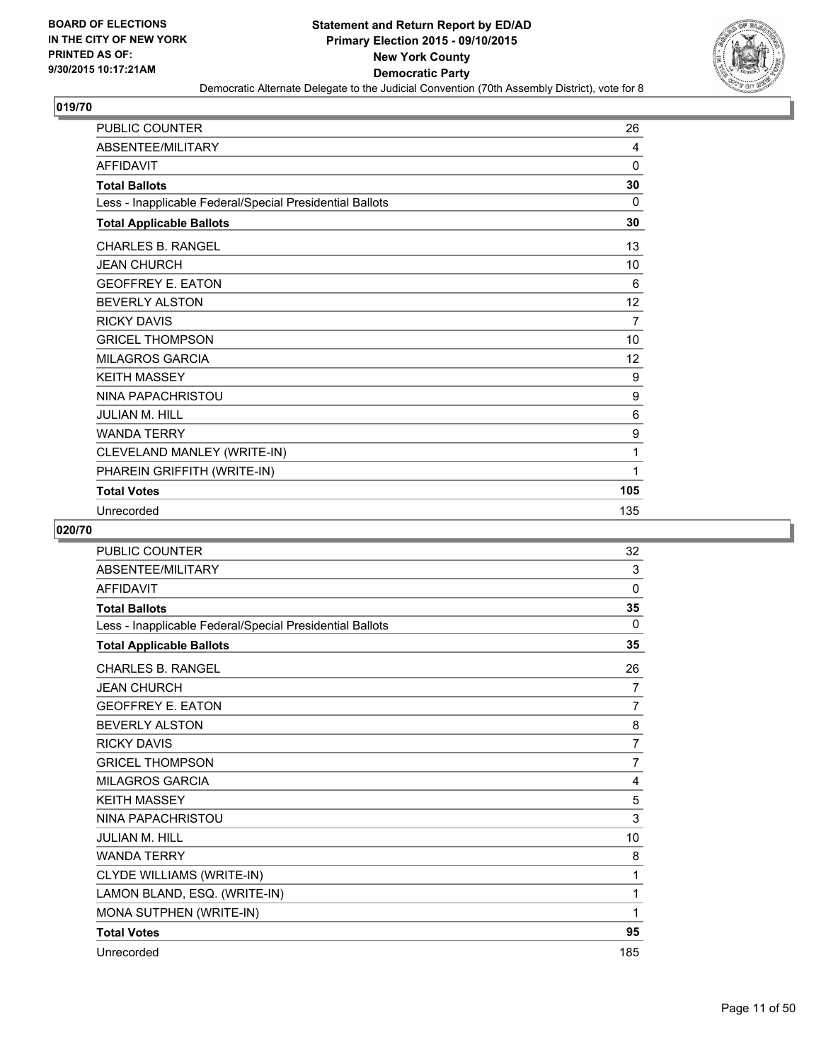BOARD OF ELECTIONS
IN THE CITY OF NEW YORK
PRINTED AS OF:
9/30/2015 10:17:21AM

**Statement and Return Report by ED/AD**
**Primary Election 2015 - 09/10/2015**
**New York County**
**Democratic Party**
Democratic Alternate Delegate to the Judicial Convention (70th Assembly District), vote for 8

## 019/70

| | |
|---|---|
| PUBLIC COUNTER | 26 |
| ABSENTEE/MILITARY | 4 |
| AFFIDAVIT | 0 |
| **Total Ballots** | **30** |
| Less - Inapplicable Federal/Special Presidential Ballots | 0 |
| **Total Applicable Ballots** | **30** |
| CHARLES B. RANGEL | 13 |
| JEAN CHURCH | 10 |
| GEOFFREY E. EATON | 6 |
| BEVERLY ALSTON | 12 |
| RICKY DAVIS | 7 |
| GRICEL THOMPSON | 10 |
| MILAGROS GARCIA | 12 |
| KEITH MASSEY | 9 |
| NINA PAPACHRISTOU | 9 |
| JULIAN M. HILL | 6 |
| WANDA TERRY | 9 |
| CLEVELAND MANLEY (WRITE-IN) | 1 |
| PHAREIN GRIFFITH (WRITE-IN) | 1 |
| **Total Votes** | **105** |
| Unrecorded | 135 |

## 020/70

| | |
|---|---|
| PUBLIC COUNTER | 32 |
| ABSENTEE/MILITARY | 3 |
| AFFIDAVIT | 0 |
| **Total Ballots** | **35** |
| Less - Inapplicable Federal/Special Presidential Ballots | 0 |
| **Total Applicable Ballots** | **35** |
| CHARLES B. RANGEL | 26 |
| JEAN CHURCH | 7 |
| GEOFFREY E. EATON | 7 |
| BEVERLY ALSTON | 8 |
| RICKY DAVIS | 7 |
| GRICEL THOMPSON | 7 |
| MILAGROS GARCIA | 4 |
| KEITH MASSEY | 5 |
| NINA PAPACHRISTOU | 3 |
| JULIAN M. HILL | 10 |
| WANDA TERRY | 8 |
| CLYDE WILLIAMS (WRITE-IN) | 1 |
| LAMON BLAND, ESQ. (WRITE-IN) | 1 |
| MONA SUTPHEN (WRITE-IN) | 1 |
| **Total Votes** | **95** |
| Unrecorded | 185 |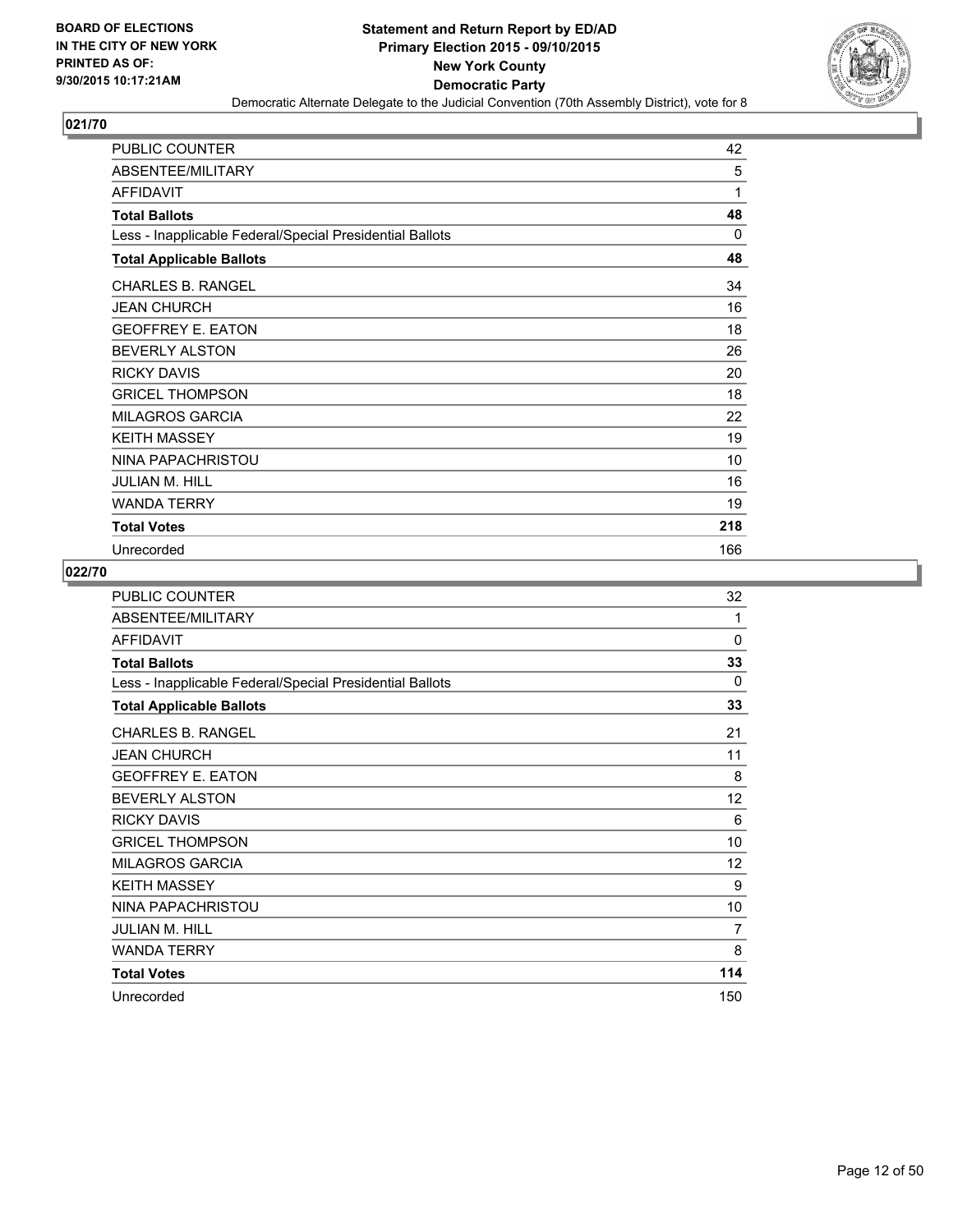**BOARD OF ELECTIONS IN THE CITY OF NEW YORK PRINTED AS OF: 9/30/2015 10:17:21AM**

**Statement and Return Report by ED/AD**
**Primary Election 2015 - 09/10/2015**
**New York County**
**Democratic Party**
Democratic Alternate Delegate to the Judicial Convention (70th Assembly District), vote for 8

### 021/70

| | |
|---|---|
| PUBLIC COUNTER | 42 |
| ABSENTEE/MILITARY | 5 |
| AFFIDAVIT | 1 |
| **Total Ballots** | **48** |
| Less - Inapplicable Federal/Special Presidential Ballots | 0 |
| **Total Applicable Ballots** | **48** |
| CHARLES B. RANGEL | 34 |
| JEAN CHURCH | 16 |
| GEOFFREY E. EATON | 18 |
| BEVERLY ALSTON | 26 |
| RICKY DAVIS | 20 |
| GRICEL THOMPSON | 18 |
| MILAGROS GARCIA | 22 |
| KEITH MASSEY | 19 |
| NINA PAPACHRISTOU | 10 |
| JULIAN M. HILL | 16 |
| WANDA TERRY | 19 |
| **Total Votes** | **218** |
| Unrecorded | 166 |

### 022/70

| | |
|---|---|
| PUBLIC COUNTER | 32 |
| ABSENTEE/MILITARY | 1 |
| AFFIDAVIT | 0 |
| **Total Ballots** | **33** |
| Less - Inapplicable Federal/Special Presidential Ballots | 0 |
| **Total Applicable Ballots** | **33** |
| CHARLES B. RANGEL | 21 |
| JEAN CHURCH | 11 |
| GEOFFREY E. EATON | 8 |
| BEVERLY ALSTON | 12 |
| RICKY DAVIS | 6 |
| GRICEL THOMPSON | 10 |
| MILAGROS GARCIA | 12 |
| KEITH MASSEY | 9 |
| NINA PAPACHRISTOU | 10 |
| JULIAN M. HILL | 7 |
| WANDA TERRY | 8 |
| **Total Votes** | **114** |
| Unrecorded | 150 |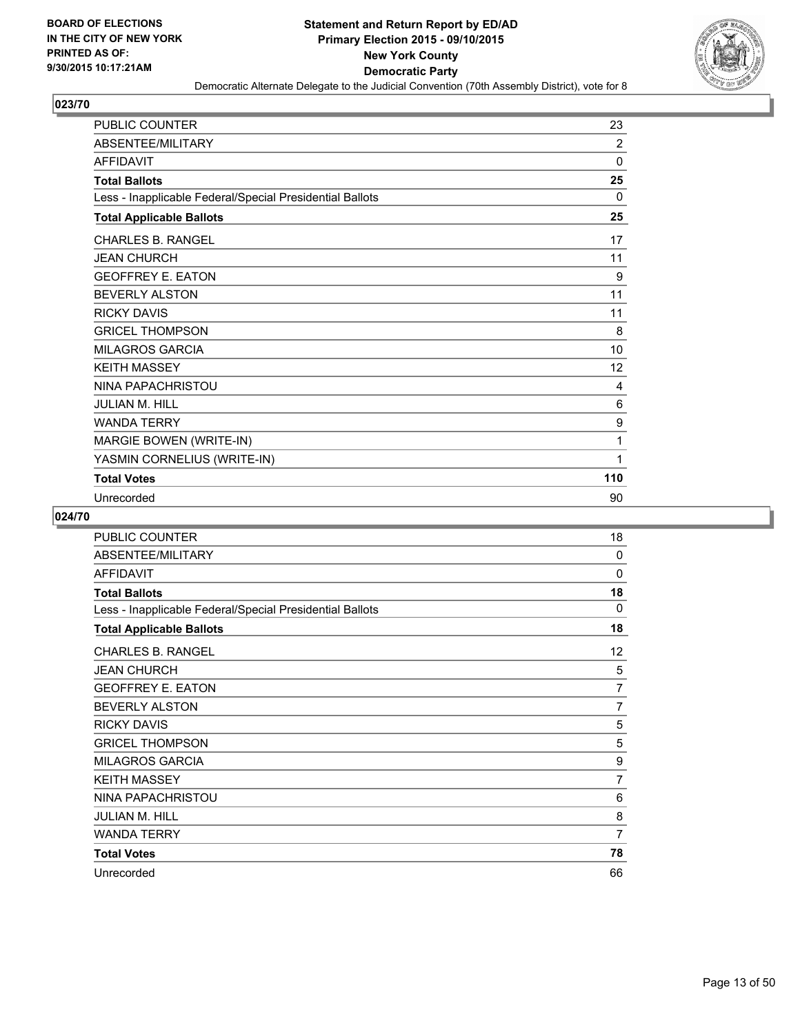# Statement and Return Report by ED/AD
## Primary Election 2015 - 09/10/2015
## New York County
## Democratic Party
### Democratic Alternate Delegate to the Judicial Convention (70th Assembly District), vote for 8

BOARD OF ELECTIONS IN THE CITY OF NEW YORK PRINTED AS OF: 9/30/2015 10:17:21AM

**023/70**

| | |
|---|---|
| PUBLIC COUNTER | 23 |
| ABSENTEE/MILITARY | 2 |
| AFFIDAVIT | 0 |
| **Total Ballots** | **25** |
| Less - Inapplicable Federal/Special Presidential Ballots | 0 |
| **Total Applicable Ballots** | **25** |
| CHARLES B. RANGEL | 17 |
| JEAN CHURCH | 11 |
| GEOFFREY E. EATON | 9 |
| BEVERLY ALSTON | 11 |
| RICKY DAVIS | 11 |
| GRICEL THOMPSON | 8 |
| MILAGROS GARCIA | 10 |
| KEITH MASSEY | 12 |
| NINA PAPACHRISTOU | 4 |
| JULIAN M. HILL | 6 |
| WANDA TERRY | 9 |
| MARGIE BOWEN (WRITE-IN) | 1 |
| YASMIN CORNELIUS (WRITE-IN) | 1 |
| **Total Votes** | **110** |
| Unrecorded | 90 |

**024/70**

| | |
|---|---|
| PUBLIC COUNTER | 18 |
| ABSENTEE/MILITARY | 0 |
| AFFIDAVIT | 0 |
| **Total Ballots** | **18** |
| Less - Inapplicable Federal/Special Presidential Ballots | 0 |
| **Total Applicable Ballots** | **18** |
| CHARLES B. RANGEL | 12 |
| JEAN CHURCH | 5 |
| GEOFFREY E. EATON | 7 |
| BEVERLY ALSTON | 7 |
| RICKY DAVIS | 5 |
| GRICEL THOMPSON | 5 |
| MILAGROS GARCIA | 9 |
| KEITH MASSEY | 7 |
| NINA PAPACHRISTOU | 6 |
| JULIAN M. HILL | 8 |
| WANDA TERRY | 7 |
| **Total Votes** | **78** |
| Unrecorded | 66 |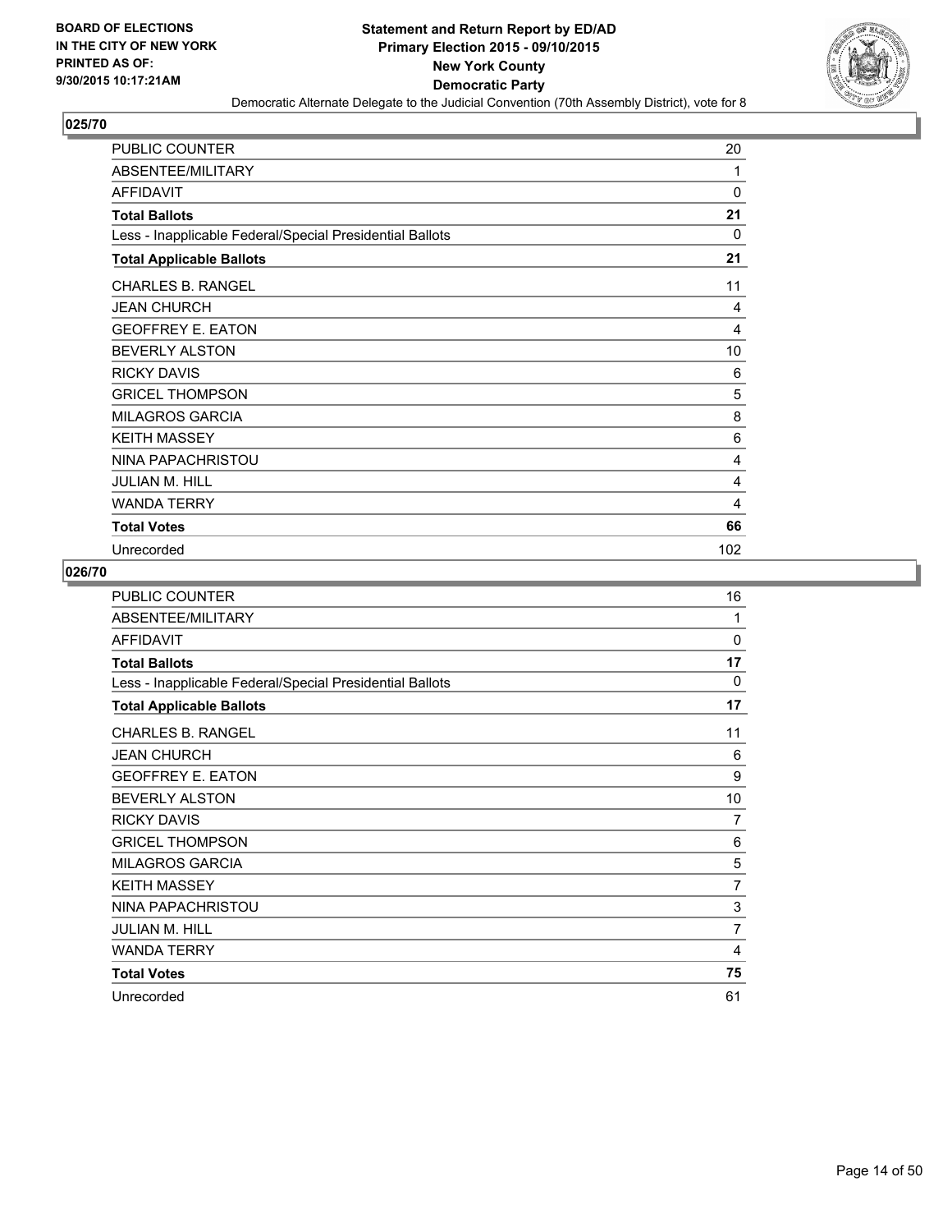**BOARD OF ELECTIONS IN THE CITY OF NEW YORK PRINTED AS OF: 9/30/2015 10:17:21AM**

# Statement and Return Report by ED/AD
## Primary Election 2015 - 09/10/2015
## New York County
## Democratic Party
### Democratic Alternate Delegate to the Judicial Convention (70th Assembly District), vote for 8

### 025/70

| | |
|---|---|
| PUBLIC COUNTER | 20 |
| ABSENTEE/MILITARY | 1 |
| AFFIDAVIT | 0 |
| **Total Ballots** | **21** |
| Less - Inapplicable Federal/Special Presidential Ballots | 0 |
| **Total Applicable Ballots** | **21** |
| CHARLES B. RANGEL | 11 |
| JEAN CHURCH | 4 |
| GEOFFREY E. EATON | 4 |
| BEVERLY ALSTON | 10 |
| RICKY DAVIS | 6 |
| GRICEL THOMPSON | 5 |
| MILAGROS GARCIA | 8 |
| KEITH MASSEY | 6 |
| NINA PAPACHRISTOU | 4 |
| JULIAN M. HILL | 4 |
| WANDA TERRY | 4 |
| **Total Votes** | **66** |
| Unrecorded | 102 |

### 026/70

| | |
|---|---|
| PUBLIC COUNTER | 16 |
| ABSENTEE/MILITARY | 1 |
| AFFIDAVIT | 0 |
| **Total Ballots** | **17** |
| Less - Inapplicable Federal/Special Presidential Ballots | 0 |
| **Total Applicable Ballots** | **17** |
| CHARLES B. RANGEL | 11 |
| JEAN CHURCH | 6 |
| GEOFFREY E. EATON | 9 |
| BEVERLY ALSTON | 10 |
| RICKY DAVIS | 7 |
| GRICEL THOMPSON | 6 |
| MILAGROS GARCIA | 5 |
| KEITH MASSEY | 7 |
| NINA PAPACHRISTOU | 3 |
| JULIAN M. HILL | 7 |
| WANDA TERRY | 4 |
| **Total Votes** | **75** |
| Unrecorded | 61 |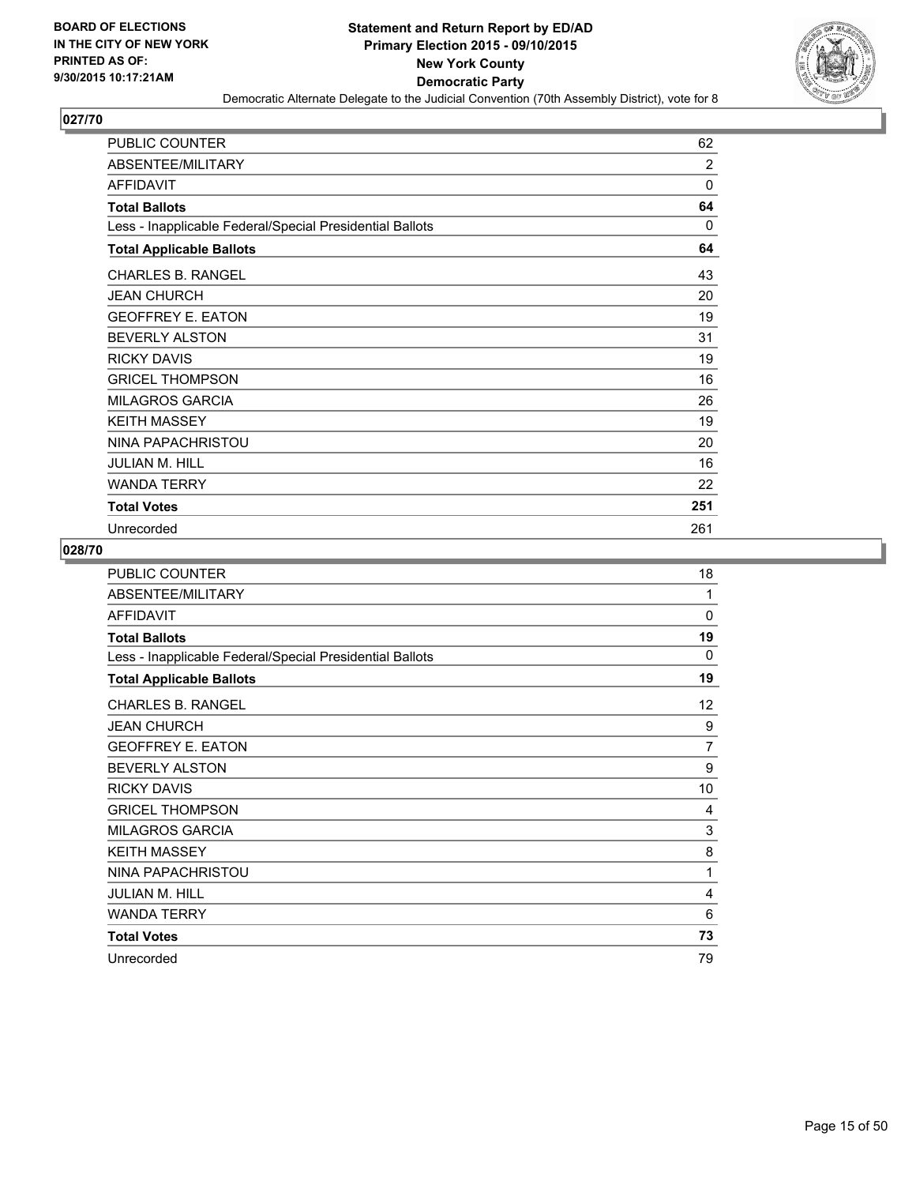BOARD OF ELECTIONS
IN THE CITY OF NEW YORK
PRINTED AS OF:
9/30/2015 10:17:21AM

**Statement and Return Report by ED/AD**
**Primary Election 2015 - 09/10/2015**
**New York County**
**Democratic Party**
Democratic Alternate Delegate to the Judicial Convention (70th Assembly District), vote for 8

## 027/70

| | |
|---|---|
| PUBLIC COUNTER | 62 |
| ABSENTEE/MILITARY | 2 |
| AFFIDAVIT | 0 |
| **Total Ballots** | **64** |
| Less - Inapplicable Federal/Special Presidential Ballots | 0 |
| **Total Applicable Ballots** | **64** |
| CHARLES B. RANGEL | 43 |
| JEAN CHURCH | 20 |
| GEOFFREY E. EATON | 19 |
| BEVERLY ALSTON | 31 |
| RICKY DAVIS | 19 |
| GRICEL THOMPSON | 16 |
| MILAGROS GARCIA | 26 |
| KEITH MASSEY | 19 |
| NINA PAPACHRISTOU | 20 |
| JULIAN M. HILL | 16 |
| WANDA TERRY | 22 |
| **Total Votes** | **251** |
| Unrecorded | 261 |

## 028/70

| | |
|---|---|
| PUBLIC COUNTER | 18 |
| ABSENTEE/MILITARY | 1 |
| AFFIDAVIT | 0 |
| **Total Ballots** | **19** |
| Less - Inapplicable Federal/Special Presidential Ballots | 0 |
| **Total Applicable Ballots** | **19** |
| CHARLES B. RANGEL | 12 |
| JEAN CHURCH | 9 |
| GEOFFREY E. EATON | 7 |
| BEVERLY ALSTON | 9 |
| RICKY DAVIS | 10 |
| GRICEL THOMPSON | 4 |
| MILAGROS GARCIA | 3 |
| KEITH MASSEY | 8 |
| NINA PAPACHRISTOU | 1 |
| JULIAN M. HILL | 4 |
| WANDA TERRY | 6 |
| **Total Votes** | **73** |
| Unrecorded | 79 |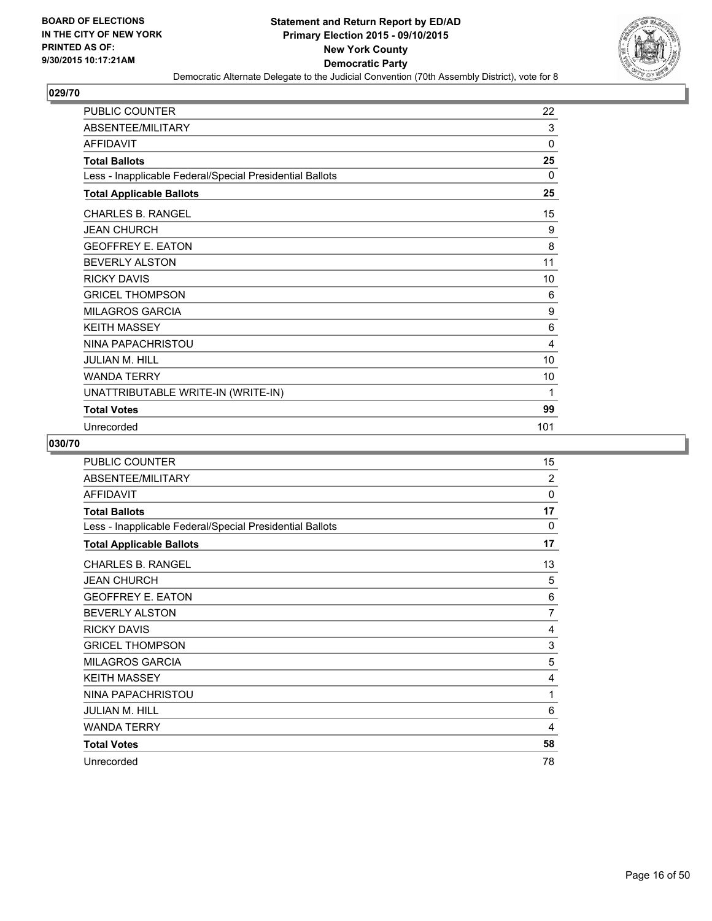BOARD OF ELECTIONS
IN THE CITY OF NEW YORK
PRINTED AS OF:
9/30/2015 10:17:21AM

**Statement and Return Report by ED/AD**
**Primary Election 2015 - 09/10/2015**
**New York County**
**Democratic Party**
Democratic Alternate Delegate to the Judicial Convention (70th Assembly District), vote for 8

## 029/70

| | |
|---|---|
| PUBLIC COUNTER | 22 |
| ABSENTEE/MILITARY | 3 |
| AFFIDAVIT | 0 |
| **Total Ballots** | **25** |
| Less - Inapplicable Federal/Special Presidential Ballots | 0 |
| **Total Applicable Ballots** | **25** |
| CHARLES B. RANGEL | 15 |
| JEAN CHURCH | 9 |
| GEOFFREY E. EATON | 8 |
| BEVERLY ALSTON | 11 |
| RICKY DAVIS | 10 |
| GRICEL THOMPSON | 6 |
| MILAGROS GARCIA | 9 |
| KEITH MASSEY | 6 |
| NINA PAPACHRISTOU | 4 |
| JULIAN M. HILL | 10 |
| WANDA TERRY | 10 |
| UNATTRIBUTABLE WRITE-IN (WRITE-IN) | 1 |
| **Total Votes** | **99** |
| Unrecorded | 101 |

## 030/70

| | |
|---|---|
| PUBLIC COUNTER | 15 |
| ABSENTEE/MILITARY | 2 |
| AFFIDAVIT | 0 |
| **Total Ballots** | **17** |
| Less - Inapplicable Federal/Special Presidential Ballots | 0 |
| **Total Applicable Ballots** | **17** |
| CHARLES B. RANGEL | 13 |
| JEAN CHURCH | 5 |
| GEOFFREY E. EATON | 6 |
| BEVERLY ALSTON | 7 |
| RICKY DAVIS | 4 |
| GRICEL THOMPSON | 3 |
| MILAGROS GARCIA | 5 |
| KEITH MASSEY | 4 |
| NINA PAPACHRISTOU | 1 |
| JULIAN M. HILL | 6 |
| WANDA TERRY | 4 |
| **Total Votes** | **58** |
| Unrecorded | 78 |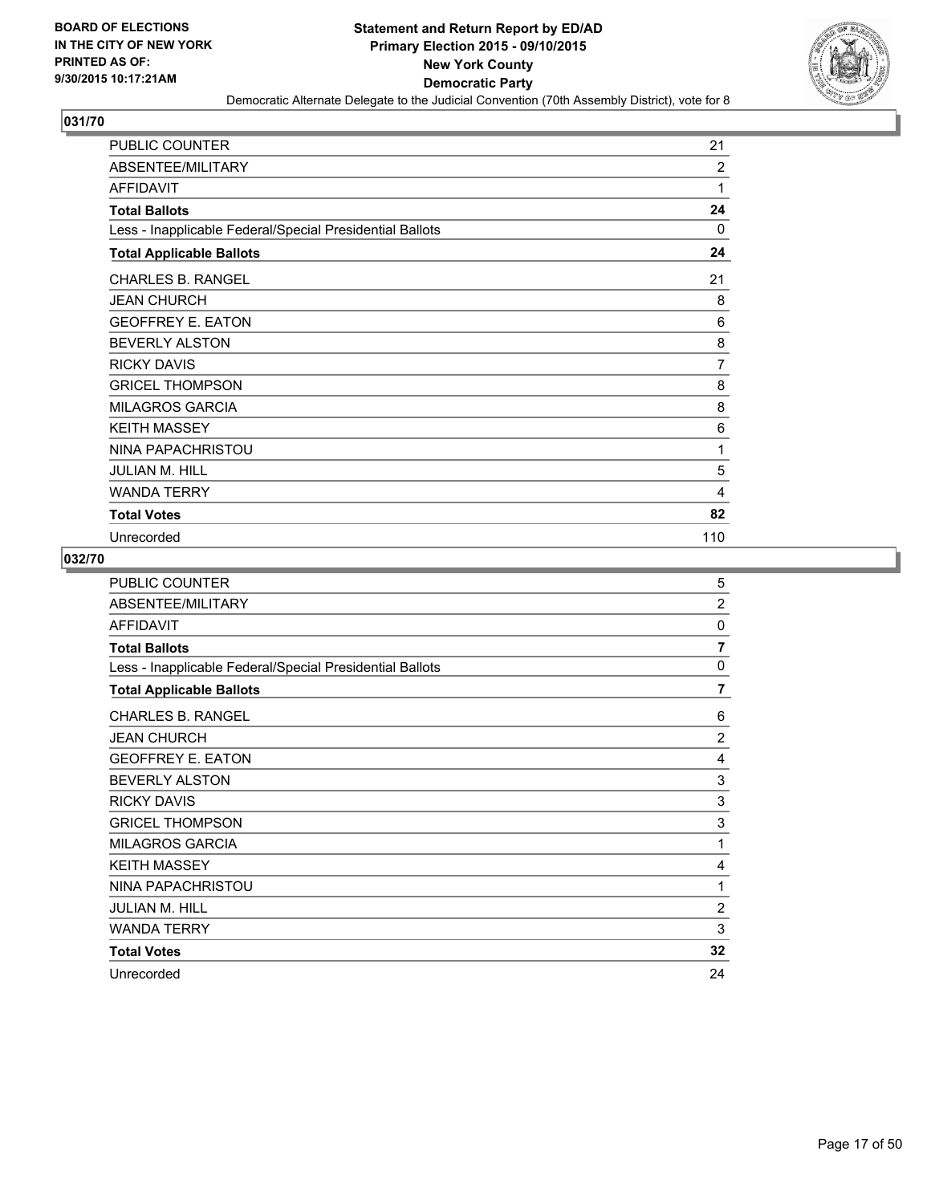BOARD OF ELECTIONS
IN THE CITY OF NEW YORK
PRINTED AS OF:
9/30/2015 10:17:21AM

**Statement and Return Report by ED/AD**
**Primary Election 2015 - 09/10/2015**
**New York County**
**Democratic Party**
Democratic Alternate Delegate to the Judicial Convention (70th Assembly District), vote for 8

## 031/70

| | |
|---|---|
| PUBLIC COUNTER | 21 |
| ABSENTEE/MILITARY | 2 |
| AFFIDAVIT | 1 |
| **Total Ballots** | **24** |
| Less - Inapplicable Federal/Special Presidential Ballots | 0 |
| **Total Applicable Ballots** | **24** |
| CHARLES B. RANGEL | 21 |
| JEAN CHURCH | 8 |
| GEOFFREY E. EATON | 6 |
| BEVERLY ALSTON | 8 |
| RICKY DAVIS | 7 |
| GRICEL THOMPSON | 8 |
| MILAGROS GARCIA | 8 |
| KEITH MASSEY | 6 |
| NINA PAPACHRISTOU | 1 |
| JULIAN M. HILL | 5 |
| WANDA TERRY | 4 |
| **Total Votes** | **82** |
| Unrecorded | 110 |

## 032/70

| | |
|---|---|
| PUBLIC COUNTER | 5 |
| ABSENTEE/MILITARY | 2 |
| AFFIDAVIT | 0 |
| **Total Ballots** | **7** |
| Less - Inapplicable Federal/Special Presidential Ballots | 0 |
| **Total Applicable Ballots** | **7** |
| CHARLES B. RANGEL | 6 |
| JEAN CHURCH | 2 |
| GEOFFREY E. EATON | 4 |
| BEVERLY ALSTON | 3 |
| RICKY DAVIS | 3 |
| GRICEL THOMPSON | 3 |
| MILAGROS GARCIA | 1 |
| KEITH MASSEY | 4 |
| NINA PAPACHRISTOU | 1 |
| JULIAN M. HILL | 2 |
| WANDA TERRY | 3 |
| **Total Votes** | **32** |
| Unrecorded | 24 |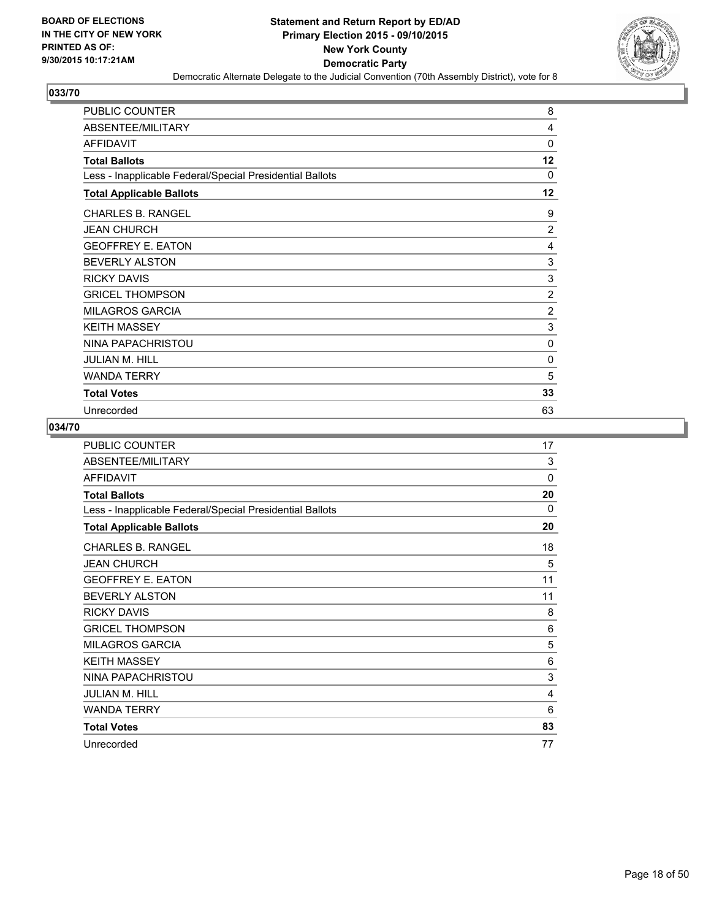## 033/70

| | |
|---|---|
| PUBLIC COUNTER | 8 |
| ABSENTEE/MILITARY | 4 |
| AFFIDAVIT | 0 |
| **Total Ballots** | **12** |
| Less - Inapplicable Federal/Special Presidential Ballots | 0 |
| **Total Applicable Ballots** | **12** |
| CHARLES B. RANGEL | 9 |
| JEAN CHURCH | 2 |
| GEOFFREY E. EATON | 4 |
| BEVERLY ALSTON | 3 |
| RICKY DAVIS | 3 |
| GRICEL THOMPSON | 2 |
| MILAGROS GARCIA | 2 |
| KEITH MASSEY | 3 |
| NINA PAPACHRISTOU | 0 |
| JULIAN M. HILL | 0 |
| WANDA TERRY | 5 |
| **Total Votes** | **33** |
| Unrecorded | 63 |

## 034/70

| | |
|---|---|
| PUBLIC COUNTER | 17 |
| ABSENTEE/MILITARY | 3 |
| AFFIDAVIT | 0 |
| **Total Ballots** | **20** |
| Less - Inapplicable Federal/Special Presidential Ballots | 0 |
| **Total Applicable Ballots** | **20** |
| CHARLES B. RANGEL | 18 |
| JEAN CHURCH | 5 |
| GEOFFREY E. EATON | 11 |
| BEVERLY ALSTON | 11 |
| RICKY DAVIS | 8 |
| GRICEL THOMPSON | 6 |
| MILAGROS GARCIA | 5 |
| KEITH MASSEY | 6 |
| NINA PAPACHRISTOU | 3 |
| JULIAN M. HILL | 4 |
| WANDA TERRY | 6 |
| **Total Votes** | **83** |
| Unrecorded | 77 |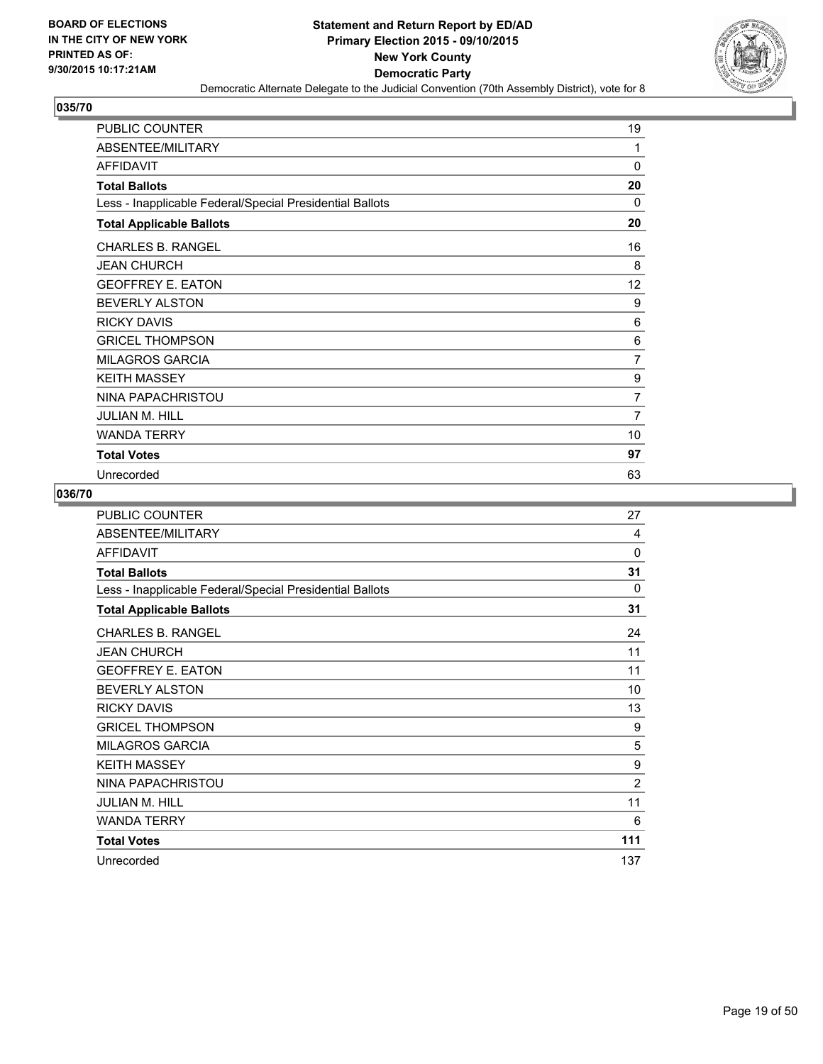BOARD OF ELECTIONS
IN THE CITY OF NEW YORK
PRINTED AS OF:
9/30/2015 10:17:21AM

**Statement and Return Report by ED/AD**
**Primary Election 2015 - 09/10/2015**
**New York County**
**Democratic Party**
Democratic Alternate Delegate to the Judicial Convention (70th Assembly District), vote for 8

## 035/70

| | |
|---|---|
| PUBLIC COUNTER | 19 |
| ABSENTEE/MILITARY | 1 |
| AFFIDAVIT | 0 |
| **Total Ballots** | **20** |
| Less - Inapplicable Federal/Special Presidential Ballots | 0 |
| **Total Applicable Ballots** | **20** |
| CHARLES B. RANGEL | 16 |
| JEAN CHURCH | 8 |
| GEOFFREY E. EATON | 12 |
| BEVERLY ALSTON | 9 |
| RICKY DAVIS | 6 |
| GRICEL THOMPSON | 6 |
| MILAGROS GARCIA | 7 |
| KEITH MASSEY | 9 |
| NINA PAPACHRISTOU | 7 |
| JULIAN M. HILL | 7 |
| WANDA TERRY | 10 |
| **Total Votes** | **97** |
| Unrecorded | 63 |

## 036/70

| | |
|---|---|
| PUBLIC COUNTER | 27 |
| ABSENTEE/MILITARY | 4 |
| AFFIDAVIT | 0 |
| **Total Ballots** | **31** |
| Less - Inapplicable Federal/Special Presidential Ballots | 0 |
| **Total Applicable Ballots** | **31** |
| CHARLES B. RANGEL | 24 |
| JEAN CHURCH | 11 |
| GEOFFREY E. EATON | 11 |
| BEVERLY ALSTON | 10 |
| RICKY DAVIS | 13 |
| GRICEL THOMPSON | 9 |
| MILAGROS GARCIA | 5 |
| KEITH MASSEY | 9 |
| NINA PAPACHRISTOU | 2 |
| JULIAN M. HILL | 11 |
| WANDA TERRY | 6 |
| **Total Votes** | **111** |
| Unrecorded | 137 |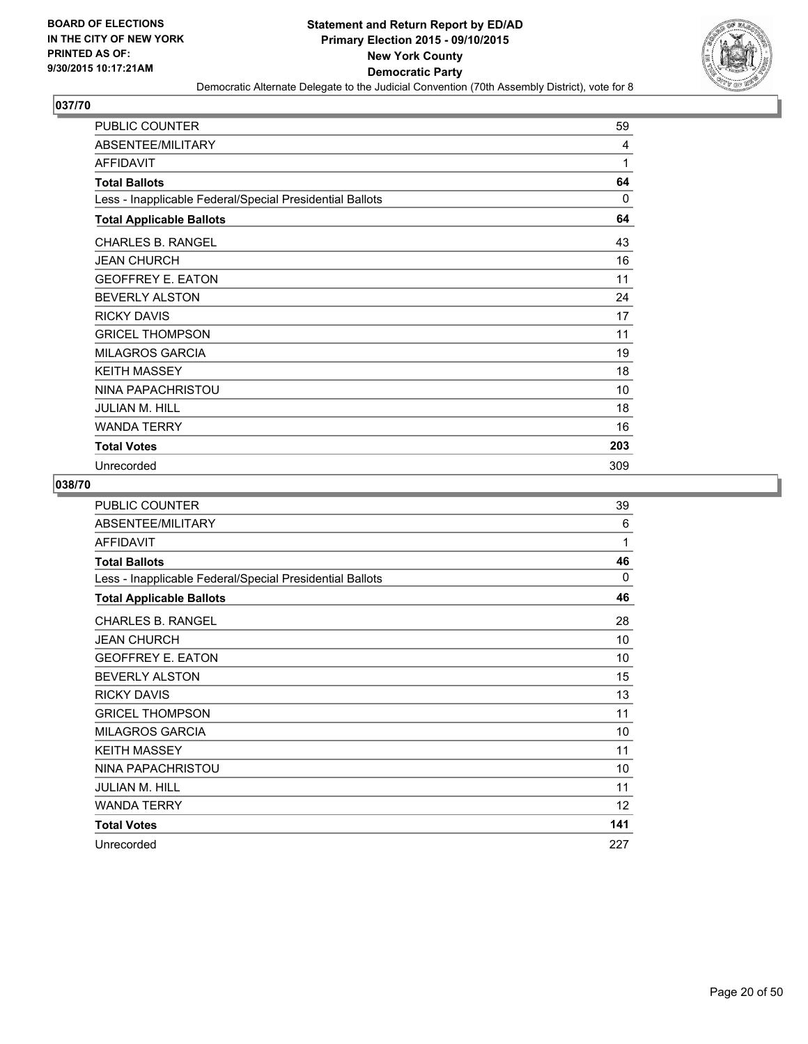BOARD OF ELECTIONS
IN THE CITY OF NEW YORK
PRINTED AS OF:
9/30/2015 10:17:21AM

**Statement and Return Report by ED/AD**
**Primary Election 2015 - 09/10/2015**
**New York County**
**Democratic Party**
Democratic Alternate Delegate to the Judicial Convention (70th Assembly District), vote for 8

## 037/70

| | |
|---|---|
| PUBLIC COUNTER | 59 |
| ABSENTEE/MILITARY | 4 |
| AFFIDAVIT | 1 |
| **Total Ballots** | **64** |
| Less - Inapplicable Federal/Special Presidential Ballots | 0 |
| **Total Applicable Ballots** | **64** |
| CHARLES B. RANGEL | 43 |
| JEAN CHURCH | 16 |
| GEOFFREY E. EATON | 11 |
| BEVERLY ALSTON | 24 |
| RICKY DAVIS | 17 |
| GRICEL THOMPSON | 11 |
| MILAGROS GARCIA | 19 |
| KEITH MASSEY | 18 |
| NINA PAPACHRISTOU | 10 |
| JULIAN M. HILL | 18 |
| WANDA TERRY | 16 |
| **Total Votes** | **203** |
| Unrecorded | 309 |

## 038/70

| | |
|---|---|
| PUBLIC COUNTER | 39 |
| ABSENTEE/MILITARY | 6 |
| AFFIDAVIT | 1 |
| **Total Ballots** | **46** |
| Less - Inapplicable Federal/Special Presidential Ballots | 0 |
| **Total Applicable Ballots** | **46** |
| CHARLES B. RANGEL | 28 |
| JEAN CHURCH | 10 |
| GEOFFREY E. EATON | 10 |
| BEVERLY ALSTON | 15 |
| RICKY DAVIS | 13 |
| GRICEL THOMPSON | 11 |
| MILAGROS GARCIA | 10 |
| KEITH MASSEY | 11 |
| NINA PAPACHRISTOU | 10 |
| JULIAN M. HILL | 11 |
| WANDA TERRY | 12 |
| **Total Votes** | **141** |
| Unrecorded | 227 |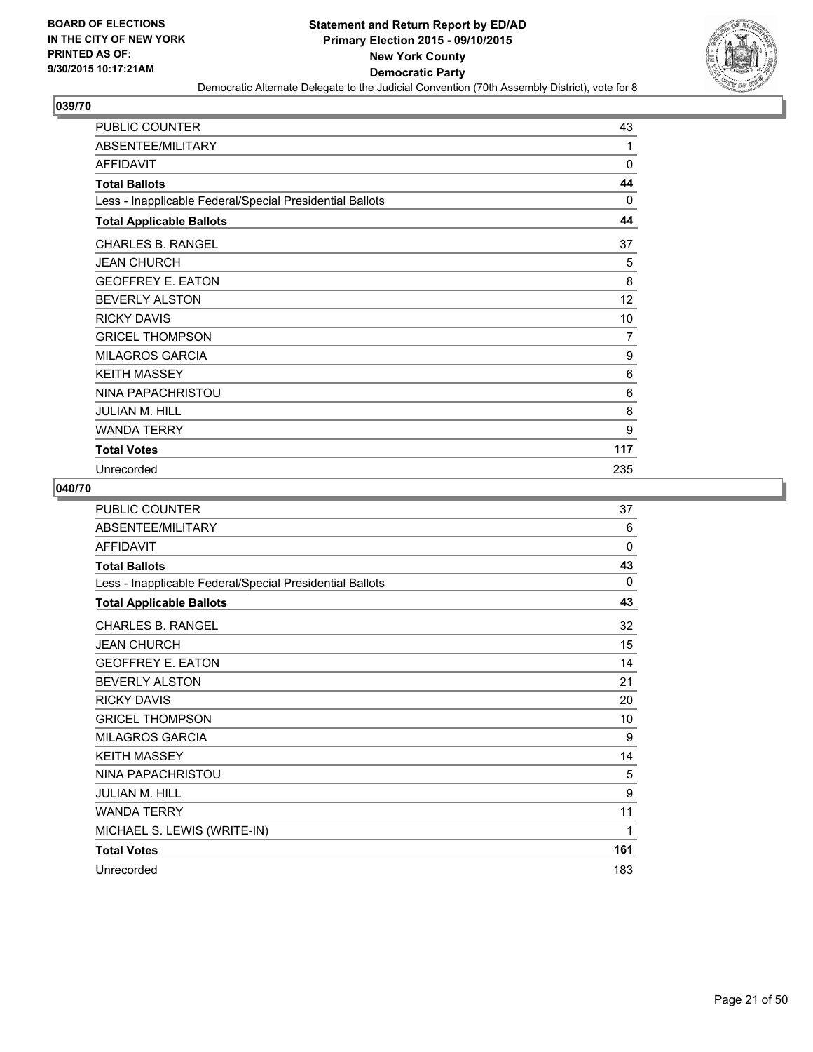BOARD OF ELECTIONS
IN THE CITY OF NEW YORK
PRINTED AS OF:
9/30/2015 10:17:21AM

**Statement and Return Report by ED/AD**
**Primary Election 2015 - 09/10/2015**
**New York County**
**Democratic Party**
Democratic Alternate Delegate to the Judicial Convention (70th Assembly District), vote for 8

## 039/70

| | |
|---|---|
| PUBLIC COUNTER | 43 |
| ABSENTEE/MILITARY | 1 |
| AFFIDAVIT | 0 |
| **Total Ballots** | **44** |
| Less - Inapplicable Federal/Special Presidential Ballots | 0 |
| **Total Applicable Ballots** | **44** |
| CHARLES B. RANGEL | 37 |
| JEAN CHURCH | 5 |
| GEOFFREY E. EATON | 8 |
| BEVERLY ALSTON | 12 |
| RICKY DAVIS | 10 |
| GRICEL THOMPSON | 7 |
| MILAGROS GARCIA | 9 |
| KEITH MASSEY | 6 |
| NINA PAPACHRISTOU | 6 |
| JULIAN M. HILL | 8 |
| WANDA TERRY | 9 |
| **Total Votes** | **117** |
| Unrecorded | 235 |

## 040/70

| | |
|---|---|
| PUBLIC COUNTER | 37 |
| ABSENTEE/MILITARY | 6 |
| AFFIDAVIT | 0 |
| **Total Ballots** | **43** |
| Less - Inapplicable Federal/Special Presidential Ballots | 0 |
| **Total Applicable Ballots** | **43** |
| CHARLES B. RANGEL | 32 |
| JEAN CHURCH | 15 |
| GEOFFREY E. EATON | 14 |
| BEVERLY ALSTON | 21 |
| RICKY DAVIS | 20 |
| GRICEL THOMPSON | 10 |
| MILAGROS GARCIA | 9 |
| KEITH MASSEY | 14 |
| NINA PAPACHRISTOU | 5 |
| JULIAN M. HILL | 9 |
| WANDA TERRY | 11 |
| MICHAEL S. LEWIS (WRITE-IN) | 1 |
| **Total Votes** | **161** |
| Unrecorded | 183 |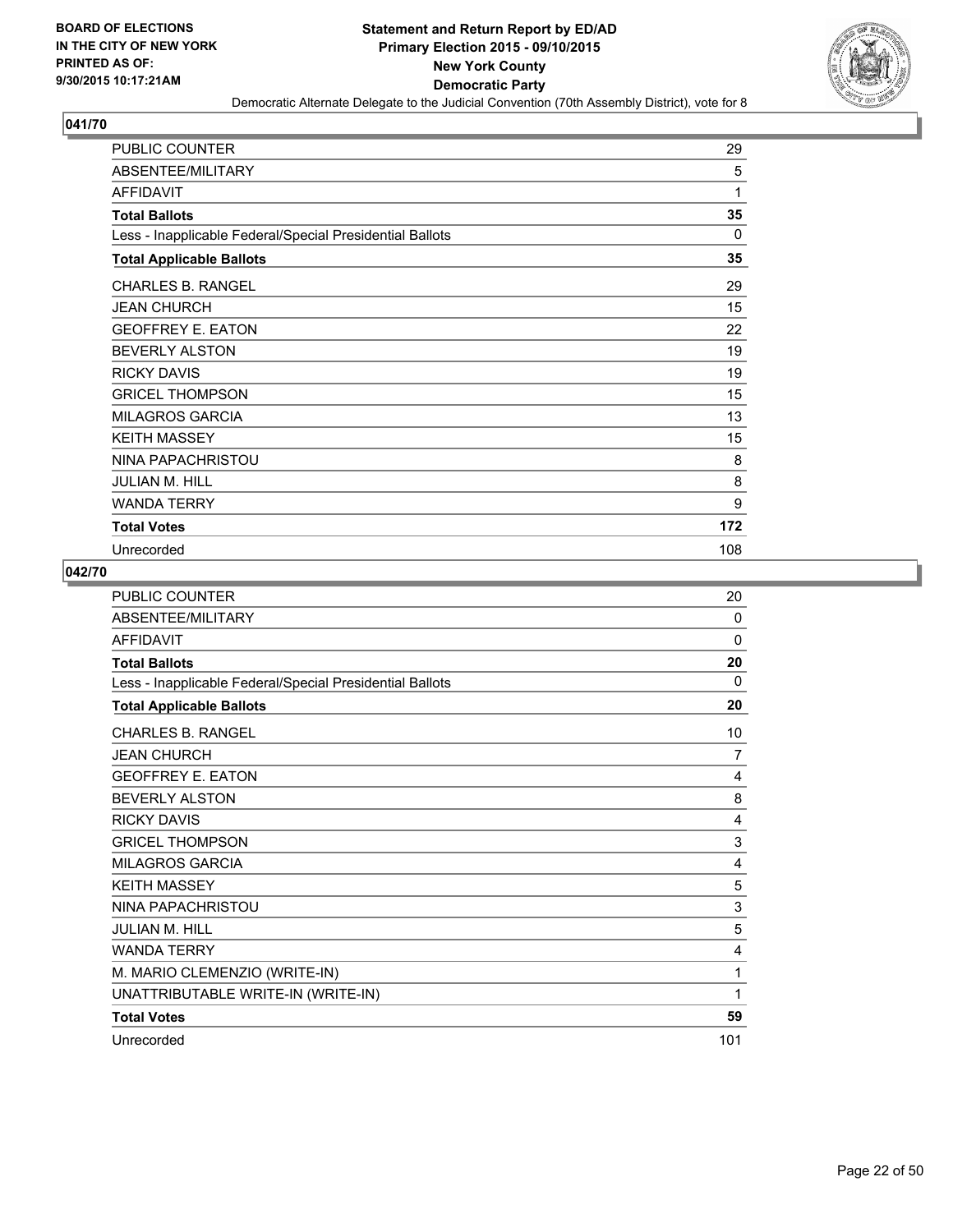BOARD OF ELECTIONS
IN THE CITY OF NEW YORK
PRINTED AS OF:
9/30/2015 10:17:21AM

**Statement and Return Report by ED/AD**
**Primary Election 2015 - 09/10/2015**
**New York County**
**Democratic Party**
Democratic Alternate Delegate to the Judicial Convention (70th Assembly District), vote for 8

### 041/70

| | |
|---|---|
| PUBLIC COUNTER | 29 |
| ABSENTEE/MILITARY | 5 |
| AFFIDAVIT | 1 |
| **Total Ballots** | **35** |
| Less - Inapplicable Federal/Special Presidential Ballots | 0 |
| **Total Applicable Ballots** | **35** |
| CHARLES B. RANGEL | 29 |
| JEAN CHURCH | 15 |
| GEOFFREY E. EATON | 22 |
| BEVERLY ALSTON | 19 |
| RICKY DAVIS | 19 |
| GRICEL THOMPSON | 15 |
| MILAGROS GARCIA | 13 |
| KEITH MASSEY | 15 |
| NINA PAPACHRISTOU | 8 |
| JULIAN M. HILL | 8 |
| WANDA TERRY | 9 |
| **Total Votes** | **172** |
| Unrecorded | 108 |

### 042/70

| | |
|---|---|
| PUBLIC COUNTER | 20 |
| ABSENTEE/MILITARY | 0 |
| AFFIDAVIT | 0 |
| **Total Ballots** | **20** |
| Less - Inapplicable Federal/Special Presidential Ballots | 0 |
| **Total Applicable Ballots** | **20** |
| CHARLES B. RANGEL | 10 |
| JEAN CHURCH | 7 |
| GEOFFREY E. EATON | 4 |
| BEVERLY ALSTON | 8 |
| RICKY DAVIS | 4 |
| GRICEL THOMPSON | 3 |
| MILAGROS GARCIA | 4 |
| KEITH MASSEY | 5 |
| NINA PAPACHRISTOU | 3 |
| JULIAN M. HILL | 5 |
| WANDA TERRY | 4 |
| M. MARIO CLEMENZIO (WRITE-IN) | 1 |
| UNATTRIBUTABLE WRITE-IN (WRITE-IN) | 1 |
| **Total Votes** | **59** |
| Unrecorded | 101 |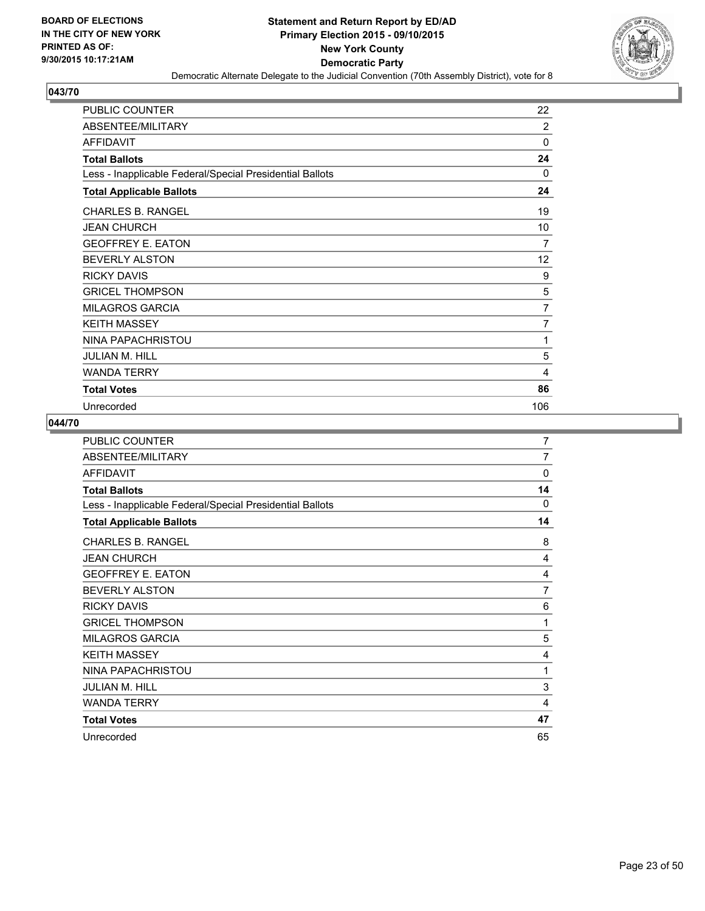BOARD OF ELECTIONS
IN THE CITY OF NEW YORK
PRINTED AS OF:
9/30/2015 10:17:21AM

**Statement and Return Report by ED/AD**
**Primary Election 2015 - 09/10/2015**
**New York County**
**Democratic Party**
Democratic Alternate Delegate to the Judicial Convention (70th Assembly District), vote for 8

## 043/70

| | |
|---|---|
| PUBLIC COUNTER | 22 |
| ABSENTEE/MILITARY | 2 |
| AFFIDAVIT | 0 |
| **Total Ballots** | **24** |
| Less - Inapplicable Federal/Special Presidential Ballots | 0 |
| **Total Applicable Ballots** | **24** |
| CHARLES B. RANGEL | 19 |
| JEAN CHURCH | 10 |
| GEOFFREY E. EATON | 7 |
| BEVERLY ALSTON | 12 |
| RICKY DAVIS | 9 |
| GRICEL THOMPSON | 5 |
| MILAGROS GARCIA | 7 |
| KEITH MASSEY | 7 |
| NINA PAPACHRISTOU | 1 |
| JULIAN M. HILL | 5 |
| WANDA TERRY | 4 |
| **Total Votes** | **86** |
| Unrecorded | 106 |

## 044/70

| | |
|---|---|
| PUBLIC COUNTER | 7 |
| ABSENTEE/MILITARY | 7 |
| AFFIDAVIT | 0 |
| **Total Ballots** | **14** |
| Less - Inapplicable Federal/Special Presidential Ballots | 0 |
| **Total Applicable Ballots** | **14** |
| CHARLES B. RANGEL | 8 |
| JEAN CHURCH | 4 |
| GEOFFREY E. EATON | 4 |
| BEVERLY ALSTON | 7 |
| RICKY DAVIS | 6 |
| GRICEL THOMPSON | 1 |
| MILAGROS GARCIA | 5 |
| KEITH MASSEY | 4 |
| NINA PAPACHRISTOU | 1 |
| JULIAN M. HILL | 3 |
| WANDA TERRY | 4 |
| **Total Votes** | **47** |
| Unrecorded | 65 |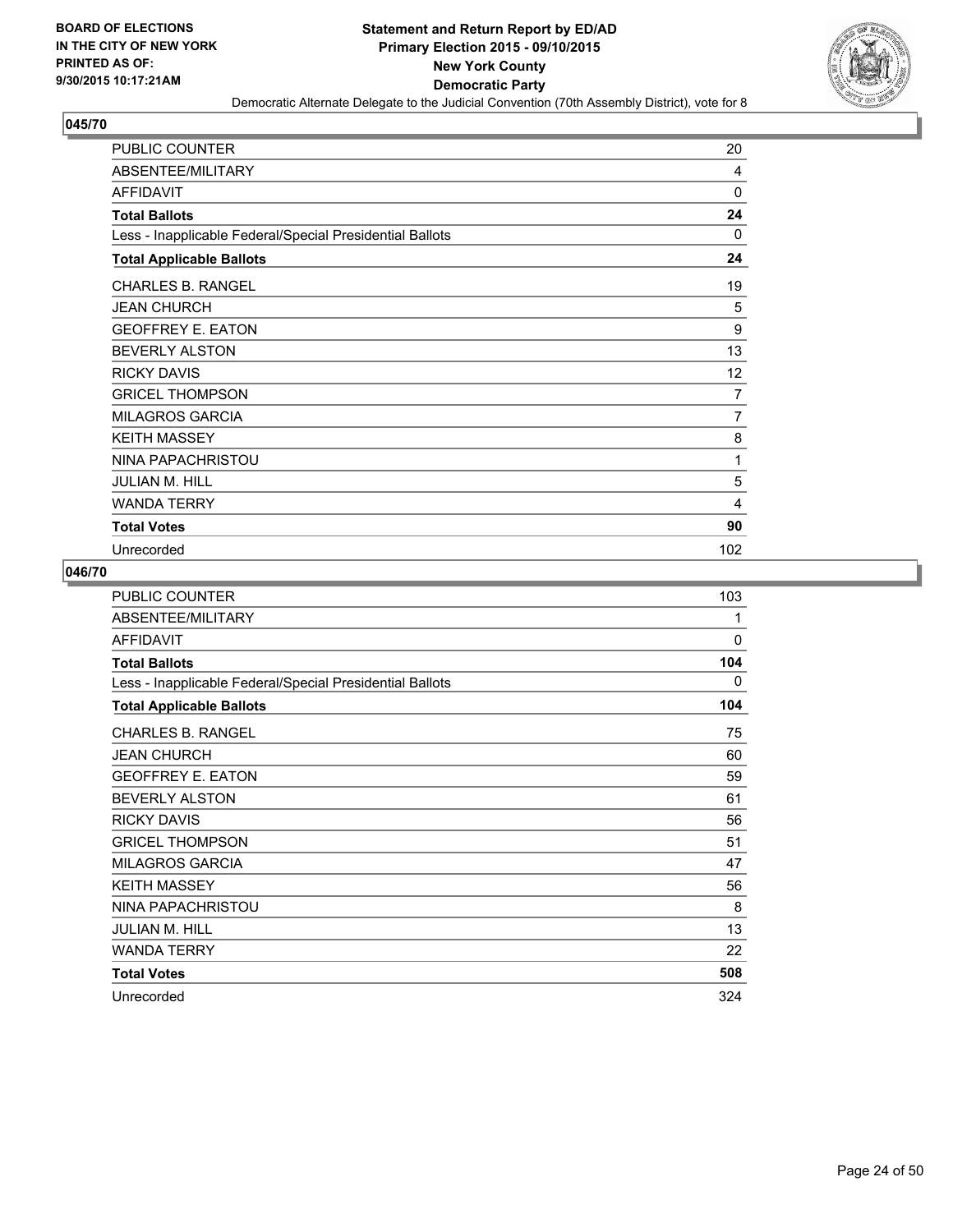**BOARD OF ELECTIONS IN THE CITY OF NEW YORK PRINTED AS OF: 9/30/2015 10:17:21AM**

**Statement and Return Report by ED/AD**
**Primary Election 2015 - 09/10/2015**
**New York County**
**Democratic Party**
Democratic Alternate Delegate to the Judicial Convention (70th Assembly District), vote for 8

## 045/70

| | |
|---|---|
| PUBLIC COUNTER | 20 |
| ABSENTEE/MILITARY | 4 |
| AFFIDAVIT | 0 |
| **Total Ballots** | **24** |
| Less - Inapplicable Federal/Special Presidential Ballots | 0 |
| **Total Applicable Ballots** | **24** |
| CHARLES B. RANGEL | 19 |
| JEAN CHURCH | 5 |
| GEOFFREY E. EATON | 9 |
| BEVERLY ALSTON | 13 |
| RICKY DAVIS | 12 |
| GRICEL THOMPSON | 7 |
| MILAGROS GARCIA | 7 |
| KEITH MASSEY | 8 |
| NINA PAPACHRISTOU | 1 |
| JULIAN M. HILL | 5 |
| WANDA TERRY | 4 |
| **Total Votes** | **90** |
| Unrecorded | 102 |

## 046/70

| | |
|---|---|
| PUBLIC COUNTER | 103 |
| ABSENTEE/MILITARY | 1 |
| AFFIDAVIT | 0 |
| **Total Ballots** | **104** |
| Less - Inapplicable Federal/Special Presidential Ballots | 0 |
| **Total Applicable Ballots** | **104** |
| CHARLES B. RANGEL | 75 |
| JEAN CHURCH | 60 |
| GEOFFREY E. EATON | 59 |
| BEVERLY ALSTON | 61 |
| RICKY DAVIS | 56 |
| GRICEL THOMPSON | 51 |
| MILAGROS GARCIA | 47 |
| KEITH MASSEY | 56 |
| NINA PAPACHRISTOU | 8 |
| JULIAN M. HILL | 13 |
| WANDA TERRY | 22 |
| **Total Votes** | **508** |
| Unrecorded | 324 |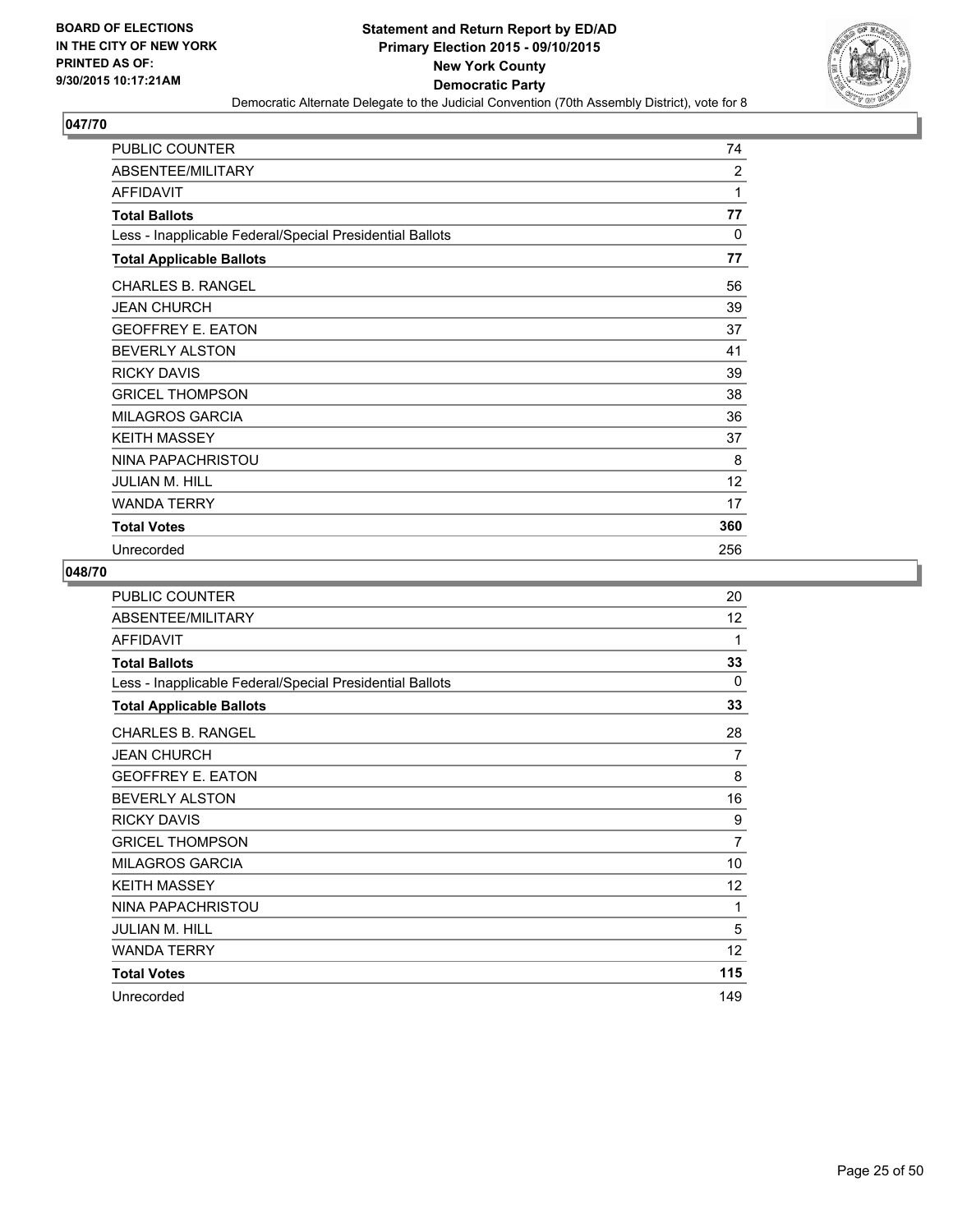BOARD OF ELECTIONS
IN THE CITY OF NEW YORK
PRINTED AS OF:
9/30/2015 10:17:21AM

**Statement and Return Report by ED/AD**
**Primary Election 2015 - 09/10/2015**
**New York County**
**Democratic Party**
Democratic Alternate Delegate to the Judicial Convention (70th Assembly District), vote for 8

## 047/70

| | |
|---|---|
| PUBLIC COUNTER | 74 |
| ABSENTEE/MILITARY | 2 |
| AFFIDAVIT | 1 |
| **Total Ballots** | **77** |
| Less - Inapplicable Federal/Special Presidential Ballots | 0 |
| **Total Applicable Ballots** | **77** |
| CHARLES B. RANGEL | 56 |
| JEAN CHURCH | 39 |
| GEOFFREY E. EATON | 37 |
| BEVERLY ALSTON | 41 |
| RICKY DAVIS | 39 |
| GRICEL THOMPSON | 38 |
| MILAGROS GARCIA | 36 |
| KEITH MASSEY | 37 |
| NINA PAPACHRISTOU | 8 |
| JULIAN M. HILL | 12 |
| WANDA TERRY | 17 |
| **Total Votes** | **360** |
| Unrecorded | 256 |

## 048/70

| | |
|---|---|
| PUBLIC COUNTER | 20 |
| ABSENTEE/MILITARY | 12 |
| AFFIDAVIT | 1 |
| **Total Ballots** | **33** |
| Less - Inapplicable Federal/Special Presidential Ballots | 0 |
| **Total Applicable Ballots** | **33** |
| CHARLES B. RANGEL | 28 |
| JEAN CHURCH | 7 |
| GEOFFREY E. EATON | 8 |
| BEVERLY ALSTON | 16 |
| RICKY DAVIS | 9 |
| GRICEL THOMPSON | 7 |
| MILAGROS GARCIA | 10 |
| KEITH MASSEY | 12 |
| NINA PAPACHRISTOU | 1 |
| JULIAN M. HILL | 5 |
| WANDA TERRY | 12 |
| **Total Votes** | **115** |
| Unrecorded | 149 |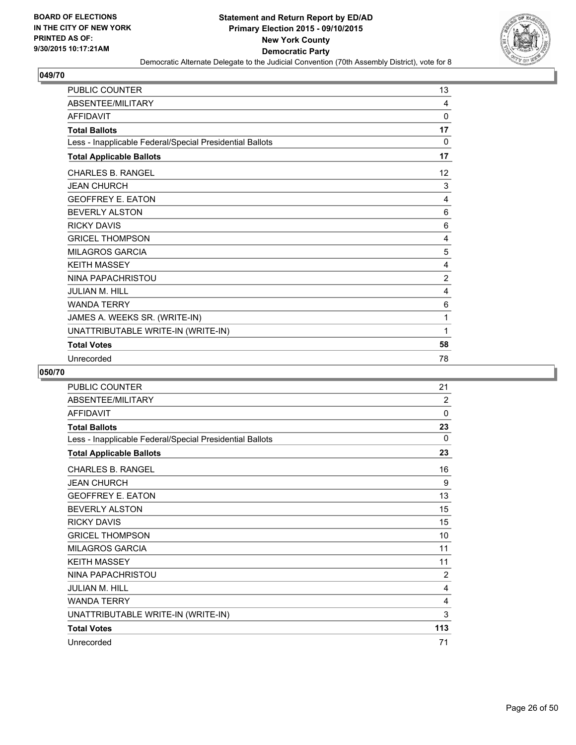**BOARD OF ELECTIONS IN THE CITY OF NEW YORK PRINTED AS OF: 9/30/2015 10:17:21AM**

**Statement and Return Report by ED/AD**
**Primary Election 2015 - 09/10/2015**
**New York County**
**Democratic Party**
Democratic Alternate Delegate to the Judicial Convention (70th Assembly District), vote for 8

### 049/70

| | |
|---|---|
| PUBLIC COUNTER | 13 |
| ABSENTEE/MILITARY | 4 |
| AFFIDAVIT | 0 |
| **Total Ballots** | **17** |
| Less - Inapplicable Federal/Special Presidential Ballots | 0 |
| **Total Applicable Ballots** | **17** |
| CHARLES B. RANGEL | 12 |
| JEAN CHURCH | 3 |
| GEOFFREY E. EATON | 4 |
| BEVERLY ALSTON | 6 |
| RICKY DAVIS | 6 |
| GRICEL THOMPSON | 4 |
| MILAGROS GARCIA | 5 |
| KEITH MASSEY | 4 |
| NINA PAPACHRISTOU | 2 |
| JULIAN M. HILL | 4 |
| WANDA TERRY | 6 |
| JAMES A. WEEKS SR. (WRITE-IN) | 1 |
| UNATTRIBUTABLE WRITE-IN (WRITE-IN) | 1 |
| **Total Votes** | **58** |
| Unrecorded | 78 |

### 050/70

| | |
|---|---|
| PUBLIC COUNTER | 21 |
| ABSENTEE/MILITARY | 2 |
| AFFIDAVIT | 0 |
| **Total Ballots** | **23** |
| Less - Inapplicable Federal/Special Presidential Ballots | 0 |
| **Total Applicable Ballots** | **23** |
| CHARLES B. RANGEL | 16 |
| JEAN CHURCH | 9 |
| GEOFFREY E. EATON | 13 |
| BEVERLY ALSTON | 15 |
| RICKY DAVIS | 15 |
| GRICEL THOMPSON | 10 |
| MILAGROS GARCIA | 11 |
| KEITH MASSEY | 11 |
| NINA PAPACHRISTOU | 2 |
| JULIAN M. HILL | 4 |
| WANDA TERRY | 4 |
| UNATTRIBUTABLE WRITE-IN (WRITE-IN) | 3 |
| **Total Votes** | **113** |
| Unrecorded | 71 |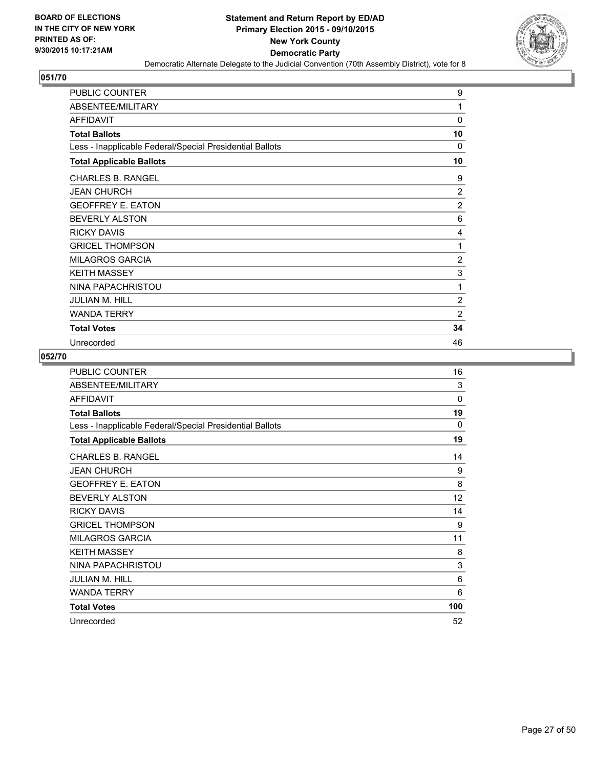**BOARD OF ELECTIONS IN THE CITY OF NEW YORK PRINTED AS OF: 9/30/2015 10:17:21AM**

# Statement and Return Report by ED/AD
## Primary Election 2015 - 09/10/2015
## New York County
## Democratic Party
Democratic Alternate Delegate to the Judicial Convention (70th Assembly District), vote for 8

### 051/70

| | |
|---|---|
| PUBLIC COUNTER | 9 |
| ABSENTEE/MILITARY | 1 |
| AFFIDAVIT | 0 |
| **Total Ballots** | **10** |
| Less - Inapplicable Federal/Special Presidential Ballots | 0 |
| **Total Applicable Ballots** | **10** |
| CHARLES B. RANGEL | 9 |
| JEAN CHURCH | 2 |
| GEOFFREY E. EATON | 2 |
| BEVERLY ALSTON | 6 |
| RICKY DAVIS | 4 |
| GRICEL THOMPSON | 1 |
| MILAGROS GARCIA | 2 |
| KEITH MASSEY | 3 |
| NINA PAPACHRISTOU | 1 |
| JULIAN M. HILL | 2 |
| WANDA TERRY | 2 |
| **Total Votes** | **34** |
| Unrecorded | 46 |

### 052/70

| | |
|---|---|
| PUBLIC COUNTER | 16 |
| ABSENTEE/MILITARY | 3 |
| AFFIDAVIT | 0 |
| **Total Ballots** | **19** |
| Less - Inapplicable Federal/Special Presidential Ballots | 0 |
| **Total Applicable Ballots** | **19** |
| CHARLES B. RANGEL | 14 |
| JEAN CHURCH | 9 |
| GEOFFREY E. EATON | 8 |
| BEVERLY ALSTON | 12 |
| RICKY DAVIS | 14 |
| GRICEL THOMPSON | 9 |
| MILAGROS GARCIA | 11 |
| KEITH MASSEY | 8 |
| NINA PAPACHRISTOU | 3 |
| JULIAN M. HILL | 6 |
| WANDA TERRY | 6 |
| **Total Votes** | **100** |
| Unrecorded | 52 |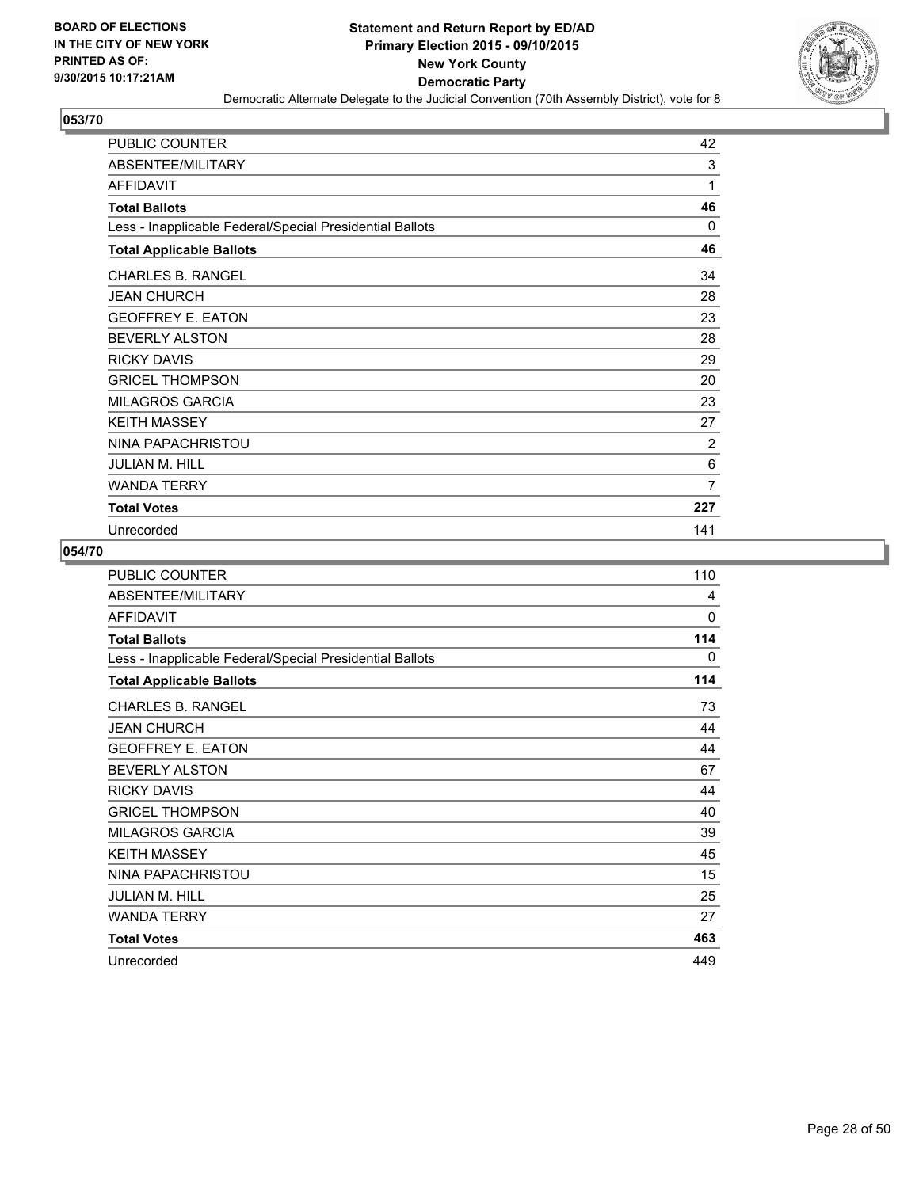**BOARD OF ELECTIONS IN THE CITY OF NEW YORK PRINTED AS OF: 9/30/2015 10:17:21AM**

# Statement and Return Report by ED/AD
## Primary Election 2015 - 09/10/2015
## New York County
## Democratic Party
### Democratic Alternate Delegate to the Judicial Convention (70th Assembly District), vote for 8

### 053/70

| | |
|---|---|
| PUBLIC COUNTER | 42 |
| ABSENTEE/MILITARY | 3 |
| AFFIDAVIT | 1 |
| **Total Ballots** | **46** |
| Less - Inapplicable Federal/Special Presidential Ballots | 0 |
| **Total Applicable Ballots** | **46** |
| CHARLES B. RANGEL | 34 |
| JEAN CHURCH | 28 |
| GEOFFREY E. EATON | 23 |
| BEVERLY ALSTON | 28 |
| RICKY DAVIS | 29 |
| GRICEL THOMPSON | 20 |
| MILAGROS GARCIA | 23 |
| KEITH MASSEY | 27 |
| NINA PAPACHRISTOU | 2 |
| JULIAN M. HILL | 6 |
| WANDA TERRY | 7 |
| **Total Votes** | **227** |
| Unrecorded | 141 |

### 054/70

| | |
|---|---|
| PUBLIC COUNTER | 110 |
| ABSENTEE/MILITARY | 4 |
| AFFIDAVIT | 0 |
| **Total Ballots** | **114** |
| Less - Inapplicable Federal/Special Presidential Ballots | 0 |
| **Total Applicable Ballots** | **114** |
| CHARLES B. RANGEL | 73 |
| JEAN CHURCH | 44 |
| GEOFFREY E. EATON | 44 |
| BEVERLY ALSTON | 67 |
| RICKY DAVIS | 44 |
| GRICEL THOMPSON | 40 |
| MILAGROS GARCIA | 39 |
| KEITH MASSEY | 45 |
| NINA PAPACHRISTOU | 15 |
| JULIAN M. HILL | 25 |
| WANDA TERRY | 27 |
| **Total Votes** | **463** |
| Unrecorded | 449 |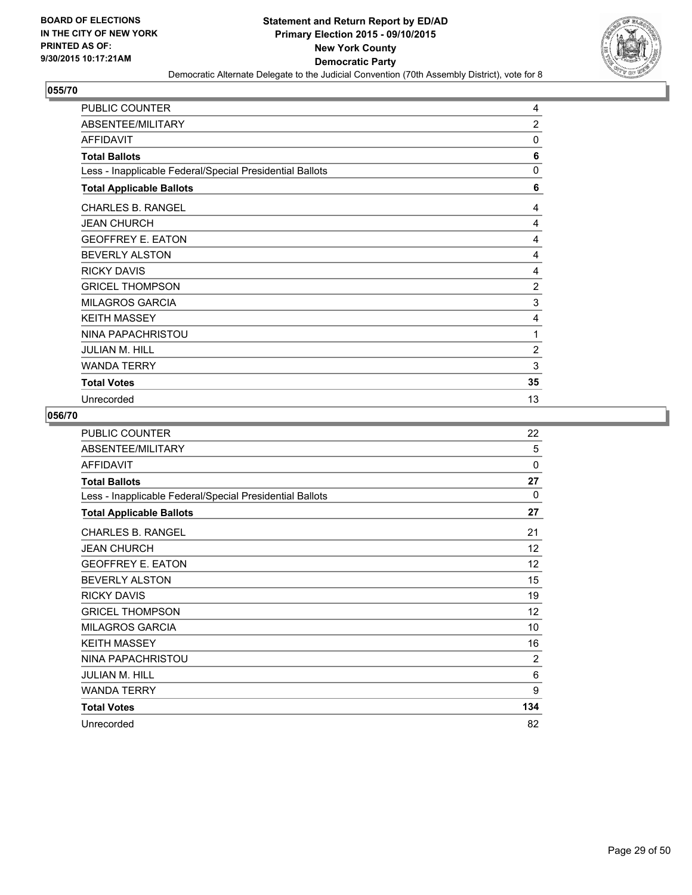BOARD OF ELECTIONS
IN THE CITY OF NEW YORK
PRINTED AS OF:
9/30/2015 10:17:21AM

# Statement and Return Report by ED/AD
## Primary Election 2015 - 09/10/2015
## New York County
## Democratic Party

Democratic Alternate Delegate to the Judicial Convention (70th Assembly District), vote for 8

### 055/70

| | |
|---|---|
| PUBLIC COUNTER | 4 |
| ABSENTEE/MILITARY | 2 |
| AFFIDAVIT | 0 |
| **Total Ballots** | **6** |
| Less - Inapplicable Federal/Special Presidential Ballots | 0 |
| **Total Applicable Ballots** | **6** |
| CHARLES B. RANGEL | 4 |
| JEAN CHURCH | 4 |
| GEOFFREY E. EATON | 4 |
| BEVERLY ALSTON | 4 |
| RICKY DAVIS | 4 |
| GRICEL THOMPSON | 2 |
| MILAGROS GARCIA | 3 |
| KEITH MASSEY | 4 |
| NINA PAPACHRISTOU | 1 |
| JULIAN M. HILL | 2 |
| WANDA TERRY | 3 |
| **Total Votes** | **35** |
| Unrecorded | 13 |

### 056/70

| | |
|---|---|
| PUBLIC COUNTER | 22 |
| ABSENTEE/MILITARY | 5 |
| AFFIDAVIT | 0 |
| **Total Ballots** | **27** |
| Less - Inapplicable Federal/Special Presidential Ballots | 0 |
| **Total Applicable Ballots** | **27** |
| CHARLES B. RANGEL | 21 |
| JEAN CHURCH | 12 |
| GEOFFREY E. EATON | 12 |
| BEVERLY ALSTON | 15 |
| RICKY DAVIS | 19 |
| GRICEL THOMPSON | 12 |
| MILAGROS GARCIA | 10 |
| KEITH MASSEY | 16 |
| NINA PAPACHRISTOU | 2 |
| JULIAN M. HILL | 6 |
| WANDA TERRY | 9 |
| **Total Votes** | **134** |
| Unrecorded | 82 |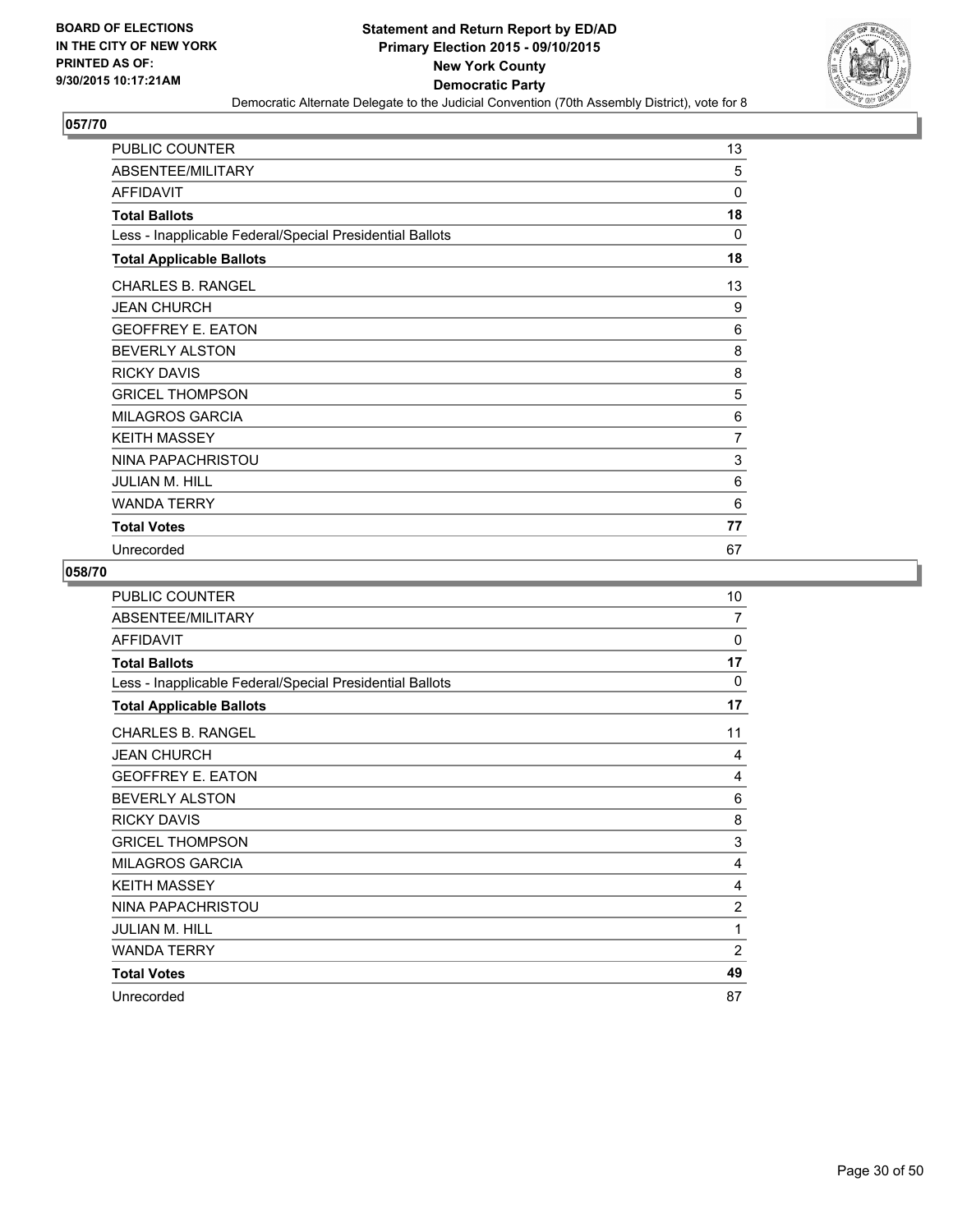BOARD OF ELECTIONS
IN THE CITY OF NEW YORK
PRINTED AS OF:
9/30/2015 10:17:21AM

**Statement and Return Report by ED/AD**
**Primary Election 2015 - 09/10/2015**
**New York County**
**Democratic Party**
Democratic Alternate Delegate to the Judicial Convention (70th Assembly District), vote for 8

## 057/70

| | |
|---|---|
| PUBLIC COUNTER | 13 |
| ABSENTEE/MILITARY | 5 |
| AFFIDAVIT | 0 |
| **Total Ballots** | **18** |
| Less - Inapplicable Federal/Special Presidential Ballots | 0 |
| **Total Applicable Ballots** | **18** |
| CHARLES B. RANGEL | 13 |
| JEAN CHURCH | 9 |
| GEOFFREY E. EATON | 6 |
| BEVERLY ALSTON | 8 |
| RICKY DAVIS | 8 |
| GRICEL THOMPSON | 5 |
| MILAGROS GARCIA | 6 |
| KEITH MASSEY | 7 |
| NINA PAPACHRISTOU | 3 |
| JULIAN M. HILL | 6 |
| WANDA TERRY | 6 |
| **Total Votes** | **77** |
| Unrecorded | 67 |

## 058/70

| | |
|---|---|
| PUBLIC COUNTER | 10 |
| ABSENTEE/MILITARY | 7 |
| AFFIDAVIT | 0 |
| **Total Ballots** | **17** |
| Less - Inapplicable Federal/Special Presidential Ballots | 0 |
| **Total Applicable Ballots** | **17** |
| CHARLES B. RANGEL | 11 |
| JEAN CHURCH | 4 |
| GEOFFREY E. EATON | 4 |
| BEVERLY ALSTON | 6 |
| RICKY DAVIS | 8 |
| GRICEL THOMPSON | 3 |
| MILAGROS GARCIA | 4 |
| KEITH MASSEY | 4 |
| NINA PAPACHRISTOU | 2 |
| JULIAN M. HILL | 1 |
| WANDA TERRY | 2 |
| **Total Votes** | **49** |
| Unrecorded | 87 |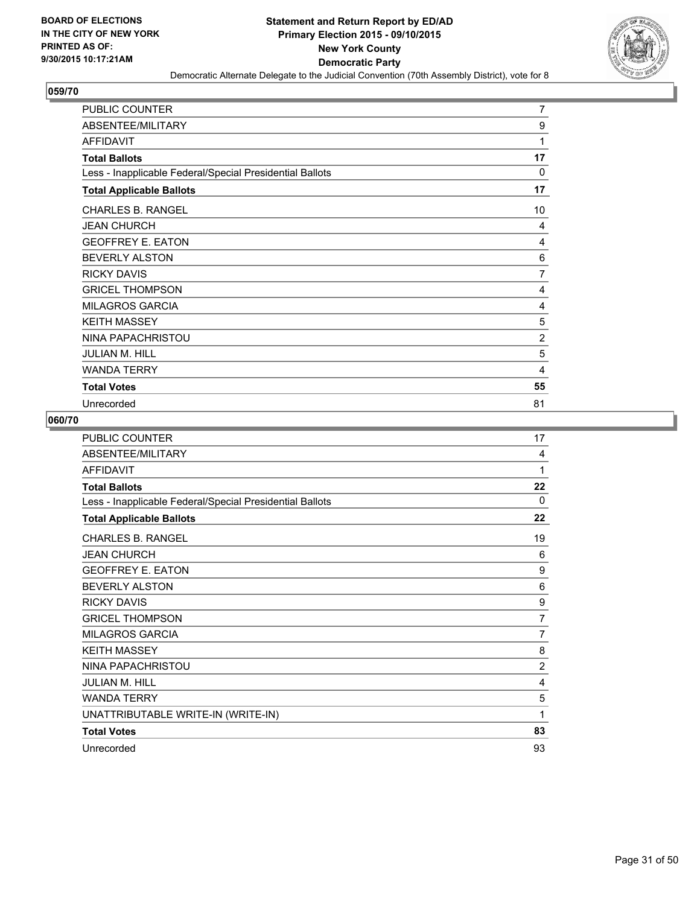BOARD OF ELECTIONS
IN THE CITY OF NEW YORK
PRINTED AS OF:
9/30/2015 10:17:21AM

**Statement and Return Report by ED/AD**
**Primary Election 2015 - 09/10/2015**
**New York County**
**Democratic Party**
Democratic Alternate Delegate to the Judicial Convention (70th Assembly District), vote for 8

## 059/70

| | |
|---|---|
| PUBLIC COUNTER | 7 |
| ABSENTEE/MILITARY | 9 |
| AFFIDAVIT | 1 |
| **Total Ballots** | **17** |
| Less - Inapplicable Federal/Special Presidential Ballots | 0 |
| **Total Applicable Ballots** | **17** |
| CHARLES B. RANGEL | 10 |
| JEAN CHURCH | 4 |
| GEOFFREY E. EATON | 4 |
| BEVERLY ALSTON | 6 |
| RICKY DAVIS | 7 |
| GRICEL THOMPSON | 4 |
| MILAGROS GARCIA | 4 |
| KEITH MASSEY | 5 |
| NINA PAPACHRISTOU | 2 |
| JULIAN M. HILL | 5 |
| WANDA TERRY | 4 |
| **Total Votes** | **55** |
| Unrecorded | 81 |

## 060/70

| | |
|---|---|
| PUBLIC COUNTER | 17 |
| ABSENTEE/MILITARY | 4 |
| AFFIDAVIT | 1 |
| **Total Ballots** | **22** |
| Less - Inapplicable Federal/Special Presidential Ballots | 0 |
| **Total Applicable Ballots** | **22** |
| CHARLES B. RANGEL | 19 |
| JEAN CHURCH | 6 |
| GEOFFREY E. EATON | 9 |
| BEVERLY ALSTON | 6 |
| RICKY DAVIS | 9 |
| GRICEL THOMPSON | 7 |
| MILAGROS GARCIA | 7 |
| KEITH MASSEY | 8 |
| NINA PAPACHRISTOU | 2 |
| JULIAN M. HILL | 4 |
| WANDA TERRY | 5 |
| UNATTRIBUTABLE WRITE-IN (WRITE-IN) | 1 |
| **Total Votes** | **83** |
| Unrecorded | 93 |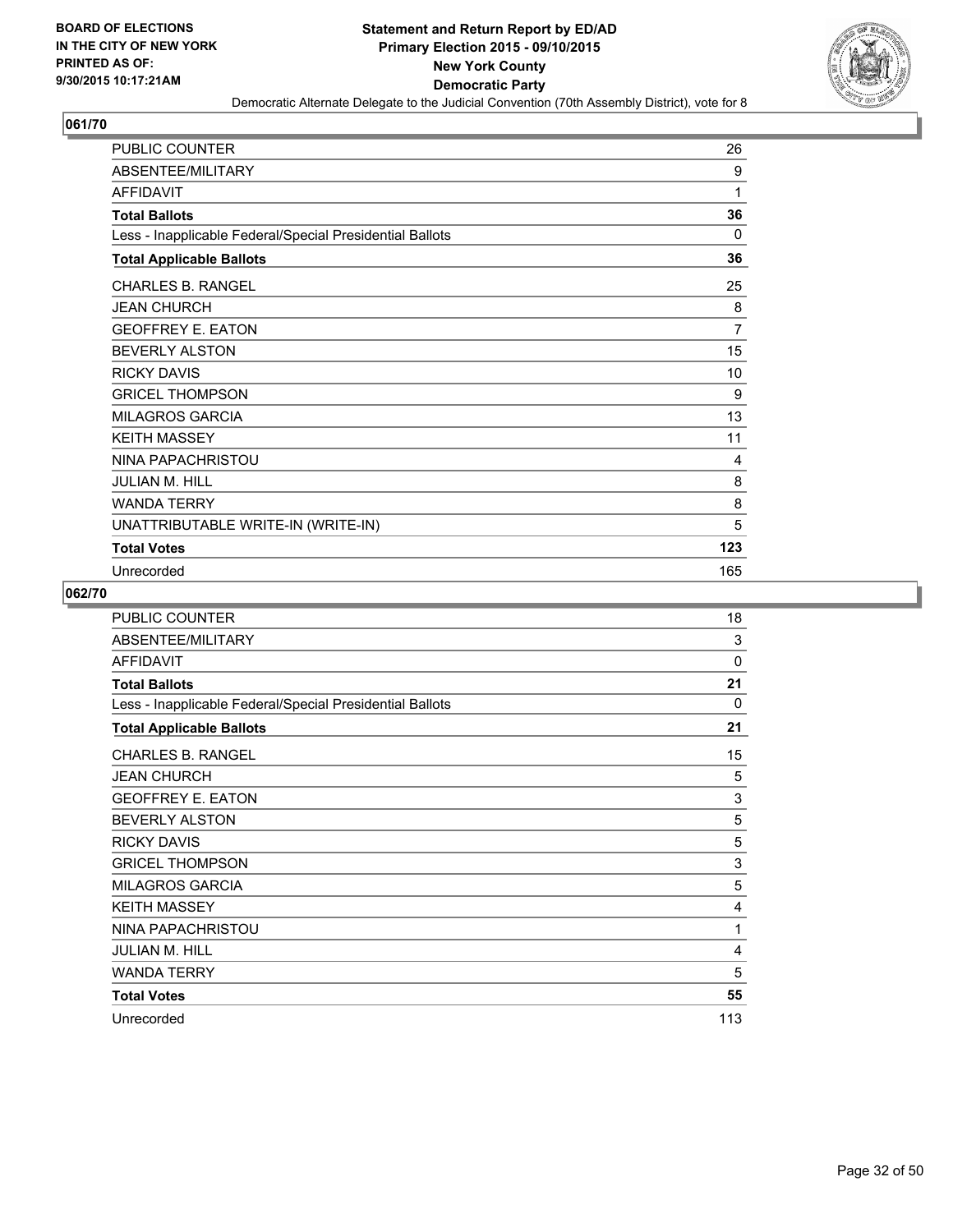BOARD OF ELECTIONS
IN THE CITY OF NEW YORK
PRINTED AS OF:
9/30/2015 10:17:21AM

**Statement and Return Report by ED/AD**
**Primary Election 2015 - 09/10/2015**
**New York County**
**Democratic Party**
Democratic Alternate Delegate to the Judicial Convention (70th Assembly District), vote for 8

## 061/70

| | |
|---|---|
| PUBLIC COUNTER | 26 |
| ABSENTEE/MILITARY | 9 |
| AFFIDAVIT | 1 |
| **Total Ballots** | **36** |
| Less - Inapplicable Federal/Special Presidential Ballots | 0 |
| **Total Applicable Ballots** | **36** |
| CHARLES B. RANGEL | 25 |
| JEAN CHURCH | 8 |
| GEOFFREY E. EATON | 7 |
| BEVERLY ALSTON | 15 |
| RICKY DAVIS | 10 |
| GRICEL THOMPSON | 9 |
| MILAGROS GARCIA | 13 |
| KEITH MASSEY | 11 |
| NINA PAPACHRISTOU | 4 |
| JULIAN M. HILL | 8 |
| WANDA TERRY | 8 |
| UNATTRIBUTABLE WRITE-IN (WRITE-IN) | 5 |
| **Total Votes** | **123** |
| Unrecorded | 165 |

## 062/70

| | |
|---|---|
| PUBLIC COUNTER | 18 |
| ABSENTEE/MILITARY | 3 |
| AFFIDAVIT | 0 |
| **Total Ballots** | **21** |
| Less - Inapplicable Federal/Special Presidential Ballots | 0 |
| **Total Applicable Ballots** | **21** |
| CHARLES B. RANGEL | 15 |
| JEAN CHURCH | 5 |
| GEOFFREY E. EATON | 3 |
| BEVERLY ALSTON | 5 |
| RICKY DAVIS | 5 |
| GRICEL THOMPSON | 3 |
| MILAGROS GARCIA | 5 |
| KEITH MASSEY | 4 |
| NINA PAPACHRISTOU | 1 |
| JULIAN M. HILL | 4 |
| WANDA TERRY | 5 |
| **Total Votes** | **55** |
| Unrecorded | 113 |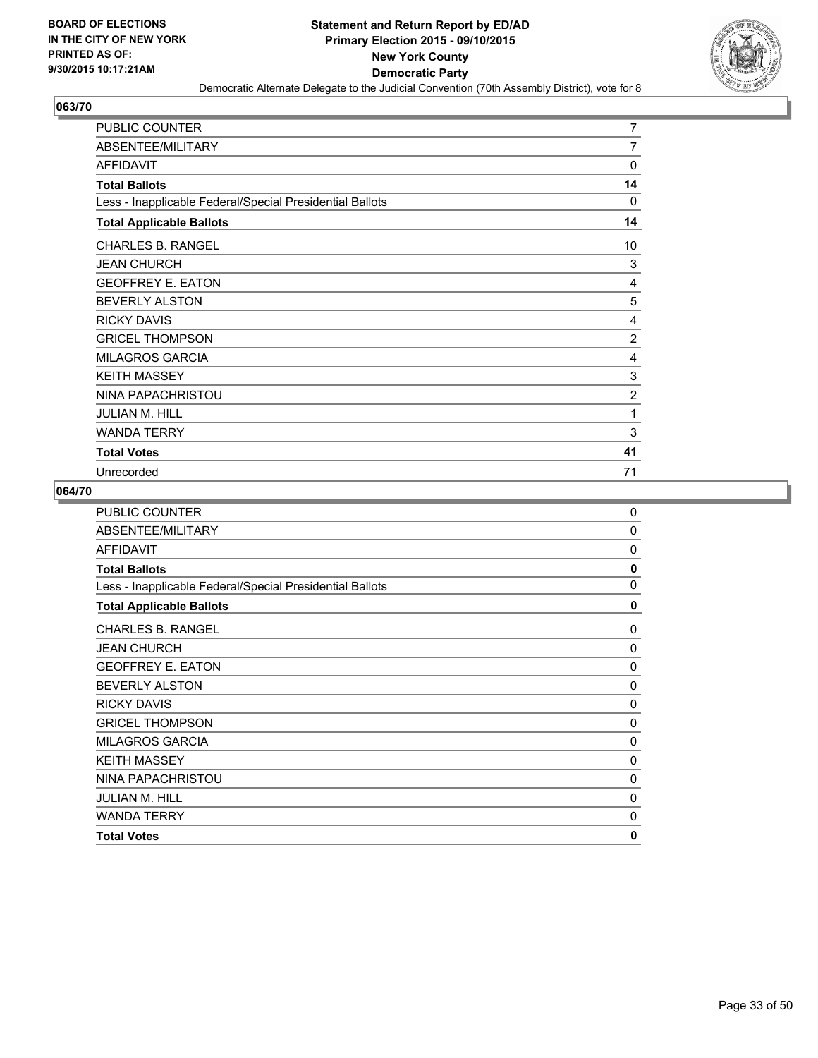BOARD OF ELECTIONS
IN THE CITY OF NEW YORK
PRINTED AS OF:
9/30/2015 10:17:21AM

**Statement and Return Report by ED/AD**
**Primary Election 2015 - 09/10/2015**
**New York County**
**Democratic Party**
Democratic Alternate Delegate to the Judicial Convention (70th Assembly District), vote for 8

## 063/70

| | |
|---|---|
| PUBLIC COUNTER | 7 |
| ABSENTEE/MILITARY | 7 |
| AFFIDAVIT | 0 |
| **Total Ballots** | **14** |
| Less - Inapplicable Federal/Special Presidential Ballots | 0 |
| **Total Applicable Ballots** | **14** |
| CHARLES B. RANGEL | 10 |
| JEAN CHURCH | 3 |
| GEOFFREY E. EATON | 4 |
| BEVERLY ALSTON | 5 |
| RICKY DAVIS | 4 |
| GRICEL THOMPSON | 2 |
| MILAGROS GARCIA | 4 |
| KEITH MASSEY | 3 |
| NINA PAPACHRISTOU | 2 |
| JULIAN M. HILL | 1 |
| WANDA TERRY | 3 |
| **Total Votes** | **41** |
| Unrecorded | 71 |

## 064/70

| | |
|---|---|
| PUBLIC COUNTER | 0 |
| ABSENTEE/MILITARY | 0 |
| AFFIDAVIT | 0 |
| **Total Ballots** | **0** |
| Less - Inapplicable Federal/Special Presidential Ballots | 0 |
| **Total Applicable Ballots** | **0** |
| CHARLES B. RANGEL | 0 |
| JEAN CHURCH | 0 |
| GEOFFREY E. EATON | 0 |
| BEVERLY ALSTON | 0 |
| RICKY DAVIS | 0 |
| GRICEL THOMPSON | 0 |
| MILAGROS GARCIA | 0 |
| KEITH MASSEY | 0 |
| NINA PAPACHRISTOU | 0 |
| JULIAN M. HILL | 0 |
| WANDA TERRY | 0 |
| **Total Votes** | **0** |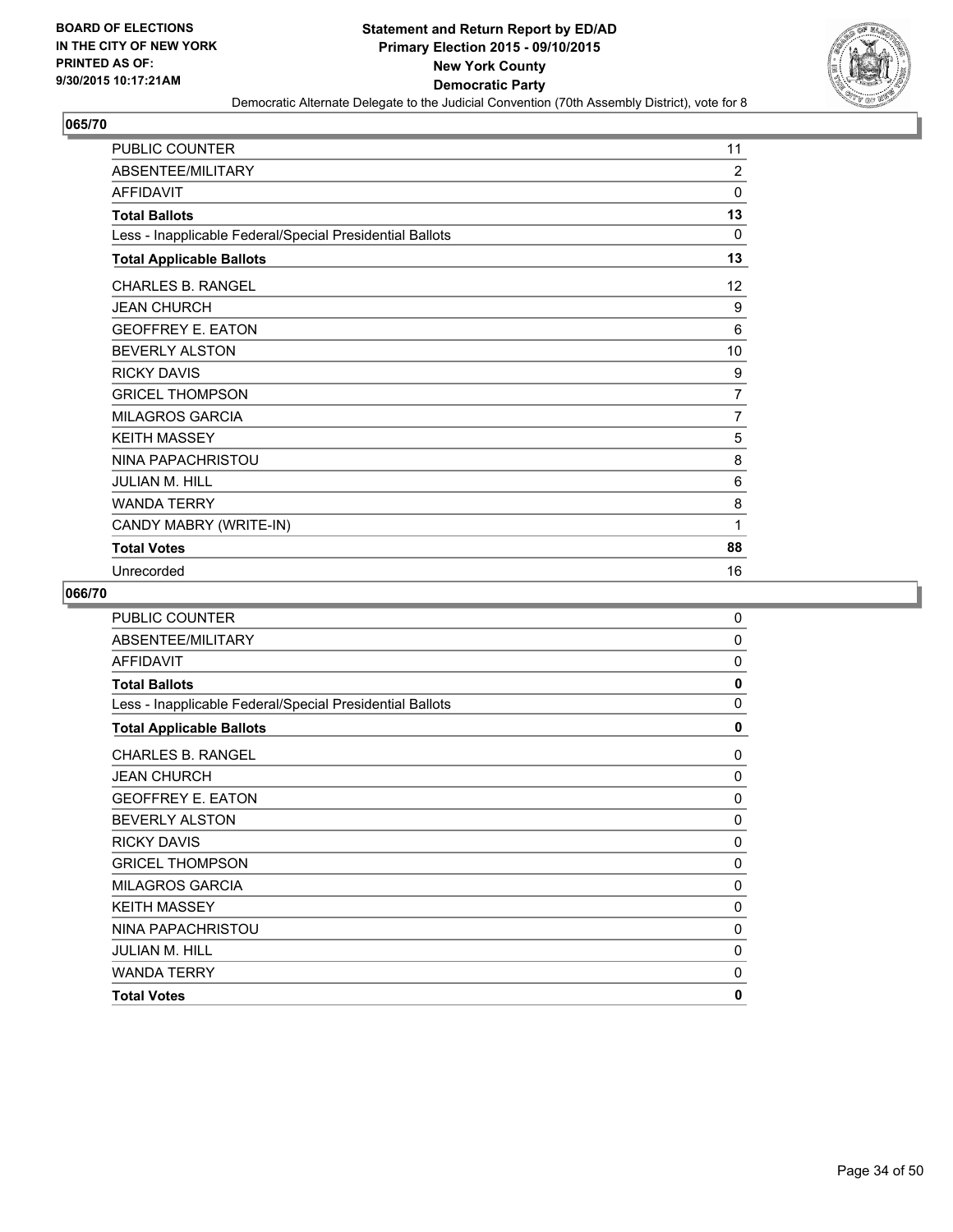**BOARD OF ELECTIONS IN THE CITY OF NEW YORK PRINTED AS OF: 9/30/2015 10:17:21AM**

**Statement and Return Report by ED/AD**
**Primary Election 2015 - 09/10/2015**
**New York County**
**Democratic Party**
Democratic Alternate Delegate to the Judicial Convention (70th Assembly District), vote for 8

## 065/70

| | |
|---|---|
| PUBLIC COUNTER | 11 |
| ABSENTEE/MILITARY | 2 |
| AFFIDAVIT | 0 |
| **Total Ballots** | **13** |
| Less - Inapplicable Federal/Special Presidential Ballots | 0 |
| **Total Applicable Ballots** | **13** |
| CHARLES B. RANGEL | 12 |
| JEAN CHURCH | 9 |
| GEOFFREY E. EATON | 6 |
| BEVERLY ALSTON | 10 |
| RICKY DAVIS | 9 |
| GRICEL THOMPSON | 7 |
| MILAGROS GARCIA | 7 |
| KEITH MASSEY | 5 |
| NINA PAPACHRISTOU | 8 |
| JULIAN M. HILL | 6 |
| WANDA TERRY | 8 |
| CANDY MABRY (WRITE-IN) | 1 |
| **Total Votes** | **88** |
| Unrecorded | 16 |

## 066/70

| | |
|---|---|
| PUBLIC COUNTER | 0 |
| ABSENTEE/MILITARY | 0 |
| AFFIDAVIT | 0 |
| **Total Ballots** | **0** |
| Less - Inapplicable Federal/Special Presidential Ballots | 0 |
| **Total Applicable Ballots** | **0** |
| CHARLES B. RANGEL | 0 |
| JEAN CHURCH | 0 |
| GEOFFREY E. EATON | 0 |
| BEVERLY ALSTON | 0 |
| RICKY DAVIS | 0 |
| GRICEL THOMPSON | 0 |
| MILAGROS GARCIA | 0 |
| KEITH MASSEY | 0 |
| NINA PAPACHRISTOU | 0 |
| JULIAN M. HILL | 0 |
| WANDA TERRY | 0 |
| **Total Votes** | **0** |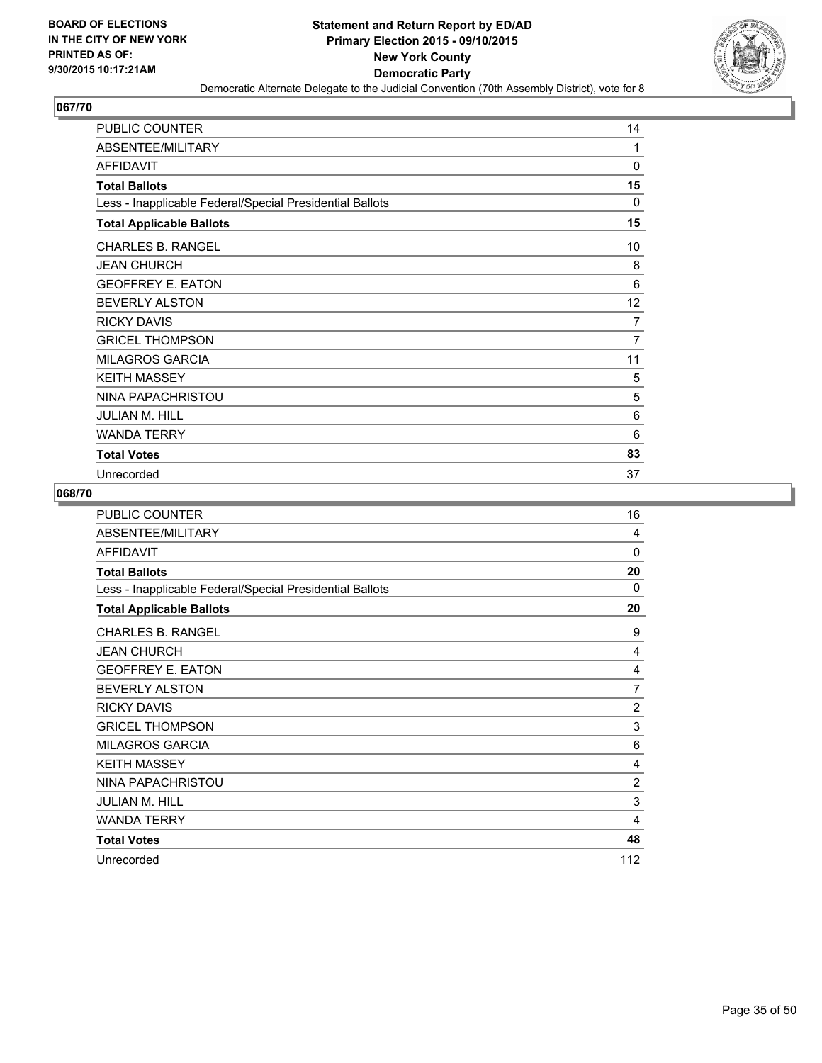BOARD OF ELECTIONS
IN THE CITY OF NEW YORK
PRINTED AS OF:
9/30/2015 10:17:21AM

**Statement and Return Report by ED/AD**
**Primary Election 2015 - 09/10/2015**
**New York County**
**Democratic Party**
Democratic Alternate Delegate to the Judicial Convention (70th Assembly District), vote for 8

## 067/70

| | |
|---|---|
| PUBLIC COUNTER | 14 |
| ABSENTEE/MILITARY | 1 |
| AFFIDAVIT | 0 |
| **Total Ballots** | **15** |
| Less - Inapplicable Federal/Special Presidential Ballots | 0 |
| **Total Applicable Ballots** | **15** |
| CHARLES B. RANGEL | 10 |
| JEAN CHURCH | 8 |
| GEOFFREY E. EATON | 6 |
| BEVERLY ALSTON | 12 |
| RICKY DAVIS | 7 |
| GRICEL THOMPSON | 7 |
| MILAGROS GARCIA | 11 |
| KEITH MASSEY | 5 |
| NINA PAPACHRISTOU | 5 |
| JULIAN M. HILL | 6 |
| WANDA TERRY | 6 |
| **Total Votes** | **83** |
| Unrecorded | 37 |

## 068/70

| | |
|---|---|
| PUBLIC COUNTER | 16 |
| ABSENTEE/MILITARY | 4 |
| AFFIDAVIT | 0 |
| **Total Ballots** | **20** |
| Less - Inapplicable Federal/Special Presidential Ballots | 0 |
| **Total Applicable Ballots** | **20** |
| CHARLES B. RANGEL | 9 |
| JEAN CHURCH | 4 |
| GEOFFREY E. EATON | 4 |
| BEVERLY ALSTON | 7 |
| RICKY DAVIS | 2 |
| GRICEL THOMPSON | 3 |
| MILAGROS GARCIA | 6 |
| KEITH MASSEY | 4 |
| NINA PAPACHRISTOU | 2 |
| JULIAN M. HILL | 3 |
| WANDA TERRY | 4 |
| **Total Votes** | **48** |
| Unrecorded | 112 |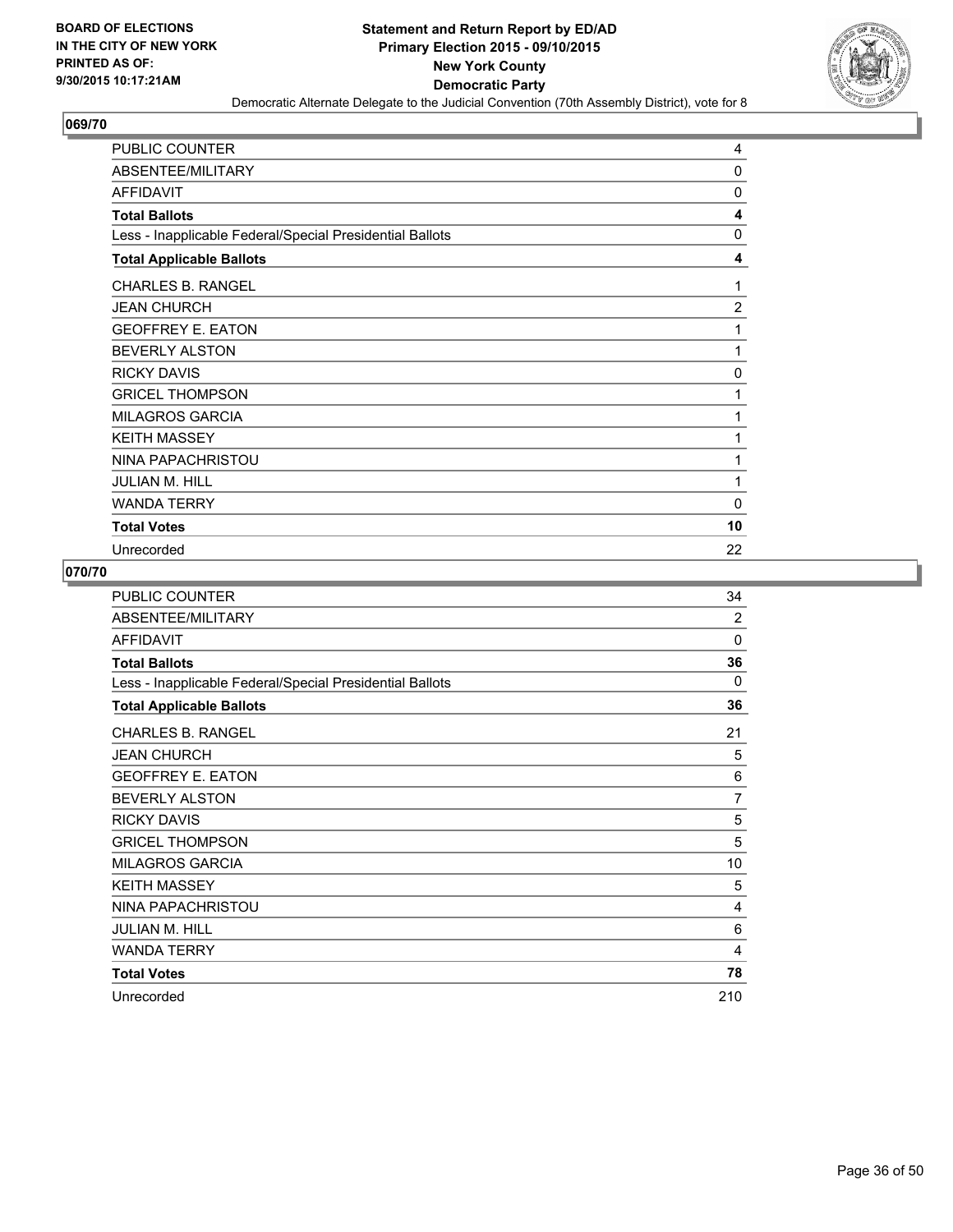BOARD OF ELECTIONS
IN THE CITY OF NEW YORK
PRINTED AS OF:
9/30/2015 10:17:21AM

**Statement and Return Report by ED/AD**
**Primary Election 2015 - 09/10/2015**
**New York County**
**Democratic Party**
Democratic Alternate Delegate to the Judicial Convention (70th Assembly District), vote for 8

## 069/70

| | |
|---|---|
| PUBLIC COUNTER | 4 |
| ABSENTEE/MILITARY | 0 |
| AFFIDAVIT | 0 |
| **Total Ballots** | **4** |
| Less - Inapplicable Federal/Special Presidential Ballots | 0 |
| **Total Applicable Ballots** | **4** |
| CHARLES B. RANGEL | 1 |
| JEAN CHURCH | 2 |
| GEOFFREY E. EATON | 1 |
| BEVERLY ALSTON | 1 |
| RICKY DAVIS | 0 |
| GRICEL THOMPSON | 1 |
| MILAGROS GARCIA | 1 |
| KEITH MASSEY | 1 |
| NINA PAPACHRISTOU | 1 |
| JULIAN M. HILL | 1 |
| WANDA TERRY | 0 |
| **Total Votes** | **10** |
| Unrecorded | 22 |

## 070/70

| | |
|---|---|
| PUBLIC COUNTER | 34 |
| ABSENTEE/MILITARY | 2 |
| AFFIDAVIT | 0 |
| **Total Ballots** | **36** |
| Less - Inapplicable Federal/Special Presidential Ballots | 0 |
| **Total Applicable Ballots** | **36** |
| CHARLES B. RANGEL | 21 |
| JEAN CHURCH | 5 |
| GEOFFREY E. EATON | 6 |
| BEVERLY ALSTON | 7 |
| RICKY DAVIS | 5 |
| GRICEL THOMPSON | 5 |
| MILAGROS GARCIA | 10 |
| KEITH MASSEY | 5 |
| NINA PAPACHRISTOU | 4 |
| JULIAN M. HILL | 6 |
| WANDA TERRY | 4 |
| **Total Votes** | **78** |
| Unrecorded | 210 |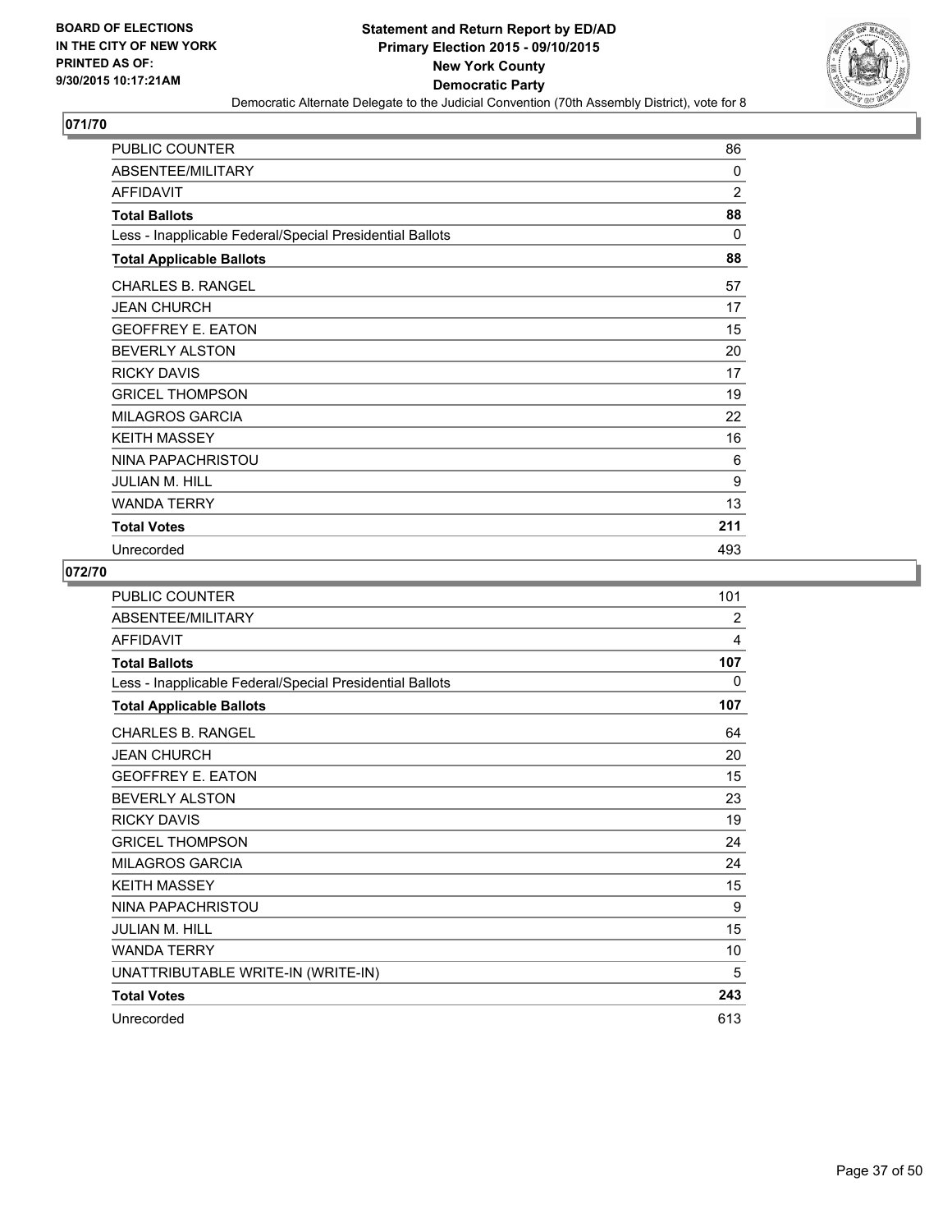BOARD OF ELECTIONS
IN THE CITY OF NEW YORK
PRINTED AS OF:
9/30/2015 10:17:21AM

**Statement and Return Report by ED/AD**
**Primary Election 2015 - 09/10/2015**
**New York County**
**Democratic Party**
Democratic Alternate Delegate to the Judicial Convention (70th Assembly District), vote for 8

## 071/70

| | |
|---|---|
| PUBLIC COUNTER | 86 |
| ABSENTEE/MILITARY | 0 |
| AFFIDAVIT | 2 |
| **Total Ballots** | **88** |
| Less - Inapplicable Federal/Special Presidential Ballots | 0 |
| **Total Applicable Ballots** | **88** |
| CHARLES B. RANGEL | 57 |
| JEAN CHURCH | 17 |
| GEOFFREY E. EATON | 15 |
| BEVERLY ALSTON | 20 |
| RICKY DAVIS | 17 |
| GRICEL THOMPSON | 19 |
| MILAGROS GARCIA | 22 |
| KEITH MASSEY | 16 |
| NINA PAPACHRISTOU | 6 |
| JULIAN M. HILL | 9 |
| WANDA TERRY | 13 |
| **Total Votes** | **211** |
| Unrecorded | 493 |

## 072/70

| | |
|---|---|
| PUBLIC COUNTER | 101 |
| ABSENTEE/MILITARY | 2 |
| AFFIDAVIT | 4 |
| **Total Ballots** | **107** |
| Less - Inapplicable Federal/Special Presidential Ballots | 0 |
| **Total Applicable Ballots** | **107** |
| CHARLES B. RANGEL | 64 |
| JEAN CHURCH | 20 |
| GEOFFREY E. EATON | 15 |
| BEVERLY ALSTON | 23 |
| RICKY DAVIS | 19 |
| GRICEL THOMPSON | 24 |
| MILAGROS GARCIA | 24 |
| KEITH MASSEY | 15 |
| NINA PAPACHRISTOU | 9 |
| JULIAN M. HILL | 15 |
| WANDA TERRY | 10 |
| UNATTRIBUTABLE WRITE-IN (WRITE-IN) | 5 |
| **Total Votes** | **243** |
| Unrecorded | 613 |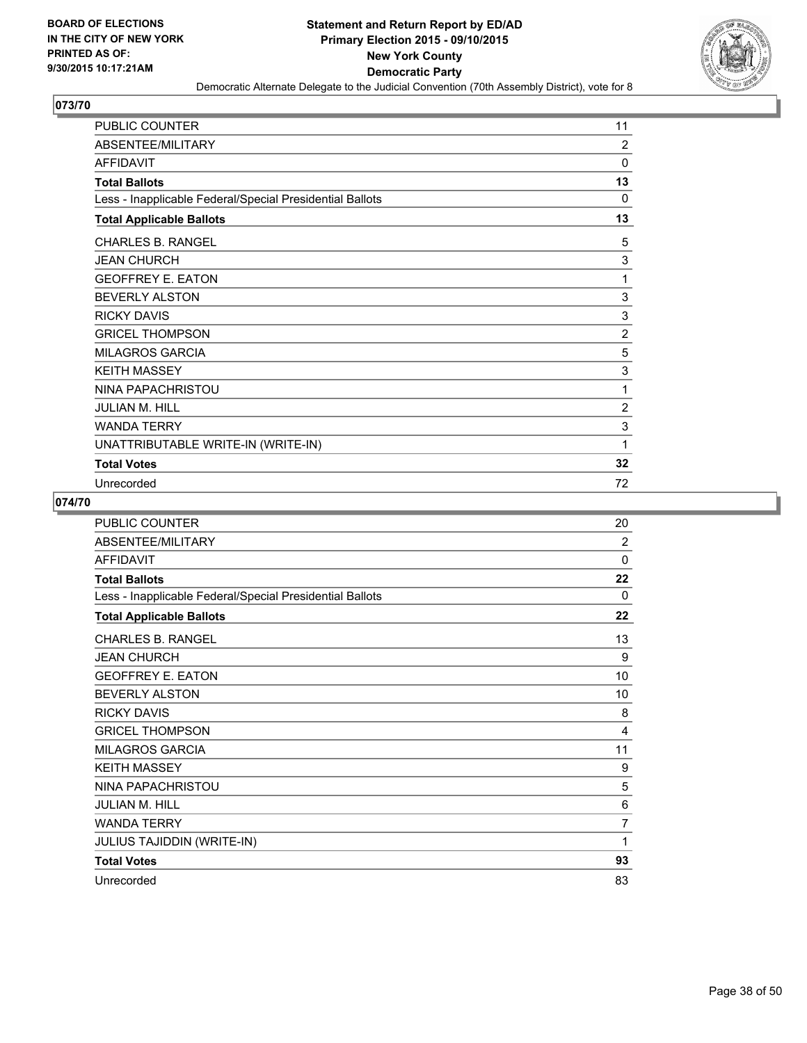BOARD OF ELECTIONS
IN THE CITY OF NEW YORK
PRINTED AS OF:
9/30/2015 10:17:21AM

**Statement and Return Report by ED/AD**
**Primary Election 2015 - 09/10/2015**
**New York County**
**Democratic Party**
Democratic Alternate Delegate to the Judicial Convention (70th Assembly District), vote for 8

## 073/70

| | |
|---|---|
| PUBLIC COUNTER | 11 |
| ABSENTEE/MILITARY | 2 |
| AFFIDAVIT | 0 |
| **Total Ballots** | **13** |
| Less - Inapplicable Federal/Special Presidential Ballots | 0 |
| **Total Applicable Ballots** | **13** |
| CHARLES B. RANGEL | 5 |
| JEAN CHURCH | 3 |
| GEOFFREY E. EATON | 1 |
| BEVERLY ALSTON | 3 |
| RICKY DAVIS | 3 |
| GRICEL THOMPSON | 2 |
| MILAGROS GARCIA | 5 |
| KEITH MASSEY | 3 |
| NINA PAPACHRISTOU | 1 |
| JULIAN M. HILL | 2 |
| WANDA TERRY | 3 |
| UNATTRIBUTABLE WRITE-IN (WRITE-IN) | 1 |
| **Total Votes** | **32** |
| Unrecorded | 72 |

## 074/70

| | |
|---|---|
| PUBLIC COUNTER | 20 |
| ABSENTEE/MILITARY | 2 |
| AFFIDAVIT | 0 |
| **Total Ballots** | **22** |
| Less - Inapplicable Federal/Special Presidential Ballots | 0 |
| **Total Applicable Ballots** | **22** |
| CHARLES B. RANGEL | 13 |
| JEAN CHURCH | 9 |
| GEOFFREY E. EATON | 10 |
| BEVERLY ALSTON | 10 |
| RICKY DAVIS | 8 |
| GRICEL THOMPSON | 4 |
| MILAGROS GARCIA | 11 |
| KEITH MASSEY | 9 |
| NINA PAPACHRISTOU | 5 |
| JULIAN M. HILL | 6 |
| WANDA TERRY | 7 |
| JULIUS TAJIDDIN (WRITE-IN) | 1 |
| **Total Votes** | **93** |
| Unrecorded | 83 |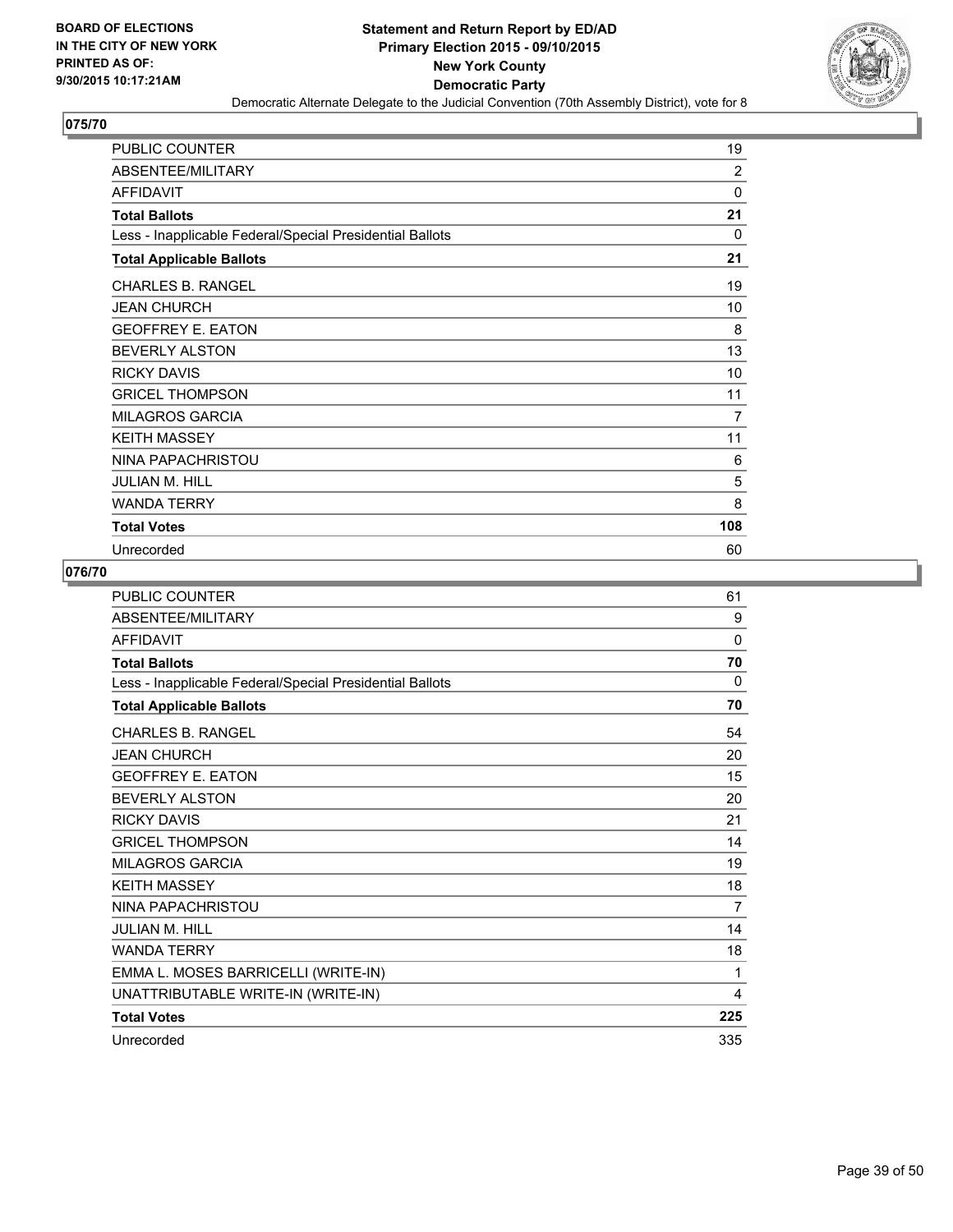BOARD OF ELECTIONS
IN THE CITY OF NEW YORK
PRINTED AS OF:
9/30/2015 10:17:21AM

**Statement and Return Report by ED/AD**
**Primary Election 2015 - 09/10/2015**
**New York County**
**Democratic Party**
Democratic Alternate Delegate to the Judicial Convention (70th Assembly District), vote for 8

## 075/70

| | |
|---|---|
| PUBLIC COUNTER | 19 |
| ABSENTEE/MILITARY | 2 |
| AFFIDAVIT | 0 |
| **Total Ballots** | **21** |
| Less - Inapplicable Federal/Special Presidential Ballots | 0 |
| **Total Applicable Ballots** | **21** |
| CHARLES B. RANGEL | 19 |
| JEAN CHURCH | 10 |
| GEOFFREY E. EATON | 8 |
| BEVERLY ALSTON | 13 |
| RICKY DAVIS | 10 |
| GRICEL THOMPSON | 11 |
| MILAGROS GARCIA | 7 |
| KEITH MASSEY | 11 |
| NINA PAPACHRISTOU | 6 |
| JULIAN M. HILL | 5 |
| WANDA TERRY | 8 |
| **Total Votes** | **108** |
| Unrecorded | 60 |

## 076/70

| | |
|---|---|
| PUBLIC COUNTER | 61 |
| ABSENTEE/MILITARY | 9 |
| AFFIDAVIT | 0 |
| **Total Ballots** | **70** |
| Less - Inapplicable Federal/Special Presidential Ballots | 0 |
| **Total Applicable Ballots** | **70** |
| CHARLES B. RANGEL | 54 |
| JEAN CHURCH | 20 |
| GEOFFREY E. EATON | 15 |
| BEVERLY ALSTON | 20 |
| RICKY DAVIS | 21 |
| GRICEL THOMPSON | 14 |
| MILAGROS GARCIA | 19 |
| KEITH MASSEY | 18 |
| NINA PAPACHRISTOU | 7 |
| JULIAN M. HILL | 14 |
| WANDA TERRY | 18 |
| EMMA L. MOSES BARRICELLI (WRITE-IN) | 1 |
| UNATTRIBUTABLE WRITE-IN (WRITE-IN) | 4 |
| **Total Votes** | **225** |
| Unrecorded | 335 |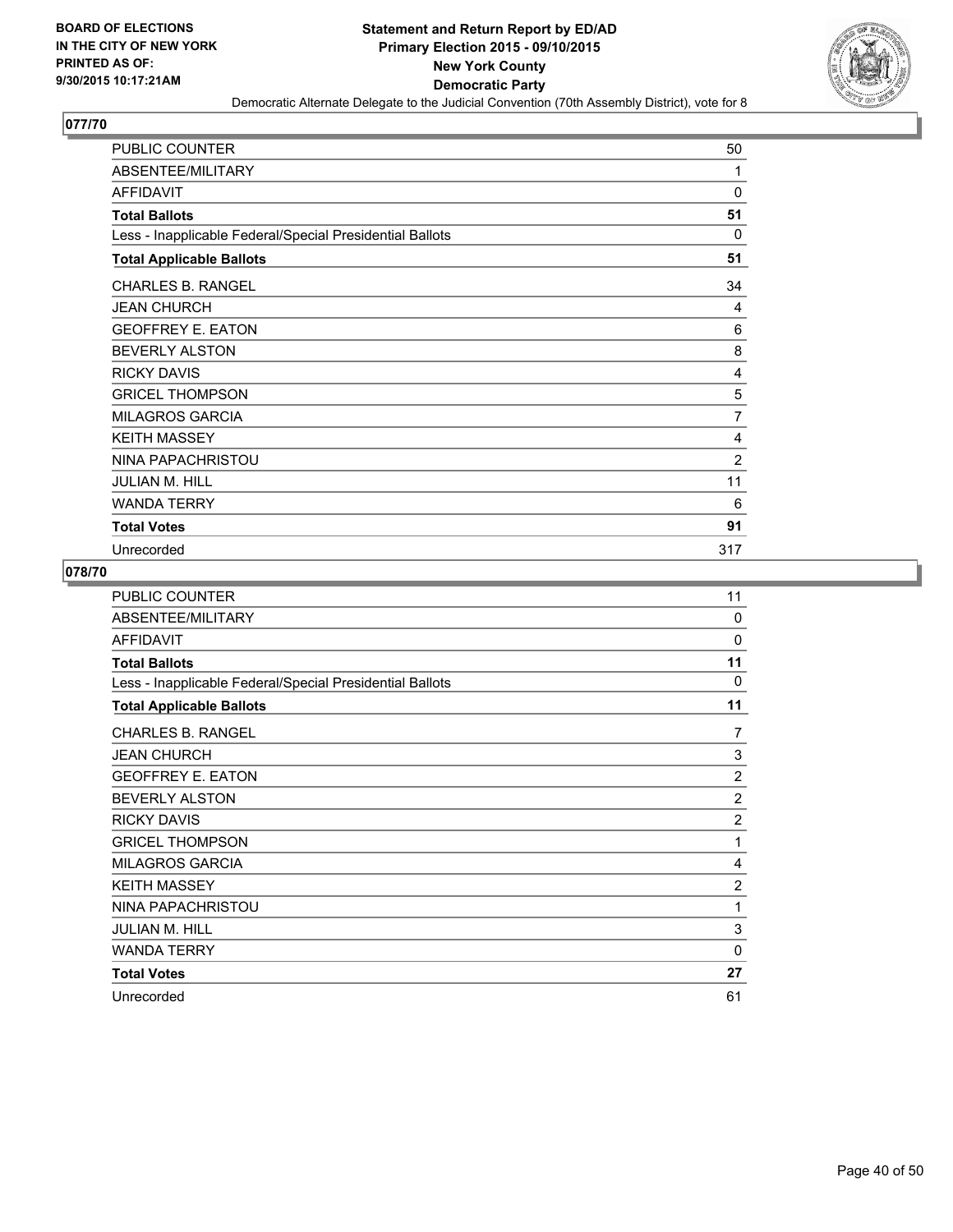**BOARD OF ELECTIONS IN THE CITY OF NEW YORK PRINTED AS OF: 9/30/2015 10:17:21AM**

**Statement and Return Report by ED/AD**
**Primary Election 2015 - 09/10/2015**
**New York County**
**Democratic Party**
Democratic Alternate Delegate to the Judicial Convention (70th Assembly District), vote for 8

## 077/70

| | |
|---|---|
| PUBLIC COUNTER | 50 |
| ABSENTEE/MILITARY | 1 |
| AFFIDAVIT | 0 |
| **Total Ballots** | **51** |
| Less - Inapplicable Federal/Special Presidential Ballots | 0 |
| **Total Applicable Ballots** | **51** |
| CHARLES B. RANGEL | 34 |
| JEAN CHURCH | 4 |
| GEOFFREY E. EATON | 6 |
| BEVERLY ALSTON | 8 |
| RICKY DAVIS | 4 |
| GRICEL THOMPSON | 5 |
| MILAGROS GARCIA | 7 |
| KEITH MASSEY | 4 |
| NINA PAPACHRISTOU | 2 |
| JULIAN M. HILL | 11 |
| WANDA TERRY | 6 |
| **Total Votes** | **91** |
| Unrecorded | 317 |

## 078/70

| | |
|---|---|
| PUBLIC COUNTER | 11 |
| ABSENTEE/MILITARY | 0 |
| AFFIDAVIT | 0 |
| **Total Ballots** | **11** |
| Less - Inapplicable Federal/Special Presidential Ballots | 0 |
| **Total Applicable Ballots** | **11** |
| CHARLES B. RANGEL | 7 |
| JEAN CHURCH | 3 |
| GEOFFREY E. EATON | 2 |
| BEVERLY ALSTON | 2 |
| RICKY DAVIS | 2 |
| GRICEL THOMPSON | 1 |
| MILAGROS GARCIA | 4 |
| KEITH MASSEY | 2 |
| NINA PAPACHRISTOU | 1 |
| JULIAN M. HILL | 3 |
| WANDA TERRY | 0 |
| **Total Votes** | **27** |
| Unrecorded | 61 |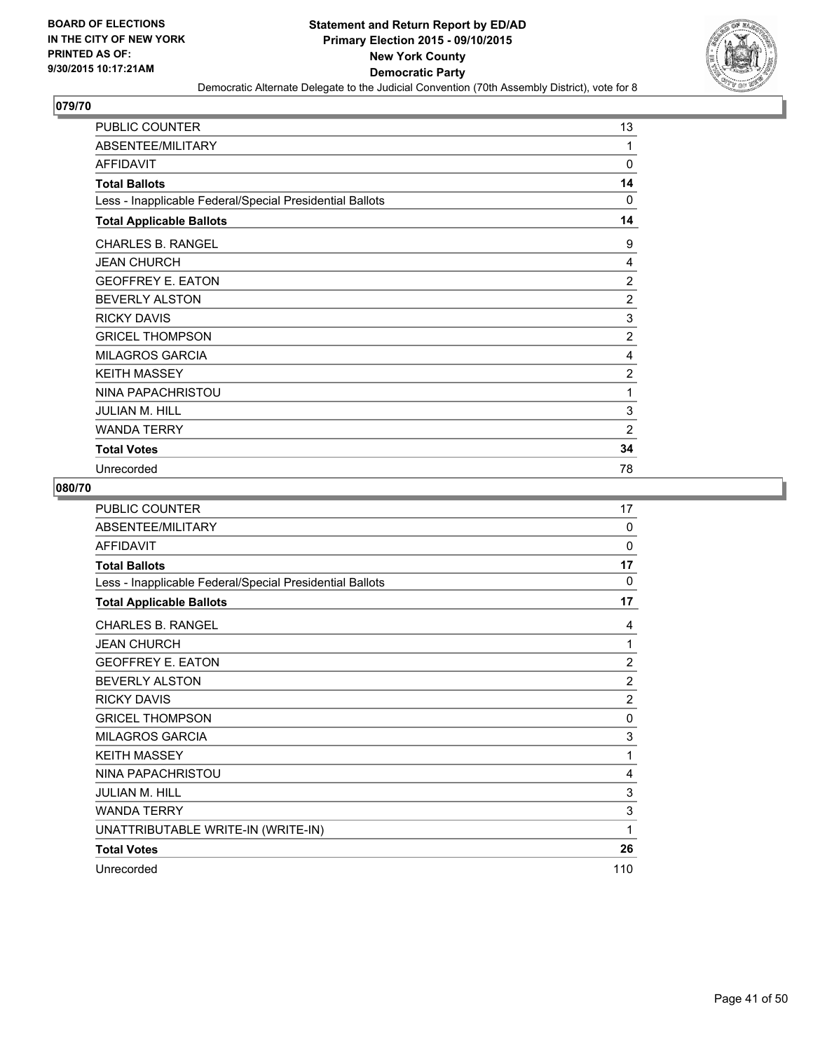**BOARD OF ELECTIONS IN THE CITY OF NEW YORK PRINTED AS OF: 9/30/2015 10:17:21AM**

**Statement and Return Report by ED/AD Primary Election 2015 - 09/10/2015 New York County Democratic Party**

Democratic Alternate Delegate to the Judicial Convention (70th Assembly District), vote for 8

## 079/70

| | |
|---|---|
| PUBLIC COUNTER | 13 |
| ABSENTEE/MILITARY | 1 |
| AFFIDAVIT | 0 |
| **Total Ballots** | **14** |
| Less - Inapplicable Federal/Special Presidential Ballots | 0 |
| **Total Applicable Ballots** | **14** |
| CHARLES B. RANGEL | 9 |
| JEAN CHURCH | 4 |
| GEOFFREY E. EATON | 2 |
| BEVERLY ALSTON | 2 |
| RICKY DAVIS | 3 |
| GRICEL THOMPSON | 2 |
| MILAGROS GARCIA | 4 |
| KEITH MASSEY | 2 |
| NINA PAPACHRISTOU | 1 |
| JULIAN M. HILL | 3 |
| WANDA TERRY | 2 |
| **Total Votes** | **34** |
| Unrecorded | 78 |

## 080/70

| | |
|---|---|
| PUBLIC COUNTER | 17 |
| ABSENTEE/MILITARY | 0 |
| AFFIDAVIT | 0 |
| **Total Ballots** | **17** |
| Less - Inapplicable Federal/Special Presidential Ballots | 0 |
| **Total Applicable Ballots** | **17** |
| CHARLES B. RANGEL | 4 |
| JEAN CHURCH | 1 |
| GEOFFREY E. EATON | 2 |
| BEVERLY ALSTON | 2 |
| RICKY DAVIS | 2 |
| GRICEL THOMPSON | 0 |
| MILAGROS GARCIA | 3 |
| KEITH MASSEY | 1 |
| NINA PAPACHRISTOU | 4 |
| JULIAN M. HILL | 3 |
| WANDA TERRY | 3 |
| UNATTRIBUTABLE WRITE-IN (WRITE-IN) | 1 |
| **Total Votes** | **26** |
| Unrecorded | 110 |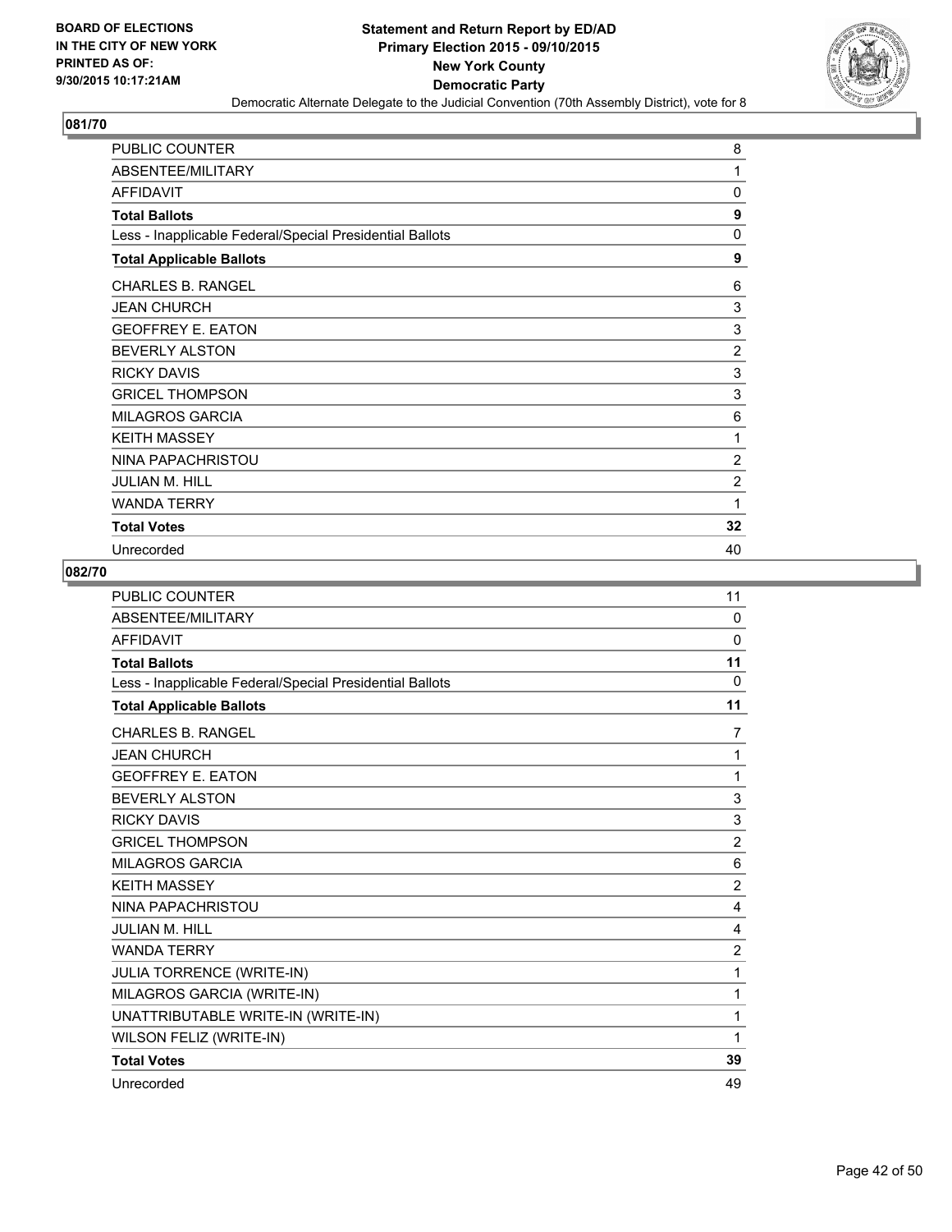**Statement and Return Report by ED/AD**
**Primary Election 2015 - 09/10/2015**
**New York County**
**Democratic Party**
Democratic Alternate Delegate to the Judicial Convention (70th Assembly District), vote for 8

BOARD OF ELECTIONS
IN THE CITY OF NEW YORK
PRINTED AS OF:
9/30/2015 10:17:21AM

### 081/70

| | |
|---|---|
| PUBLIC COUNTER | 8 |
| ABSENTEE/MILITARY | 1 |
| AFFIDAVIT | 0 |
| **Total Ballots** | **9** |
| Less - Inapplicable Federal/Special Presidential Ballots | 0 |
| **Total Applicable Ballots** | **9** |
| CHARLES B. RANGEL | 6 |
| JEAN CHURCH | 3 |
| GEOFFREY E. EATON | 3 |
| BEVERLY ALSTON | 2 |
| RICKY DAVIS | 3 |
| GRICEL THOMPSON | 3 |
| MILAGROS GARCIA | 6 |
| KEITH MASSEY | 1 |
| NINA PAPACHRISTOU | 2 |
| JULIAN M. HILL | 2 |
| WANDA TERRY | 1 |
| **Total Votes** | **32** |
| Unrecorded | 40 |

### 082/70

| | |
|---|---|
| PUBLIC COUNTER | 11 |
| ABSENTEE/MILITARY | 0 |
| AFFIDAVIT | 0 |
| **Total Ballots** | **11** |
| Less - Inapplicable Federal/Special Presidential Ballots | 0 |
| **Total Applicable Ballots** | **11** |
| CHARLES B. RANGEL | 7 |
| JEAN CHURCH | 1 |
| GEOFFREY E. EATON | 1 |
| BEVERLY ALSTON | 3 |
| RICKY DAVIS | 3 |
| GRICEL THOMPSON | 2 |
| MILAGROS GARCIA | 6 |
| KEITH MASSEY | 2 |
| NINA PAPACHRISTOU | 4 |
| JULIAN M. HILL | 4 |
| WANDA TERRY | 2 |
| JULIA TORRENCE (WRITE-IN) | 1 |
| MILAGROS GARCIA (WRITE-IN) | 1 |
| UNATTRIBUTABLE WRITE-IN (WRITE-IN) | 1 |
| WILSON FELIZ (WRITE-IN) | 1 |
| **Total Votes** | **39** |
| Unrecorded | 49 |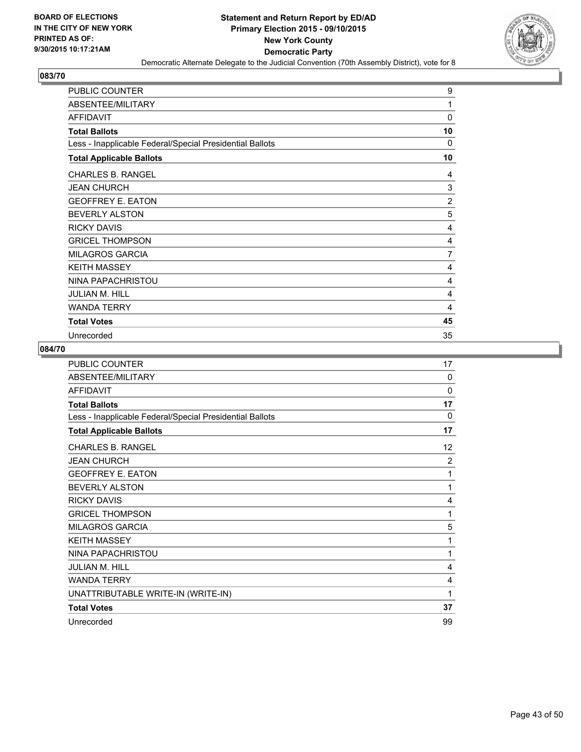BOARD OF ELECTIONS
IN THE CITY OF NEW YORK
PRINTED AS OF:
9/30/2015 10:17:21AM

**Statement and Return Report by ED/AD**
**Primary Election 2015 - 09/10/2015**
**New York County**
**Democratic Party**
Democratic Alternate Delegate to the Judicial Convention (70th Assembly District), vote for 8

## 083/70

| | |
|---|---|
| PUBLIC COUNTER | 9 |
| ABSENTEE/MILITARY | 1 |
| AFFIDAVIT | 0 |
| **Total Ballots** | **10** |
| Less - Inapplicable Federal/Special Presidential Ballots | 0 |
| **Total Applicable Ballots** | **10** |
| CHARLES B. RANGEL | 4 |
| JEAN CHURCH | 3 |
| GEOFFREY E. EATON | 2 |
| BEVERLY ALSTON | 5 |
| RICKY DAVIS | 4 |
| GRICEL THOMPSON | 4 |
| MILAGROS GARCIA | 7 |
| KEITH MASSEY | 4 |
| NINA PAPACHRISTOU | 4 |
| JULIAN M. HILL | 4 |
| WANDA TERRY | 4 |
| **Total Votes** | **45** |
| Unrecorded | 35 |

## 084/70

| | |
|---|---|
| PUBLIC COUNTER | 17 |
| ABSENTEE/MILITARY | 0 |
| AFFIDAVIT | 0 |
| **Total Ballots** | **17** |
| Less - Inapplicable Federal/Special Presidential Ballots | 0 |
| **Total Applicable Ballots** | **17** |
| CHARLES B. RANGEL | 12 |
| JEAN CHURCH | 2 |
| GEOFFREY E. EATON | 1 |
| BEVERLY ALSTON | 1 |
| RICKY DAVIS | 4 |
| GRICEL THOMPSON | 1 |
| MILAGROS GARCIA | 5 |
| KEITH MASSEY | 1 |
| NINA PAPACHRISTOU | 1 |
| JULIAN M. HILL | 4 |
| WANDA TERRY | 4 |
| UNATTRIBUTABLE WRITE-IN (WRITE-IN) | 1 |
| **Total Votes** | **37** |
| Unrecorded | 99 |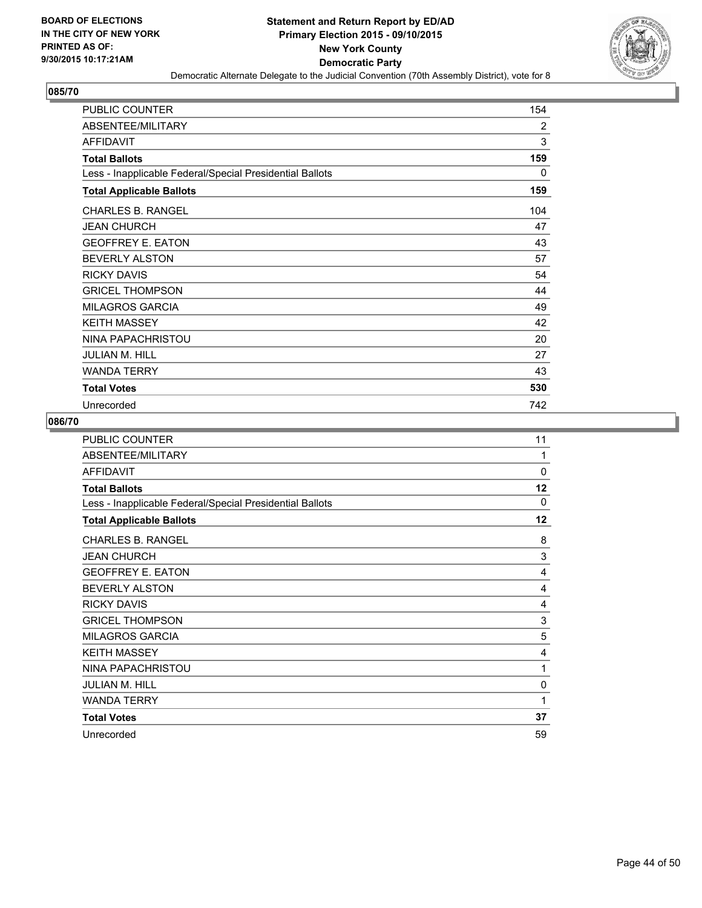BOARD OF ELECTIONS
IN THE CITY OF NEW YORK
PRINTED AS OF:
9/30/2015 10:17:21AM

**Statement and Return Report by ED/AD**
**Primary Election 2015 - 09/10/2015**
**New York County**
**Democratic Party**
Democratic Alternate Delegate to the Judicial Convention (70th Assembly District), vote for 8

## 085/70

| | |
|---|---|
| PUBLIC COUNTER | 154 |
| ABSENTEE/MILITARY | 2 |
| AFFIDAVIT | 3 |
| **Total Ballots** | **159** |
| Less - Inapplicable Federal/Special Presidential Ballots | 0 |
| **Total Applicable Ballots** | **159** |
| CHARLES B. RANGEL | 104 |
| JEAN CHURCH | 47 |
| GEOFFREY E. EATON | 43 |
| BEVERLY ALSTON | 57 |
| RICKY DAVIS | 54 |
| GRICEL THOMPSON | 44 |
| MILAGROS GARCIA | 49 |
| KEITH MASSEY | 42 |
| NINA PAPACHRISTOU | 20 |
| JULIAN M. HILL | 27 |
| WANDA TERRY | 43 |
| **Total Votes** | **530** |
| Unrecorded | 742 |

## 086/70

| | |
|---|---|
| PUBLIC COUNTER | 11 |
| ABSENTEE/MILITARY | 1 |
| AFFIDAVIT | 0 |
| **Total Ballots** | **12** |
| Less - Inapplicable Federal/Special Presidential Ballots | 0 |
| **Total Applicable Ballots** | **12** |
| CHARLES B. RANGEL | 8 |
| JEAN CHURCH | 3 |
| GEOFFREY E. EATON | 4 |
| BEVERLY ALSTON | 4 |
| RICKY DAVIS | 4 |
| GRICEL THOMPSON | 3 |
| MILAGROS GARCIA | 5 |
| KEITH MASSEY | 4 |
| NINA PAPACHRISTOU | 1 |
| JULIAN M. HILL | 0 |
| WANDA TERRY | 1 |
| **Total Votes** | **37** |
| Unrecorded | 59 |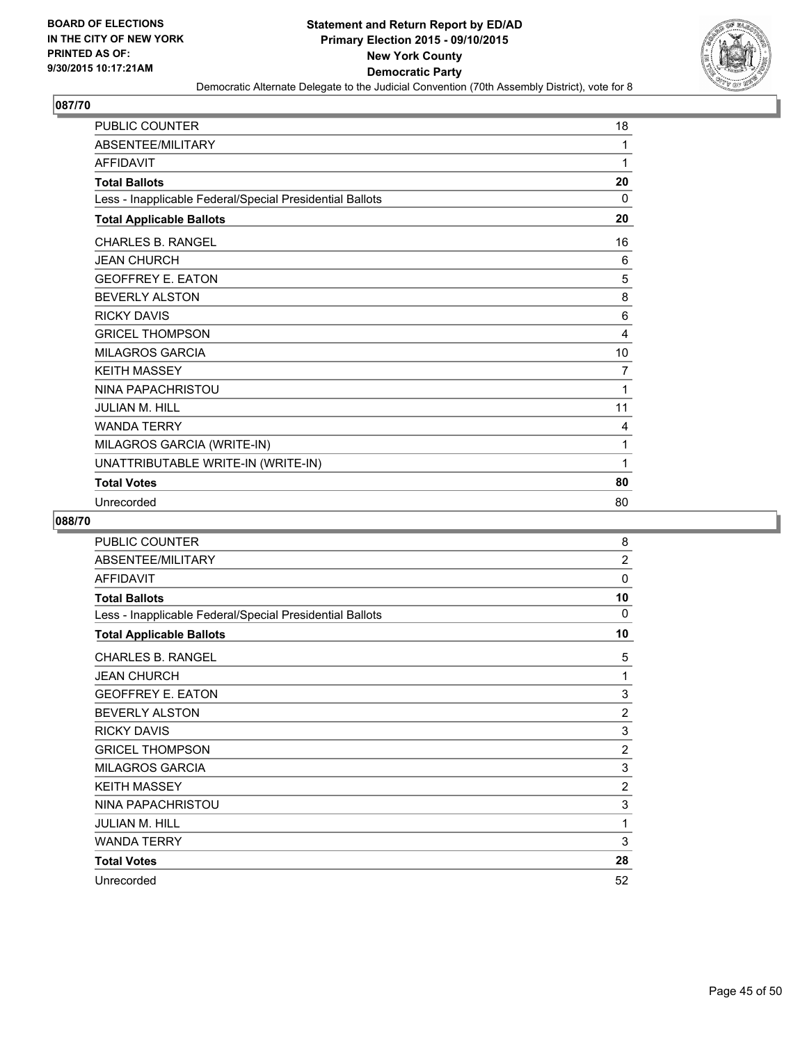BOARD OF ELECTIONS
IN THE CITY OF NEW YORK
PRINTED AS OF:
9/30/2015 10:17:21AM

**Statement and Return Report by ED/AD**
**Primary Election 2015 - 09/10/2015**
**New York County**
**Democratic Party**
Democratic Alternate Delegate to the Judicial Convention (70th Assembly District), vote for 8

### 087/70

| | |
|---|---|
| PUBLIC COUNTER | 18 |
| ABSENTEE/MILITARY | 1 |
| AFFIDAVIT | 1 |
| **Total Ballots** | **20** |
| Less - Inapplicable Federal/Special Presidential Ballots | 0 |
| **Total Applicable Ballots** | **20** |
| CHARLES B. RANGEL | 16 |
| JEAN CHURCH | 6 |
| GEOFFREY E. EATON | 5 |
| BEVERLY ALSTON | 8 |
| RICKY DAVIS | 6 |
| GRICEL THOMPSON | 4 |
| MILAGROS GARCIA | 10 |
| KEITH MASSEY | 7 |
| NINA PAPACHRISTOU | 1 |
| JULIAN M. HILL | 11 |
| WANDA TERRY | 4 |
| MILAGROS GARCIA (WRITE-IN) | 1 |
| UNATTRIBUTABLE WRITE-IN (WRITE-IN) | 1 |
| **Total Votes** | **80** |
| Unrecorded | 80 |

### 088/70

| | |
|---|---|
| PUBLIC COUNTER | 8 |
| ABSENTEE/MILITARY | 2 |
| AFFIDAVIT | 0 |
| **Total Ballots** | **10** |
| Less - Inapplicable Federal/Special Presidential Ballots | 0 |
| **Total Applicable Ballots** | **10** |
| CHARLES B. RANGEL | 5 |
| JEAN CHURCH | 1 |
| GEOFFREY E. EATON | 3 |
| BEVERLY ALSTON | 2 |
| RICKY DAVIS | 3 |
| GRICEL THOMPSON | 2 |
| MILAGROS GARCIA | 3 |
| KEITH MASSEY | 2 |
| NINA PAPACHRISTOU | 3 |
| JULIAN M. HILL | 1 |
| WANDA TERRY | 3 |
| **Total Votes** | **28** |
| Unrecorded | 52 |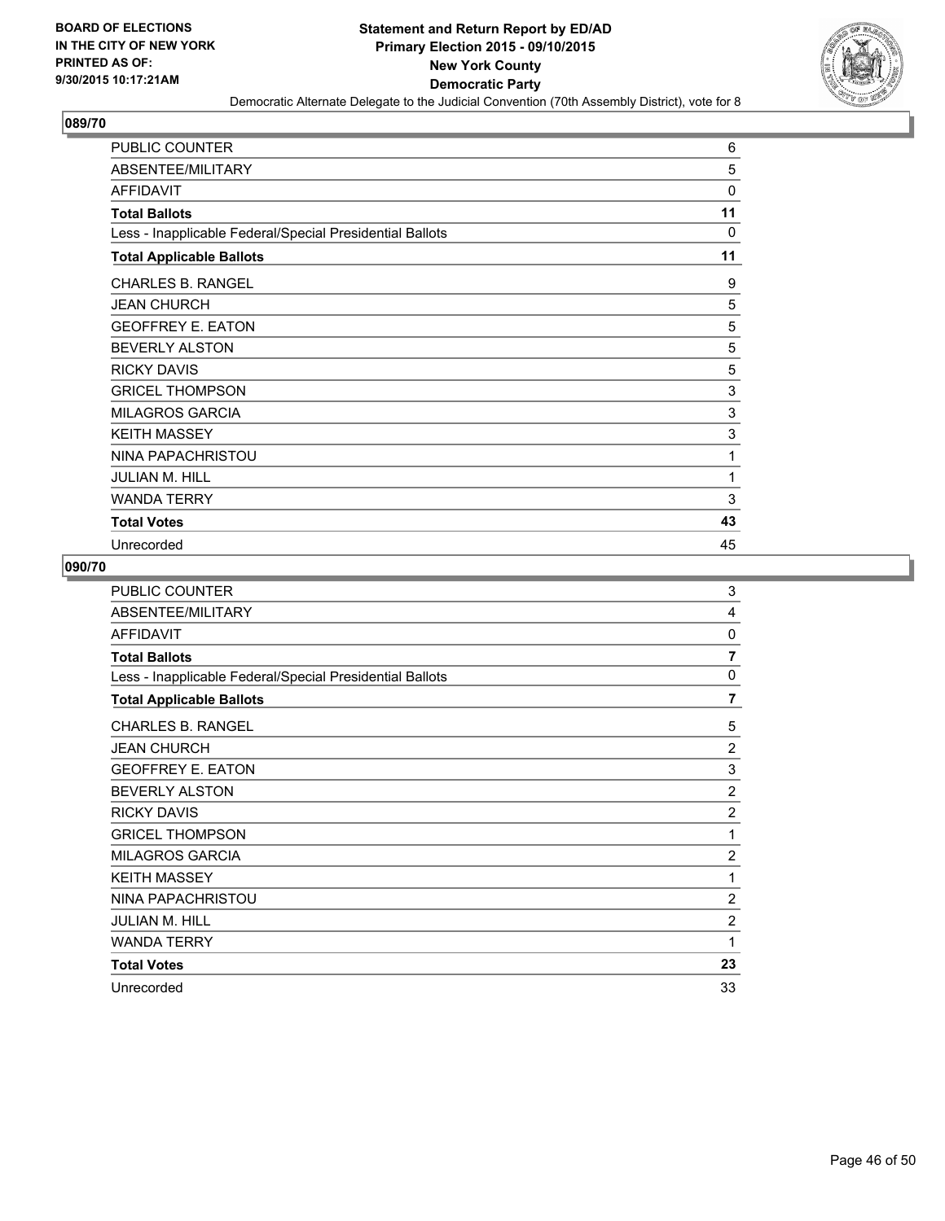**BOARD OF ELECTIONS IN THE CITY OF NEW YORK PRINTED AS OF: 9/30/2015 10:17:21AM**

**Statement and Return Report by ED/AD Primary Election 2015 - 09/10/2015 New York County Democratic Party**

Democratic Alternate Delegate to the Judicial Convention (70th Assembly District), vote for 8

## 089/70

| | |
|---|---|
| PUBLIC COUNTER | 6 |
| ABSENTEE/MILITARY | 5 |
| AFFIDAVIT | 0 |
| **Total Ballots** | **11** |
| Less - Inapplicable Federal/Special Presidential Ballots | 0 |
| **Total Applicable Ballots** | **11** |
| CHARLES B. RANGEL | 9 |
| JEAN CHURCH | 5 |
| GEOFFREY E. EATON | 5 |
| BEVERLY ALSTON | 5 |
| RICKY DAVIS | 5 |
| GRICEL THOMPSON | 3 |
| MILAGROS GARCIA | 3 |
| KEITH MASSEY | 3 |
| NINA PAPACHRISTOU | 1 |
| JULIAN M. HILL | 1 |
| WANDA TERRY | 3 |
| **Total Votes** | **43** |
| Unrecorded | 45 |

## 090/70

| | |
|---|---|
| PUBLIC COUNTER | 3 |
| ABSENTEE/MILITARY | 4 |
| AFFIDAVIT | 0 |
| **Total Ballots** | **7** |
| Less - Inapplicable Federal/Special Presidential Ballots | 0 |
| **Total Applicable Ballots** | **7** |
| CHARLES B. RANGEL | 5 |
| JEAN CHURCH | 2 |
| GEOFFREY E. EATON | 3 |
| BEVERLY ALSTON | 2 |
| RICKY DAVIS | 2 |
| GRICEL THOMPSON | 1 |
| MILAGROS GARCIA | 2 |
| KEITH MASSEY | 1 |
| NINA PAPACHRISTOU | 2 |
| JULIAN M. HILL | 2 |
| WANDA TERRY | 1 |
| **Total Votes** | **23** |
| Unrecorded | 33 |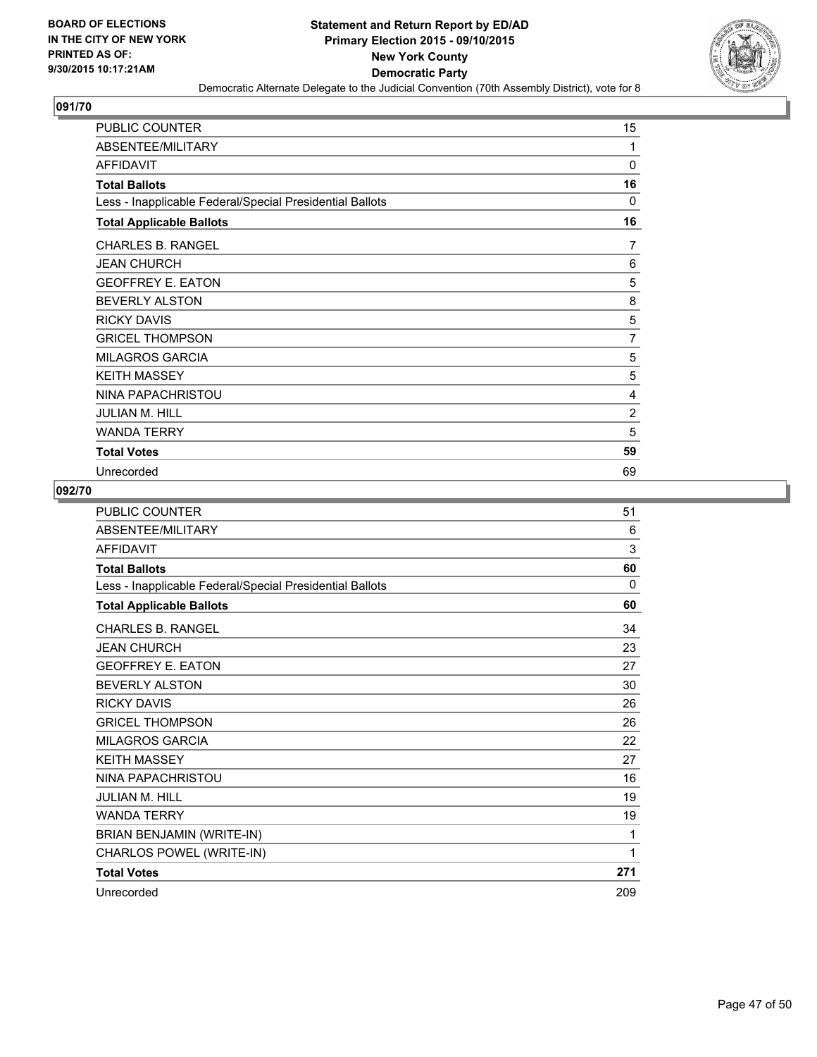# Statement and Return Report by ED/AD
## Primary Election 2015 - 09/10/2015
## New York County
## Democratic Party

Democratic Alternate Delegate to the Judicial Convention (70th Assembly District), vote for 8

BOARD OF ELECTIONS IN THE CITY OF NEW YORK PRINTED AS OF: 9/30/2015 10:17:21AM

### 091/70

| | |
|---|---|
| PUBLIC COUNTER | 15 |
| ABSENTEE/MILITARY | 1 |
| AFFIDAVIT | 0 |
| **Total Ballots** | **16** |
| Less - Inapplicable Federal/Special Presidential Ballots | 0 |
| **Total Applicable Ballots** | **16** |
| CHARLES B. RANGEL | 7 |
| JEAN CHURCH | 6 |
| GEOFFREY E. EATON | 5 |
| BEVERLY ALSTON | 8 |
| RICKY DAVIS | 5 |
| GRICEL THOMPSON | 7 |
| MILAGROS GARCIA | 5 |
| KEITH MASSEY | 5 |
| NINA PAPACHRISTOU | 4 |
| JULIAN M. HILL | 2 |
| WANDA TERRY | 5 |
| **Total Votes** | **59** |
| Unrecorded | 69 |

### 092/70

| | |
|---|---|
| PUBLIC COUNTER | 51 |
| ABSENTEE/MILITARY | 6 |
| AFFIDAVIT | 3 |
| **Total Ballots** | **60** |
| Less - Inapplicable Federal/Special Presidential Ballots | 0 |
| **Total Applicable Ballots** | **60** |
| CHARLES B. RANGEL | 34 |
| JEAN CHURCH | 23 |
| GEOFFREY E. EATON | 27 |
| BEVERLY ALSTON | 30 |
| RICKY DAVIS | 26 |
| GRICEL THOMPSON | 26 |
| MILAGROS GARCIA | 22 |
| KEITH MASSEY | 27 |
| NINA PAPACHRISTOU | 16 |
| JULIAN M. HILL | 19 |
| WANDA TERRY | 19 |
| BRIAN BENJAMIN (WRITE-IN) | 1 |
| CHARLOS POWEL (WRITE-IN) | 1 |
| **Total Votes** | **271** |
| Unrecorded | 209 |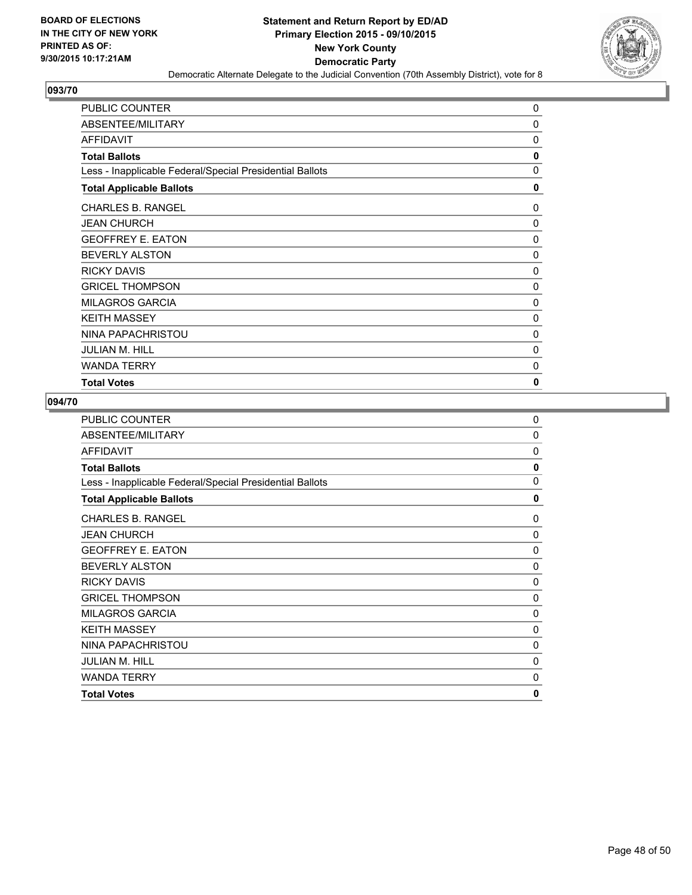## 093/70

| | |
|---|---|
| PUBLIC COUNTER | 0 |
| ABSENTEE/MILITARY | 0 |
| AFFIDAVIT | 0 |
| **Total Ballots** | **0** |
| Less - Inapplicable Federal/Special Presidential Ballots | 0 |
| **Total Applicable Ballots** | **0** |
| CHARLES B. RANGEL | 0 |
| JEAN CHURCH | 0 |
| GEOFFREY E. EATON | 0 |
| BEVERLY ALSTON | 0 |
| RICKY DAVIS | 0 |
| GRICEL THOMPSON | 0 |
| MILAGROS GARCIA | 0 |
| KEITH MASSEY | 0 |
| NINA PAPACHRISTOU | 0 |
| JULIAN M. HILL | 0 |
| WANDA TERRY | 0 |
| **Total Votes** | **0** |

## 094/70

| | |
|---|---|
| PUBLIC COUNTER | 0 |
| ABSENTEE/MILITARY | 0 |
| AFFIDAVIT | 0 |
| **Total Ballots** | **0** |
| Less - Inapplicable Federal/Special Presidential Ballots | 0 |
| **Total Applicable Ballots** | **0** |
| CHARLES B. RANGEL | 0 |
| JEAN CHURCH | 0 |
| GEOFFREY E. EATON | 0 |
| BEVERLY ALSTON | 0 |
| RICKY DAVIS | 0 |
| GRICEL THOMPSON | 0 |
| MILAGROS GARCIA | 0 |
| KEITH MASSEY | 0 |
| NINA PAPACHRISTOU | 0 |
| JULIAN M. HILL | 0 |
| WANDA TERRY | 0 |
| **Total Votes** | **0** |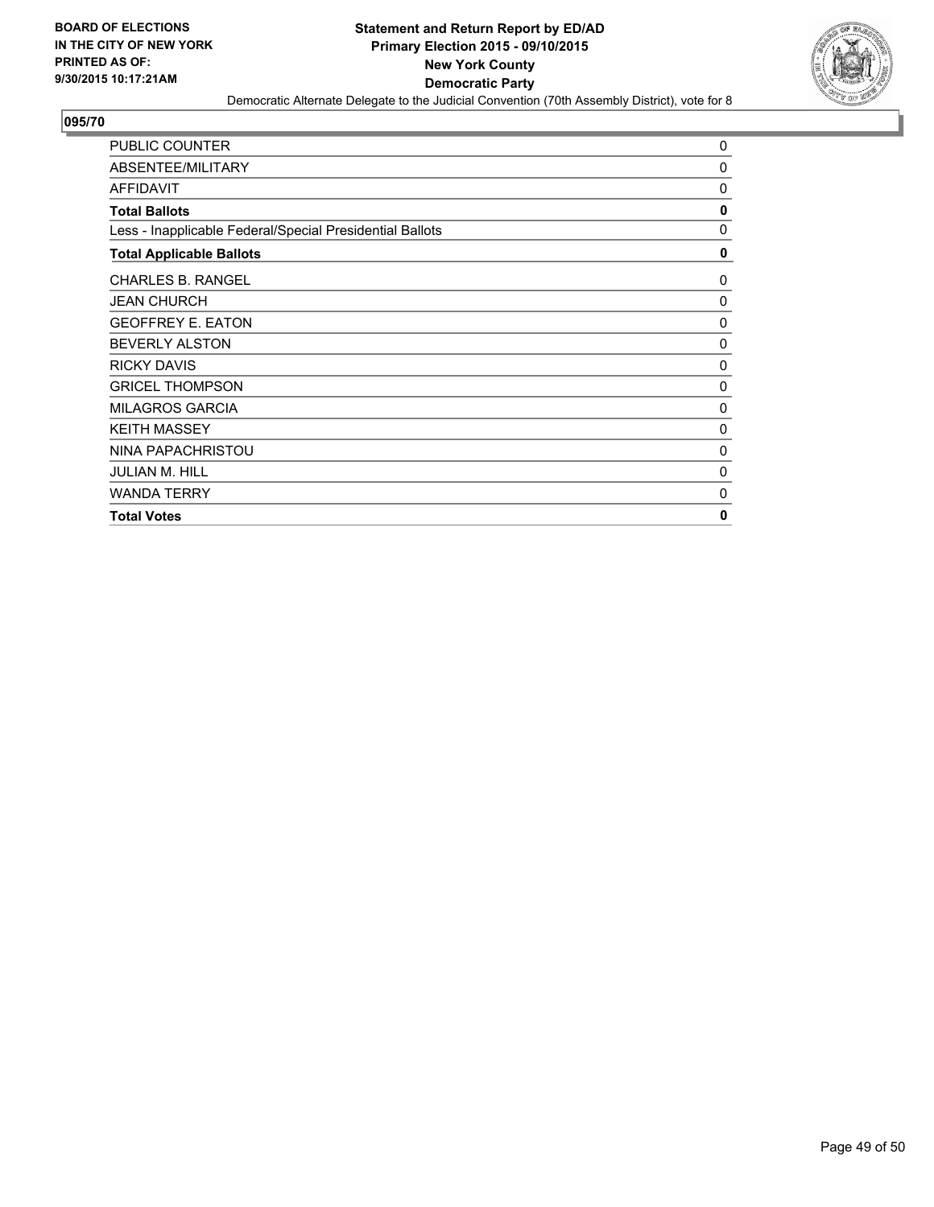**BOARD OF ELECTIONS IN THE CITY OF NEW YORK PRINTED AS OF: 9/30/2015 10:17:21AM**

**Statement and Return Report by ED/AD**
**Primary Election 2015 - 09/10/2015**
**New York County**
**Democratic Party**
Democratic Alternate Delegate to the Judicial Convention (70th Assembly District), vote for 8

## 095/70

| | |
|---|---|
| PUBLIC COUNTER | 0 |
| ABSENTEE/MILITARY | 0 |
| AFFIDAVIT | 0 |
| **Total Ballots** | **0** |
| Less - Inapplicable Federal/Special Presidential Ballots | 0 |
| **Total Applicable Ballots** | **0** |
| CHARLES B. RANGEL | 0 |
| JEAN CHURCH | 0 |
| GEOFFREY E. EATON | 0 |
| BEVERLY ALSTON | 0 |
| RICKY DAVIS | 0 |
| GRICEL THOMPSON | 0 |
| MILAGROS GARCIA | 0 |
| KEITH MASSEY | 0 |
| NINA PAPACHRISTOU | 0 |
| JULIAN M. HILL | 0 |
| WANDA TERRY | 0 |
| **Total Votes** | **0** |